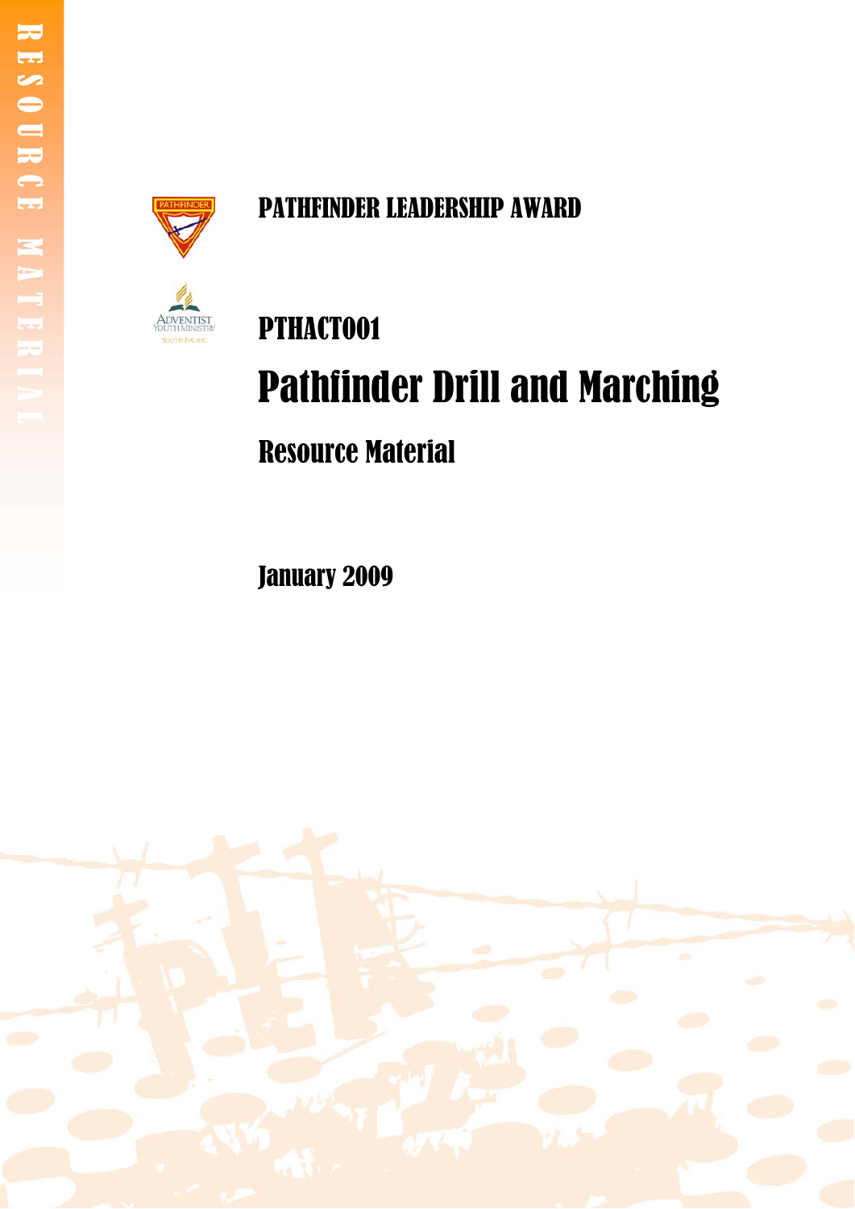RESOURCE MATERIAL

# PATHFINDER LEADERSHIP AWARD

## PTHACT001

# Pathfinder Drill and Marching

## Resource Material

January 2009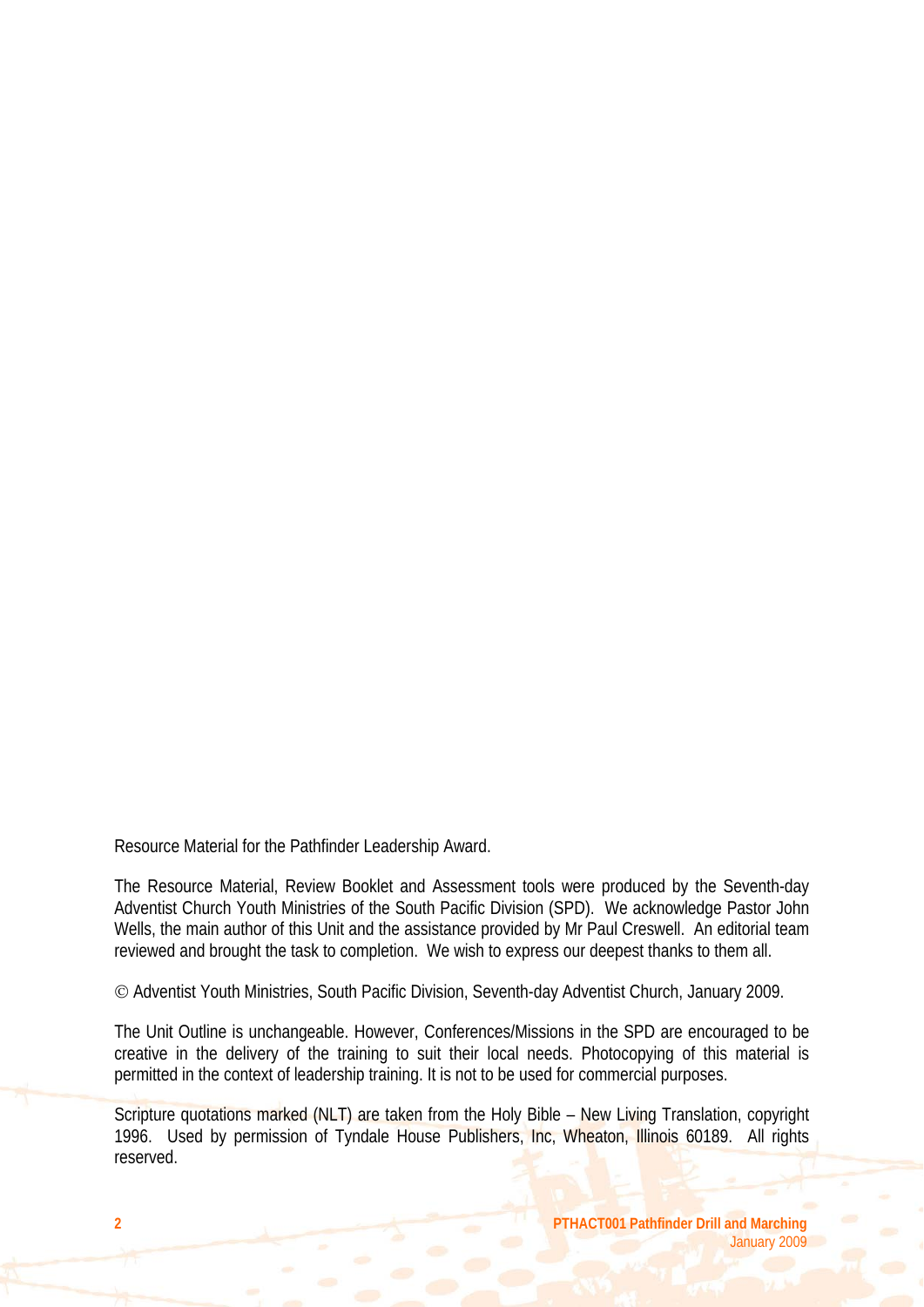Resource Material for the Pathfinder Leadership Award.

The Resource Material, Review Booklet and Assessment tools were produced by the Seventh-day Adventist Church Youth Ministries of the South Pacific Division (SPD). We acknowledge Pastor John Wells, the main author of this Unit and the assistance provided by Mr Paul Creswell. An editorial team reviewed and brought the task to completion. We wish to express our deepest thanks to them all.

© Adventist Youth Ministries, South Pacific Division, Seventh-day Adventist Church, January 2009.

The Unit Outline is unchangeable. However, Conferences/Missions in the SPD are encouraged to be creative in the delivery of the training to suit their local needs. Photocopying of this material is permitted in the context of leadership training. It is not to be used for commercial purposes.

Scripture quotations marked (NLT) are taken from the Holy Bible – New Living Translation, copyright 1996. Used by permission of Tyndale House Publishers, Inc, Wheaton, Illinois 60189. All rights reserved.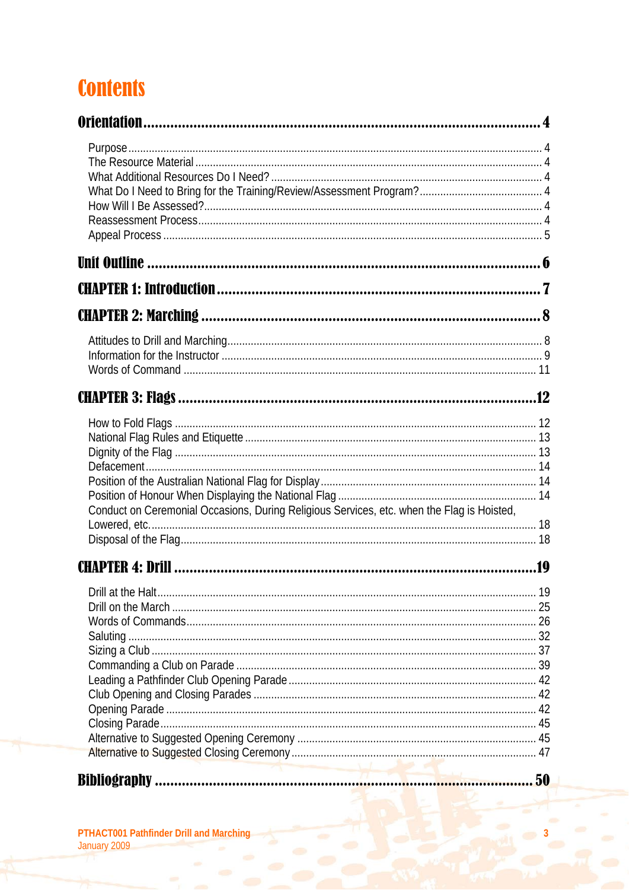# Contents

**Orientation ... 4**

- Purpose ... 4
- The Resource Material ... 4
- What Additional Resources Do I Need? ... 4
- What Do I Need to Bring for the Training/Review/Assessment Program? ... 4
- How Will I Be Assessed? ... 4
- Reassessment Process ... 4
- Appeal Process ... 5

**Unit Outline ... 6**

**CHAPTER 1: Introduction ... 7**

**CHAPTER 2: Marching ... 8**

- Attitudes to Drill and Marching ... 8
- Information for the Instructor ... 9
- Words of Command ... 11

**CHAPTER 3: Flags ... 12**

- How to Fold Flags ... 12
- National Flag Rules and Etiquette ... 13
- Dignity of the Flag ... 13
- Defacement ... 14
- Position of the Australian National Flag for Display ... 14
- Position of Honour When Displaying the National Flag ... 14
- Conduct on Ceremonial Occasions, During Religious Services, etc. when the Flag is Hoisted, Lowered, etc. ... 18
- Disposal of the Flag ... 18

**CHAPTER 4: Drill ... 19**

- Drill at the Halt ... 19
- Drill on the March ... 25
- Words of Commands ... 26
- Saluting ... 32
- Sizing a Club ... 37
- Commanding a Club on Parade ... 39
- Leading a Pathfinder Club Opening Parade ... 42
- Club Opening and Closing Parades ... 42
- Opening Parade ... 42
- Closing Parade ... 45
- Alternative to Suggested Opening Ceremony ... 45
- Alternative to Suggested Closing Ceremony ... 47

**Bibliography ... 50**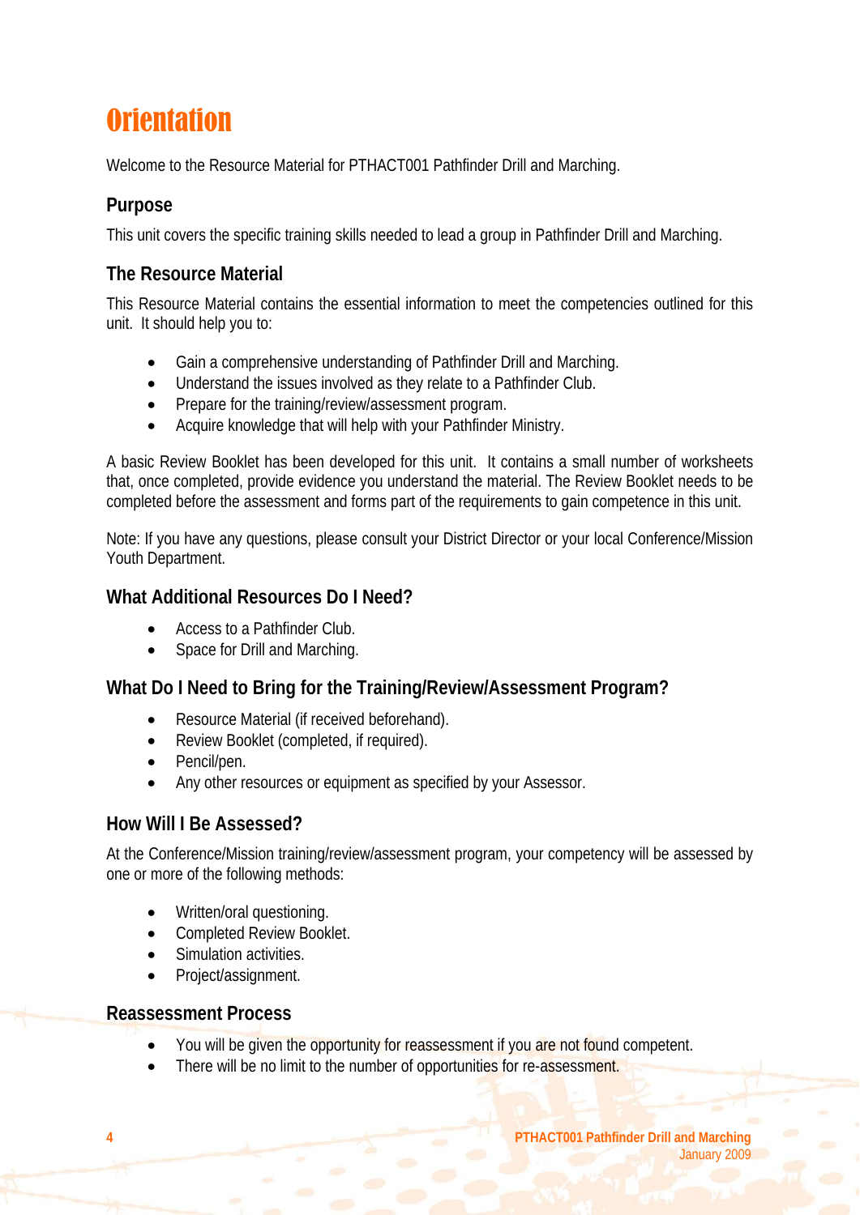# Orientation

Welcome to the Resource Material for PTHACT001 Pathfinder Drill and Marching.

## Purpose

This unit covers the specific training skills needed to lead a group in Pathfinder Drill and Marching.

## The Resource Material

This Resource Material contains the essential information to meet the competencies outlined for this unit. It should help you to:

- Gain a comprehensive understanding of Pathfinder Drill and Marching.
- Understand the issues involved as they relate to a Pathfinder Club.
- Prepare for the training/review/assessment program.
- Acquire knowledge that will help with your Pathfinder Ministry.

A basic Review Booklet has been developed for this unit. It contains a small number of worksheets that, once completed, provide evidence you understand the material. The Review Booklet needs to be completed before the assessment and forms part of the requirements to gain competence in this unit.

Note: If you have any questions, please consult your District Director or your local Conference/Mission Youth Department.

## What Additional Resources Do I Need?

- Access to a Pathfinder Club.
- Space for Drill and Marching.

## What Do I Need to Bring for the Training/Review/Assessment Program?

- Resource Material (if received beforehand).
- Review Booklet (completed, if required).
- Pencil/pen.
- Any other resources or equipment as specified by your Assessor.

## How Will I Be Assessed?

At the Conference/Mission training/review/assessment program, your competency will be assessed by one or more of the following methods:

- Written/oral questioning.
- Completed Review Booklet.
- Simulation activities.
- Project/assignment.

## Reassessment Process

- You will be given the opportunity for reassessment if you are not found competent.
- There will be no limit to the number of opportunities for re-assessment.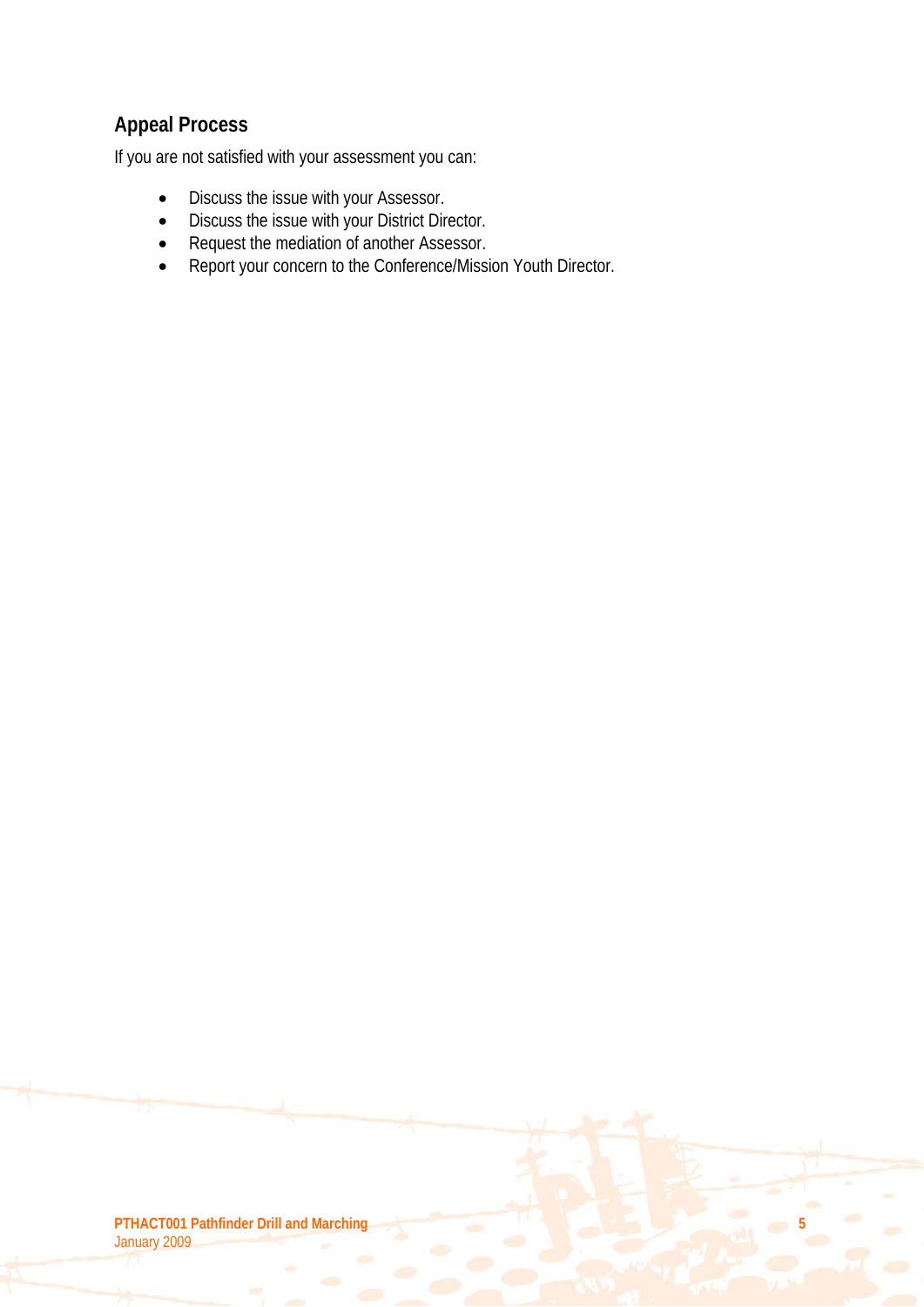## Appeal Process

If you are not satisfied with your assessment you can:

- Discuss the issue with your Assessor.
- Discuss the issue with your District Director.
- Request the mediation of another Assessor.
- Report your concern to the Conference/Mission Youth Director.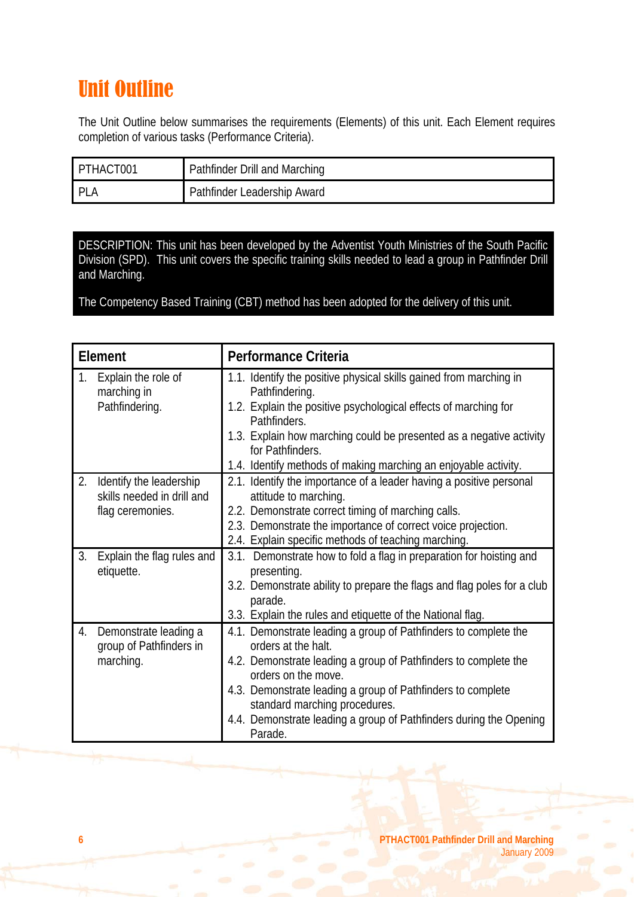# Unit Outline

The Unit Outline below summarises the requirements (Elements) of this unit. Each Element requires completion of various tasks (Performance Criteria).

| PTHACT001 | Pathfinder Drill and Marching |
|---|---|
| PLA | Pathfinder Leadership Award |

DESCRIPTION: This unit has been developed by the Adventist Youth Ministries of the South Pacific Division (SPD). This unit covers the specific training skills needed to lead a group in Pathfinder Drill and Marching.

The Competency Based Training (CBT) method has been adopted for the delivery of this unit.

| Element | Performance Criteria |
|---|---|
| 1. Explain the role of marching in Pathfindering. | 1.1. Identify the positive physical skills gained from marching in Pathfindering.<br>1.2. Explain the positive psychological effects of marching for Pathfinders.<br>1.3. Explain how marching could be presented as a negative activity for Pathfinders.<br>1.4. Identify methods of making marching an enjoyable activity. |
| 2. Identify the leadership skills needed in drill and flag ceremonies. | 2.1. Identify the importance of a leader having a positive personal attitude to marching.<br>2.2. Demonstrate correct timing of marching calls.<br>2.3. Demonstrate the importance of correct voice projection.<br>2.4. Explain specific methods of teaching marching. |
| 3. Explain the flag rules and etiquette. | 3.1. Demonstrate how to fold a flag in preparation for hoisting and presenting.<br>3.2. Demonstrate ability to prepare the flags and flag poles for a club parade.<br>3.3. Explain the rules and etiquette of the National flag. |
| 4. Demonstrate leading a group of Pathfinders in marching. | 4.1. Demonstrate leading a group of Pathfinders to complete the orders at the halt.<br>4.2. Demonstrate leading a group of Pathfinders to complete the orders on the move.<br>4.3. Demonstrate leading a group of Pathfinders to complete standard marching procedures.<br>4.4. Demonstrate leading a group of Pathfinders during the Opening Parade. |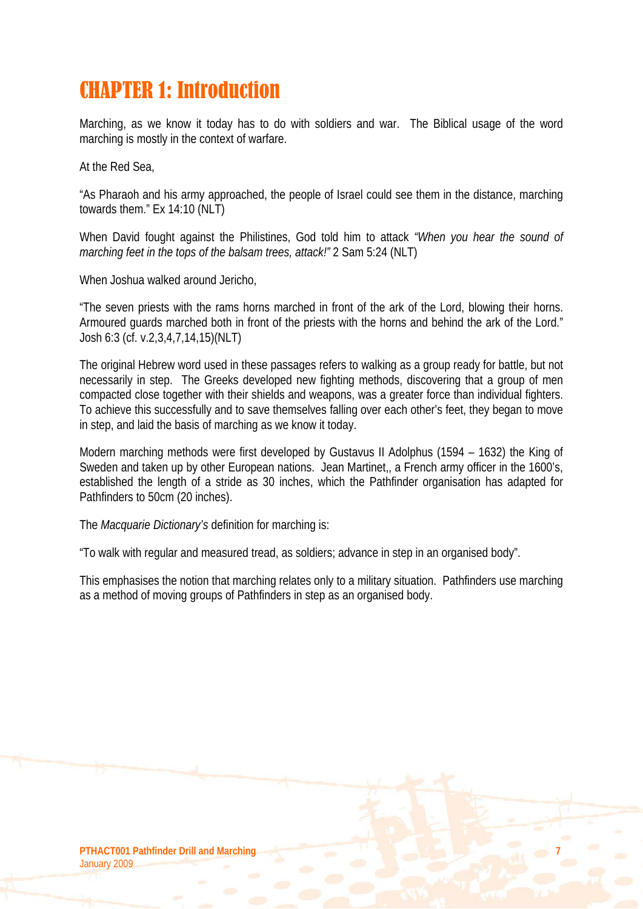# CHAPTER 1: Introduction

Marching, as we know it today has to do with soldiers and war. The Biblical usage of the word marching is mostly in the context of warfare.

At the Red Sea,

"As Pharaoh and his army approached, the people of Israel could see them in the distance, marching towards them." Ex 14:10 (NLT)

When David fought against the Philistines, God told him to attack *"When you hear the sound of marching feet in the tops of the balsam trees, attack!"* 2 Sam 5:24 (NLT)

When Joshua walked around Jericho,

"The seven priests with the rams horns marched in front of the ark of the Lord, blowing their horns. Armoured guards marched both in front of the priests with the horns and behind the ark of the Lord." Josh 6:3 (cf. v.2,3,4,7,14,15)(NLT)

The original Hebrew word used in these passages refers to walking as a group ready for battle, but not necessarily in step. The Greeks developed new fighting methods, discovering that a group of men compacted close together with their shields and weapons, was a greater force than individual fighters. To achieve this successfully and to save themselves falling over each other's feet, they began to move in step, and laid the basis of marching as we know it today.

Modern marching methods were first developed by Gustavus II Adolphus (1594 – 1632) the King of Sweden and taken up by other European nations. Jean Martinet,, a French army officer in the 1600's, established the length of a stride as 30 inches, which the Pathfinder organisation has adapted for Pathfinders to 50cm (20 inches).

The *Macquarie Dictionary's* definition for marching is:

"To walk with regular and measured tread, as soldiers; advance in step in an organised body".

This emphasises the notion that marching relates only to a military situation. Pathfinders use marching as a method of moving groups of Pathfinders in step as an organised body.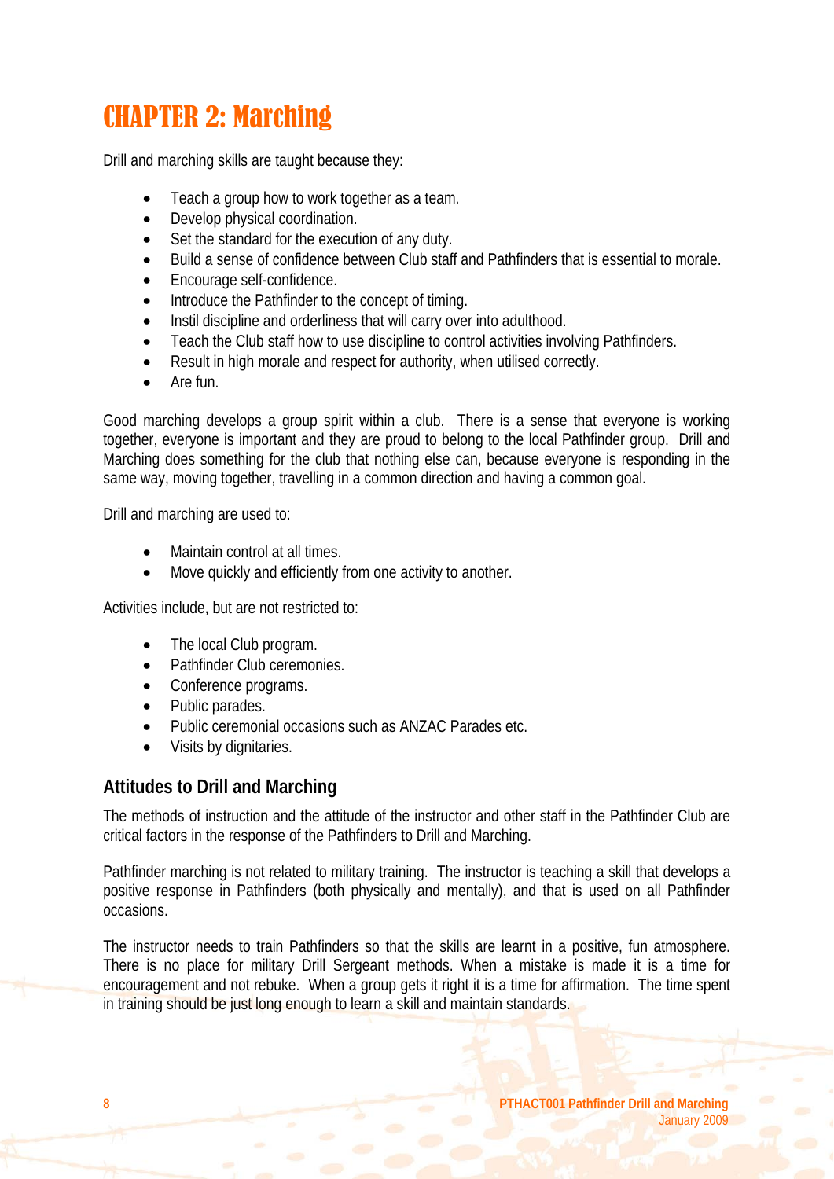# CHAPTER 2: Marching

Drill and marching skills are taught because they:

- Teach a group how to work together as a team.
- Develop physical coordination.
- Set the standard for the execution of any duty.
- Build a sense of confidence between Club staff and Pathfinders that is essential to morale.
- Encourage self-confidence.
- Introduce the Pathfinder to the concept of timing.
- Instil discipline and orderliness that will carry over into adulthood.
- Teach the Club staff how to use discipline to control activities involving Pathfinders.
- Result in high morale and respect for authority, when utilised correctly.
- Are fun.

Good marching develops a group spirit within a club. There is a sense that everyone is working together, everyone is important and they are proud to belong to the local Pathfinder group. Drill and Marching does something for the club that nothing else can, because everyone is responding in the same way, moving together, travelling in a common direction and having a common goal.

Drill and marching are used to:

- Maintain control at all times.
- Move quickly and efficiently from one activity to another.

Activities include, but are not restricted to:

- The local Club program.
- Pathfinder Club ceremonies.
- Conference programs.
- Public parades.
- Public ceremonial occasions such as ANZAC Parades etc.
- Visits by dignitaries.

## Attitudes to Drill and Marching

The methods of instruction and the attitude of the instructor and other staff in the Pathfinder Club are critical factors in the response of the Pathfinders to Drill and Marching.

Pathfinder marching is not related to military training. The instructor is teaching a skill that develops a positive response in Pathfinders (both physically and mentally), and that is used on all Pathfinder occasions.

The instructor needs to train Pathfinders so that the skills are learnt in a positive, fun atmosphere. There is no place for military Drill Sergeant methods. When a mistake is made it is a time for encouragement and not rebuke. When a group gets it right it is a time for affirmation. The time spent in training should be just long enough to learn a skill and maintain standards.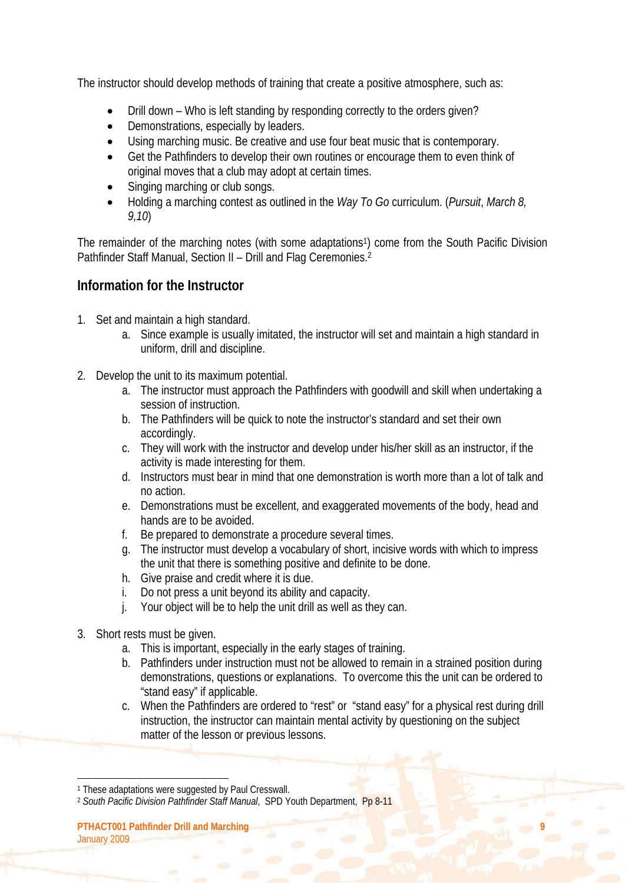The instructor should develop methods of training that create a positive atmosphere, such as:

- Drill down – Who is left standing by responding correctly to the orders given?
- Demonstrations, especially by leaders.
- Using marching music. Be creative and use four beat music that is contemporary.
- Get the Pathfinders to develop their own routines or encourage them to even think of original moves that a club may adopt at certain times.
- Singing marching or club songs.
- Holding a marching contest as outlined in the *Way To Go* curriculum. (*Pursuit*, *March 8, 9,10*)

The remainder of the marching notes (with some adaptations[1]) come from the South Pacific Division Pathfinder Staff Manual, Section II – Drill and Flag Ceremonies.[2]

## Information for the Instructor

1. Set and maintain a high standard.
    a. Since example is usually imitated, the instructor will set and maintain a high standard in uniform, drill and discipline.

2. Develop the unit to its maximum potential.
    a. The instructor must approach the Pathfinders with goodwill and skill when undertaking a session of instruction.
    b. The Pathfinders will be quick to note the instructor's standard and set their own accordingly.
    c. They will work with the instructor and develop under his/her skill as an instructor, if the activity is made interesting for them.
    d. Instructors must bear in mind that one demonstration is worth more than a lot of talk and no action.
    e. Demonstrations must be excellent, and exaggerated movements of the body, head and hands are to be avoided.
    f. Be prepared to demonstrate a procedure several times.
    g. The instructor must develop a vocabulary of short, incisive words with which to impress the unit that there is something positive and definite to be done.
    h. Give praise and credit where it is due.
    i. Do not press a unit beyond its ability and capacity.
    j. Your object will be to help the unit drill as well as they can.

3. Short rests must be given.
    a. This is important, especially in the early stages of training.
    b. Pathfinders under instruction must not be allowed to remain in a strained position during demonstrations, questions or explanations. To overcome this the unit can be ordered to "stand easy" if applicable.
    c. When the Pathfinders are ordered to "rest" or "stand easy" for a physical rest during drill instruction, the instructor can maintain mental activity by questioning on the subject matter of the lesson or previous lessons.

---

[1] These adaptations were suggested by Paul Cresswall.

[2] *South Pacific Division Pathfinder Staff Manual*, SPD Youth Department, Pp 8-11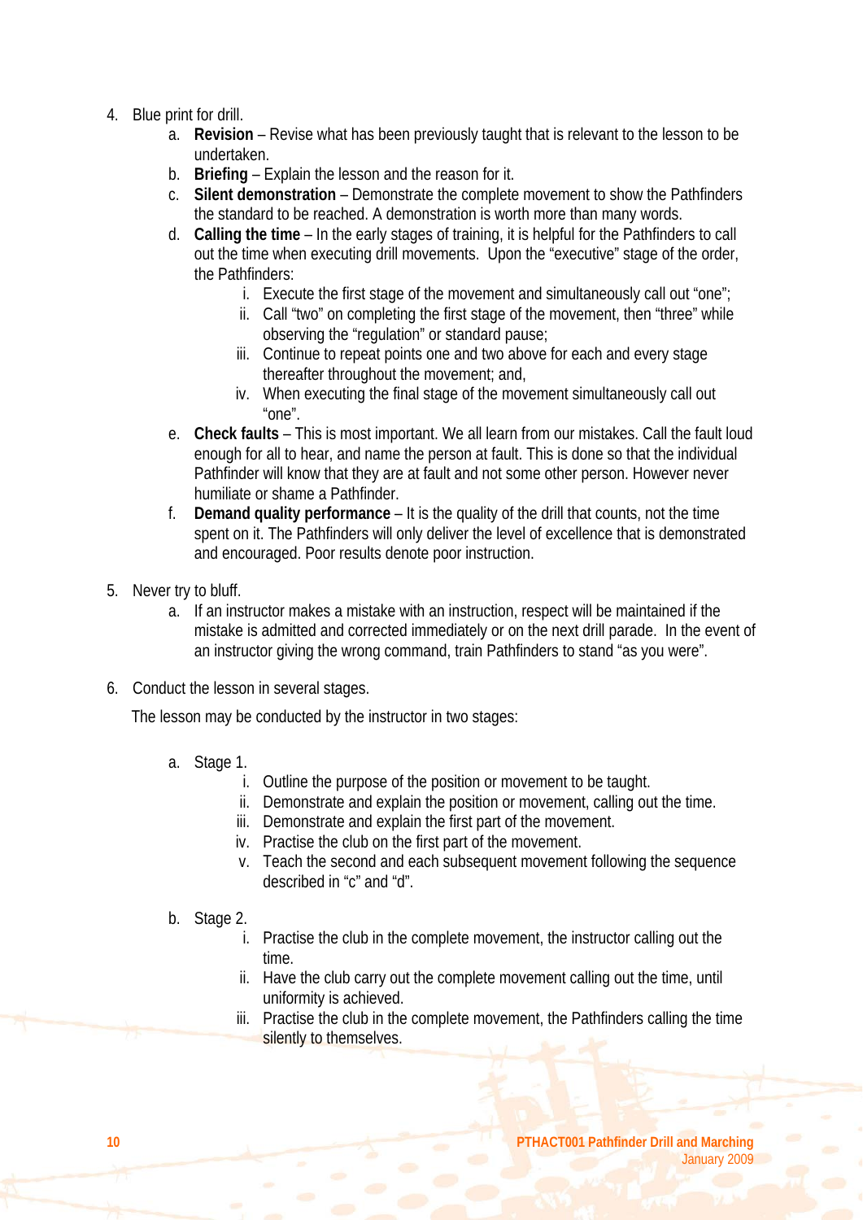4. Blue print for drill.
    a. **Revision** – Revise what has been previously taught that is relevant to the lesson to be undertaken.
    b. **Briefing** – Explain the lesson and the reason for it.
    c. **Silent demonstration** – Demonstrate the complete movement to show the Pathfinders the standard to be reached. A demonstration is worth more than many words.
    d. **Calling the time** – In the early stages of training, it is helpful for the Pathfinders to call out the time when executing drill movements. Upon the "executive" stage of the order, the Pathfinders:
        i. Execute the first stage of the movement and simultaneously call out "one";
        ii. Call "two" on completing the first stage of the movement, then "three" while observing the "regulation" or standard pause;
        iii. Continue to repeat points one and two above for each and every stage thereafter throughout the movement; and,
        iv. When executing the final stage of the movement simultaneously call out "one".
    e. **Check faults** – This is most important. We all learn from our mistakes. Call the fault loud enough for all to hear, and name the person at fault. This is done so that the individual Pathfinder will know that they are at fault and not some other person. However never humiliate or shame a Pathfinder.
    f. **Demand quality performance** – It is the quality of the drill that counts, not the time spent on it. The Pathfinders will only deliver the level of excellence that is demonstrated and encouraged. Poor results denote poor instruction.

5. Never try to bluff.
    a. If an instructor makes a mistake with an instruction, respect will be maintained if the mistake is admitted and corrected immediately or on the next drill parade. In the event of an instructor giving the wrong command, train Pathfinders to stand "as you were".

6. Conduct the lesson in several stages.

   The lesson may be conducted by the instructor in two stages:

    a. Stage 1.
        i. Outline the purpose of the position or movement to be taught.
        ii. Demonstrate and explain the position or movement, calling out the time.
        iii. Demonstrate and explain the first part of the movement.
        iv. Practise the club on the first part of the movement.
        v. Teach the second and each subsequent movement following the sequence described in "c" and "d".

    b. Stage 2.
        i. Practise the club in the complete movement, the instructor calling out the time.
        ii. Have the club carry out the complete movement calling out the time, until uniformity is achieved.
        iii. Practise the club in the complete movement, the Pathfinders calling the time silently to themselves.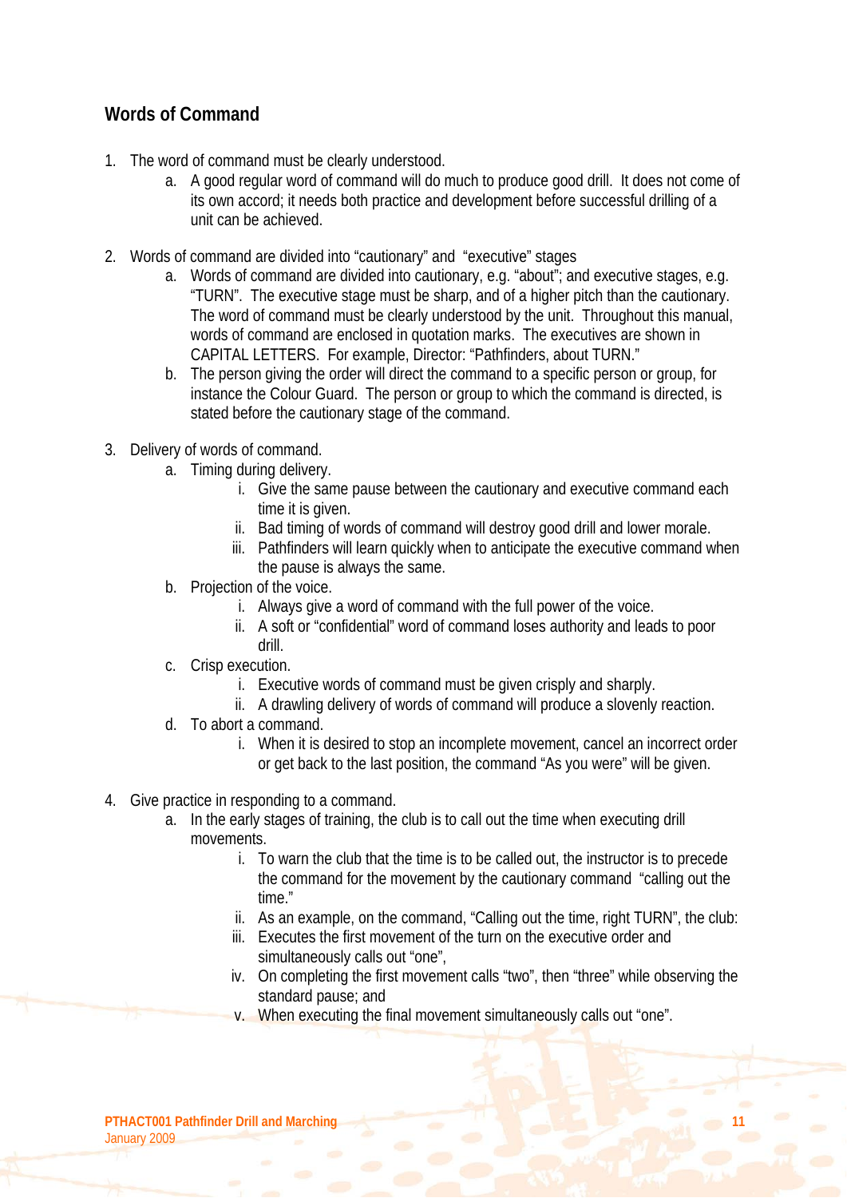## Words of Command

1. The word of command must be clearly understood.
    a. A good regular word of command will do much to produce good drill. It does not come of its own accord; it needs both practice and development before successful drilling of a unit can be achieved.

2. Words of command are divided into "cautionary" and "executive" stages
    a. Words of command are divided into cautionary, e.g. "about"; and executive stages, e.g. "TURN". The executive stage must be sharp, and of a higher pitch than the cautionary. The word of command must be clearly understood by the unit. Throughout this manual, words of command are enclosed in quotation marks. The executives are shown in CAPITAL LETTERS. For example, Director: "Pathfinders, about TURN."
    b. The person giving the order will direct the command to a specific person or group, for instance the Colour Guard. The person or group to which the command is directed, is stated before the cautionary stage of the command.

3. Delivery of words of command.
    a. Timing during delivery.
        i. Give the same pause between the cautionary and executive command each time it is given.
        ii. Bad timing of words of command will destroy good drill and lower morale.
        iii. Pathfinders will learn quickly when to anticipate the executive command when the pause is always the same.
    b. Projection of the voice.
        i. Always give a word of command with the full power of the voice.
        ii. A soft or "confidential" word of command loses authority and leads to poor drill.
    c. Crisp execution.
        i. Executive words of command must be given crisply and sharply.
        ii. A drawling delivery of words of command will produce a slovenly reaction.
    d. To abort a command.
        i. When it is desired to stop an incomplete movement, cancel an incorrect order or get back to the last position, the command "As you were" will be given.

4. Give practice in responding to a command.
    a. In the early stages of training, the club is to call out the time when executing drill movements.
        i. To warn the club that the time is to be called out, the instructor is to precede the command for the movement by the cautionary command "calling out the time."
        ii. As an example, on the command, "Calling out the time, right TURN", the club:
        iii. Executes the first movement of the turn on the executive order and simultaneously calls out "one",
        iv. On completing the first movement calls "two", then "three" while observing the standard pause; and
        v. When executing the final movement simultaneously calls out "one".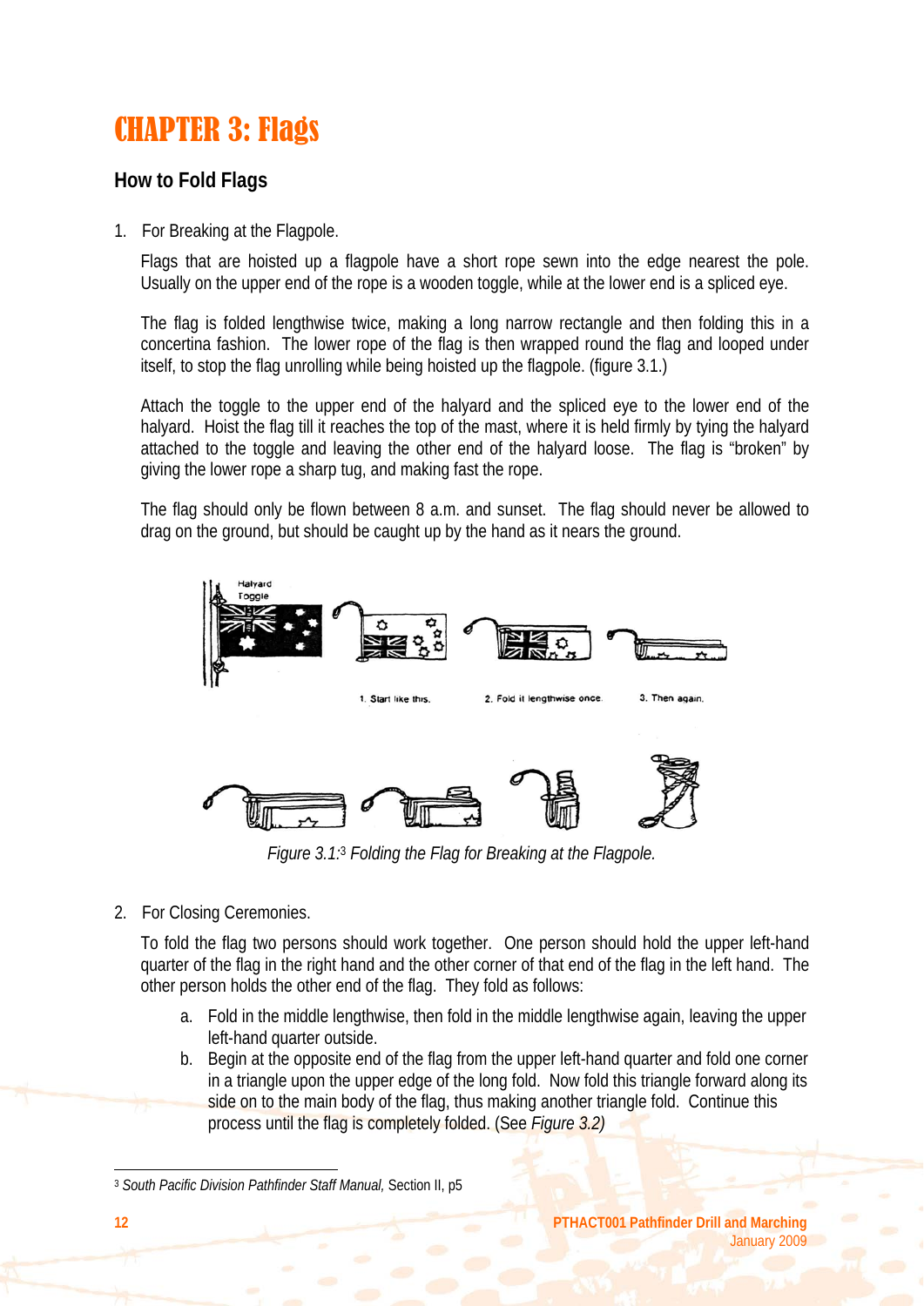# CHAPTER 3: Flags

## How to Fold Flags

1. For Breaking at the Flagpole.

   Flags that are hoisted up a flagpole have a short rope sewn into the edge nearest the pole. Usually on the upper end of the rope is a wooden toggle, while at the lower end is a spliced eye.

   The flag is folded lengthwise twice, making a long narrow rectangle and then folding this in a concertina fashion. The lower rope of the flag is then wrapped round the flag and looped under itself, to stop the flag unrolling while being hoisted up the flagpole. (figure 3.1.)

   Attach the toggle to the upper end of the halyard and the spliced eye to the lower end of the halyard. Hoist the flag till it reaches the top of the mast, where it is held firmly by tying the halyard attached to the toggle and leaving the other end of the halyard loose. The flag is "broken" by giving the lower rope a sharp tug, and making fast the rope.

   The flag should only be flown between 8 a.m. and sunset. The flag should never be allowed to drag on the ground, but should be caught up by the hand as it nears the ground.

*Figure 3.1:*[3] *Folding the Flag for Breaking at the Flagpole.*

2. For Closing Ceremonies.

   To fold the flag two persons should work together. One person should hold the upper left-hand quarter of the flag in the right hand and the other corner of that end of the flag in the left hand. The other person holds the other end of the flag. They fold as follows:

   a. Fold in the middle lengthwise, then fold in the middle lengthwise again, leaving the upper left-hand quarter outside.
   b. Begin at the opposite end of the flag from the upper left-hand quarter and fold one corner in a triangle upon the upper edge of the long fold. Now fold this triangle forward along its side on to the main body of the flag, thus making another triangle fold. Continue this process until the flag is completely folded. (See *Figure 3.2)*

---

[3] *South Pacific Division Pathfinder Staff Manual,* Section II, p5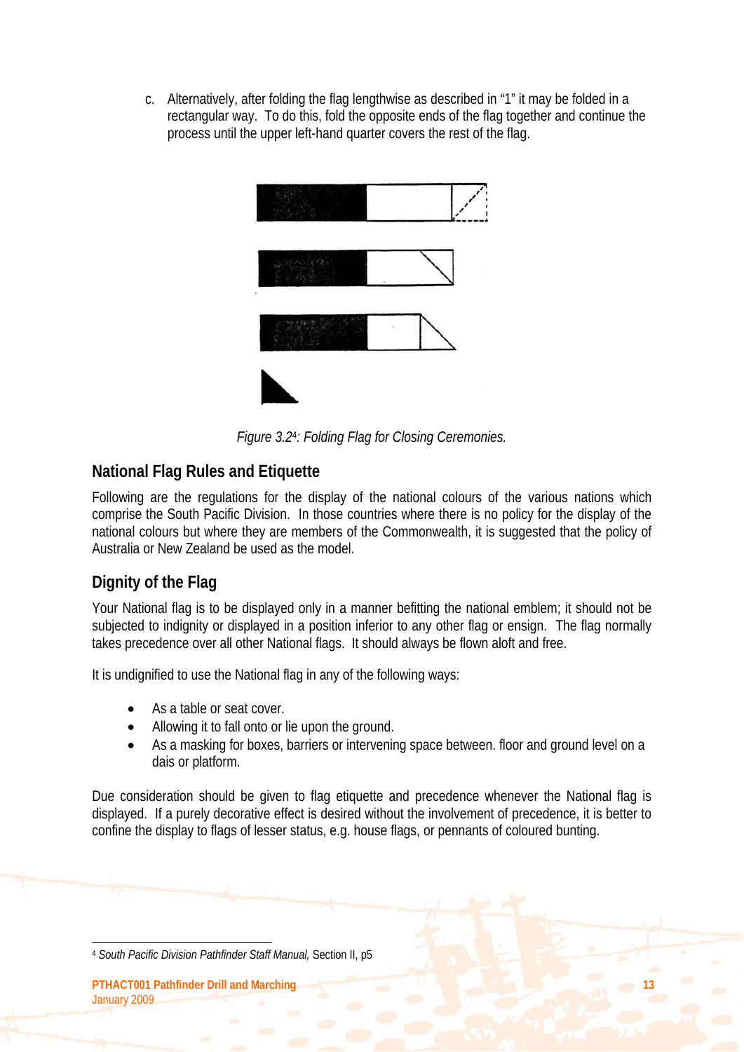c. Alternatively, after folding the flag lengthwise as described in "1" it may be folded in a rectangular way. To do this, fold the opposite ends of the flag together and continue the process until the upper left-hand quarter covers the rest of the flag.

*Figure 3.2[4]: Folding Flag for Closing Ceremonies.*

## National Flag Rules and Etiquette

Following are the regulations for the display of the national colours of the various nations which comprise the South Pacific Division. In those countries where there is no policy for the display of the national colours but where they are members of the Commonwealth, it is suggested that the policy of Australia or New Zealand be used as the model.

## Dignity of the Flag

Your National flag is to be displayed only in a manner befitting the national emblem; it should not be subjected to indignity or displayed in a position inferior to any other flag or ensign. The flag normally takes precedence over all other National flags. It should always be flown aloft and free.

It is undignified to use the National flag in any of the following ways:

- As a table or seat cover.
- Allowing it to fall onto or lie upon the ground.
- As a masking for boxes, barriers or intervening space between. floor and ground level on a dais or platform.

Due consideration should be given to flag etiquette and precedence whenever the National flag is displayed. If a purely decorative effect is desired without the involvement of precedence, it is better to confine the display to flags of lesser status, e.g. house flags, or pennants of coloured bunting.

[4] *South Pacific Division Pathfinder Staff Manual,* Section II, p5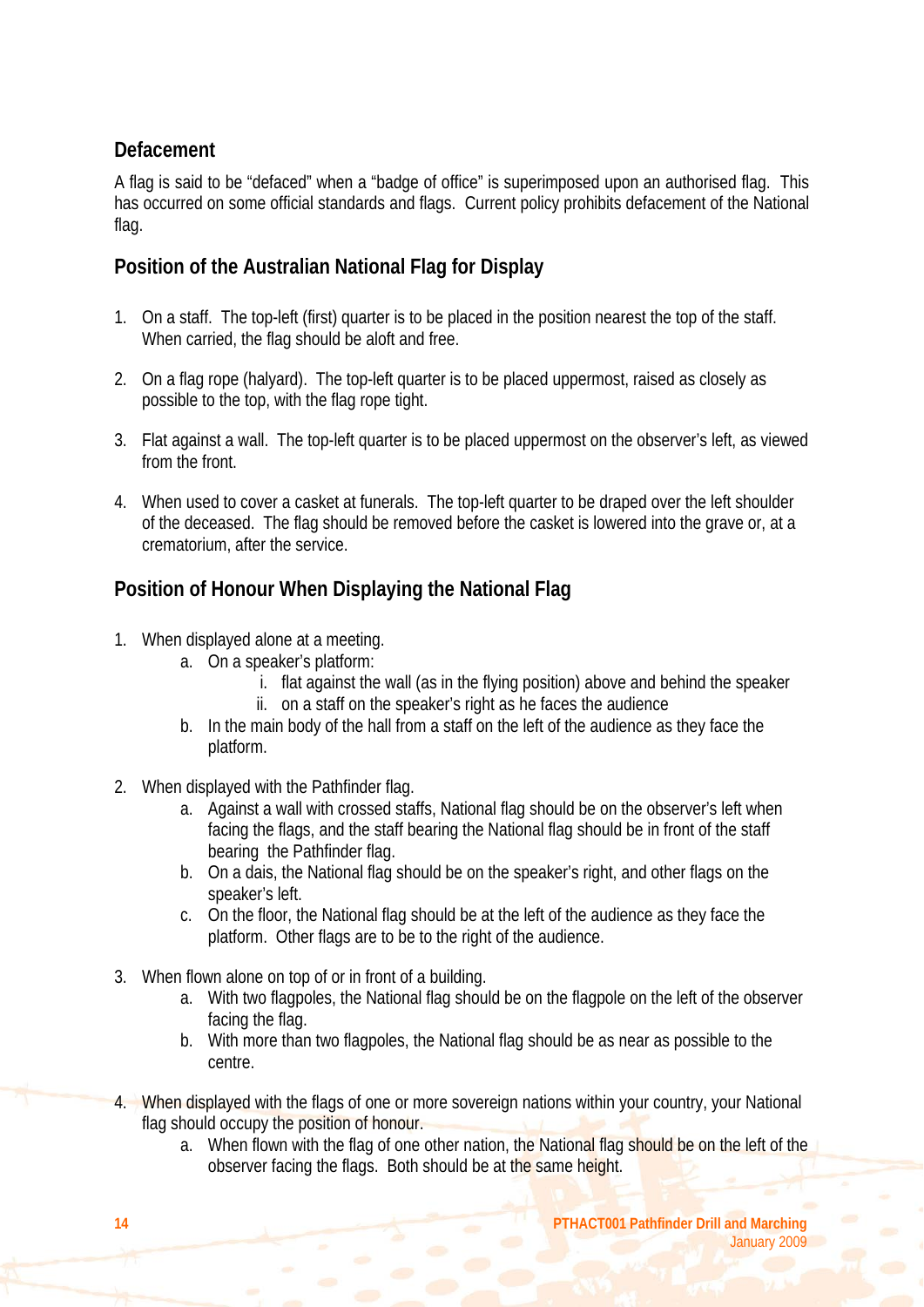## Defacement

A flag is said to be "defaced" when a "badge of office" is superimposed upon an authorised flag. This has occurred on some official standards and flags. Current policy prohibits defacement of the National flag.

## Position of the Australian National Flag for Display

1. On a staff. The top-left (first) quarter is to be placed in the position nearest the top of the staff. When carried, the flag should be aloft and free.

2. On a flag rope (halyard). The top-left quarter is to be placed uppermost, raised as closely as possible to the top, with the flag rope tight.

3. Flat against a wall. The top-left quarter is to be placed uppermost on the observer's left, as viewed from the front.

4. When used to cover a casket at funerals. The top-left quarter to be draped over the left shoulder of the deceased. The flag should be removed before the casket is lowered into the grave or, at a crematorium, after the service.

## Position of Honour When Displaying the National Flag

1. When displayed alone at a meeting.
    a. On a speaker's platform:
        i. flat against the wall (as in the flying position) above and behind the speaker
        ii. on a staff on the speaker's right as he faces the audience
    b. In the main body of the hall from a staff on the left of the audience as they face the platform.

2. When displayed with the Pathfinder flag.
    a. Against a wall with crossed staffs, National flag should be on the observer's left when facing the flags, and the staff bearing the National flag should be in front of the staff bearing the Pathfinder flag.
    b. On a dais, the National flag should be on the speaker's right, and other flags on the speaker's left.
    c. On the floor, the National flag should be at the left of the audience as they face the platform. Other flags are to be to the right of the audience.

3. When flown alone on top of or in front of a building.
    a. With two flagpoles, the National flag should be on the flagpole on the left of the observer facing the flag.
    b. With more than two flagpoles, the National flag should be as near as possible to the centre.

4. When displayed with the flags of one or more sovereign nations within your country, your National flag should occupy the position of honour.
    a. When flown with the flag of one other nation, the National flag should be on the left of the observer facing the flags. Both should be at the same height.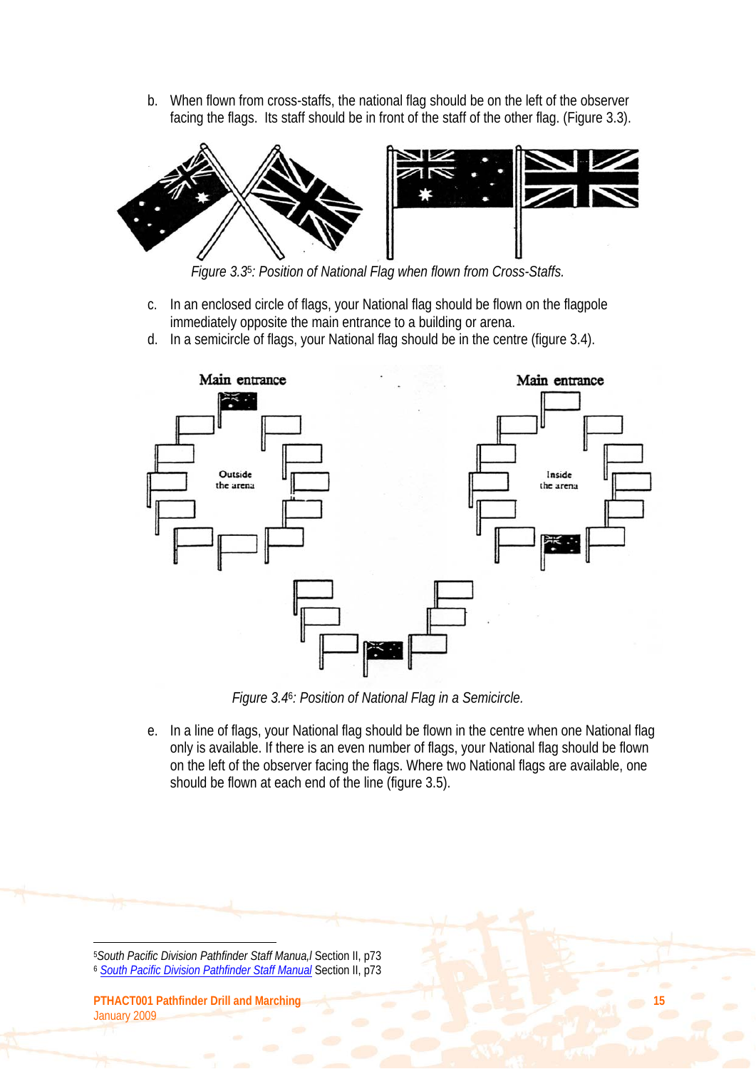b. When flown from cross-staffs, the national flag should be on the left of the observer facing the flags. Its staff should be in front of the staff of the other flag. (Figure 3.3).

*Figure 3.3[5]: Position of National Flag when flown from Cross-Staffs.*

c. In an enclosed circle of flags, your National flag should be flown on the flagpole immediately opposite the main entrance to a building or arena.
d. In a semicircle of flags, your National flag should be in the centre (figure 3.4).

Main entrance

Outside the arena

Main entrance

Inside the arena

*Figure 3.4[6]: Position of National Flag in a Semicircle.*

e. In a line of flags, your National flag should be flown in the centre when one National flag only is available. If there is an even number of flags, your National flag should be flown on the left of the observer facing the flags. Where two National flags are available, one should be flown at each end of the line (figure 3.5).

---

[5] *South Pacific Division Pathfinder Staff Manua,l* Section II, p73
[6] *South Pacific Division Pathfinder Staff Manual* Section II, p73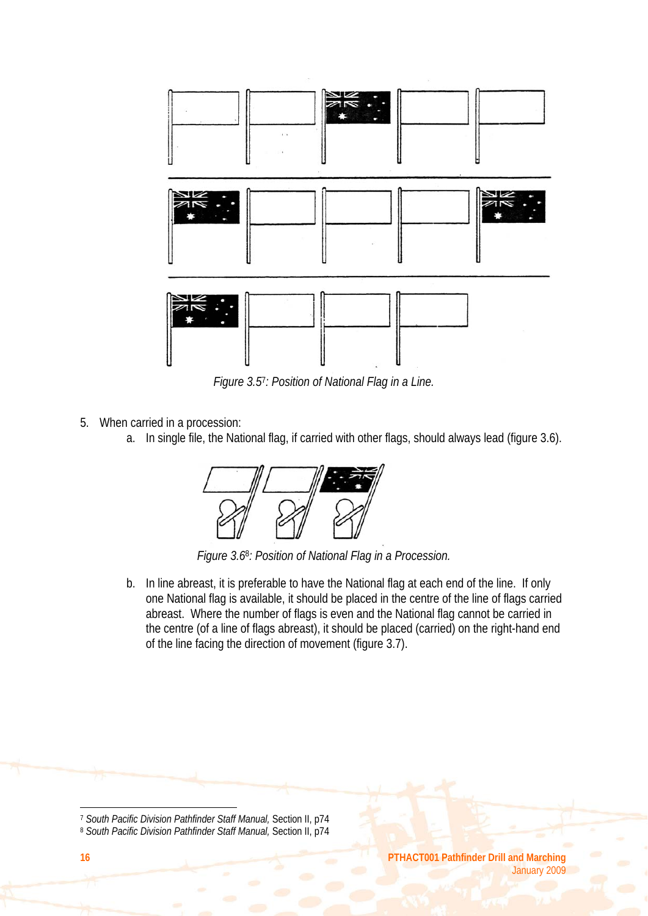Figure 3.5[7]: Position of National Flag in a Line.

5. When carried in a procession:
   a. In single file, the National flag, if carried with other flags, should always lead (figure 3.6).

Figure 3.6[8]: Position of National Flag in a Procession.

   b. In line abreast, it is preferable to have the National flag at each end of the line. If only one National flag is available, it should be placed in the centre of the line of flags carried abreast. Where the number of flags is even and the National flag cannot be carried in the centre (of a line of flags abreast), it should be placed (carried) on the right-hand end of the line facing the direction of movement (figure 3.7).

[7] *South Pacific Division Pathfinder Staff Manual,* Section II, p74
[8] *South Pacific Division Pathfinder Staff Manual,* Section II, p74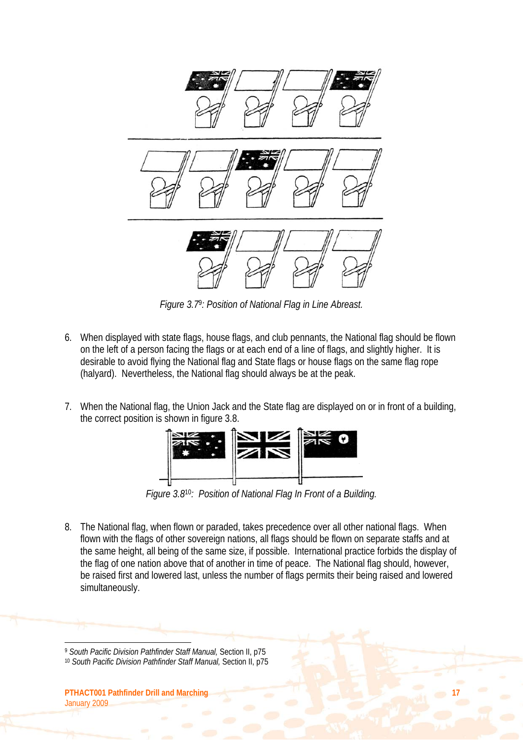Figure 3.7[9]: Position of National Flag in Line Abreast.

6. When displayed with state flags, house flags, and club pennants, the National flag should be flown on the left of a person facing the flags or at each end of a line of flags, and slightly higher. It is desirable to avoid flying the National flag and State flags or house flags on the same flag rope (halyard). Nevertheless, the National flag should always be at the peak.

7. When the National flag, the Union Jack and the State flag are displayed on or in front of a building, the correct position is shown in figure 3.8.

Figure 3.8[10]: Position of National Flag In Front of a Building.

8. The National flag, when flown or paraded, takes precedence over all other national flags. When flown with the flags of other sovereign nations, all flags should be flown on separate staffs and at the same height, all being of the same size, if possible. International practice forbids the display of the flag of one nation above that of another in time of peace. The National flag should, however, be raised first and lowered last, unless the number of flags permits their being raised and lowered simultaneously.

[9] *South Pacific Division Pathfinder Staff Manual,* Section II, p75

[10] *South Pacific Division Pathfinder Staff Manual,* Section II, p75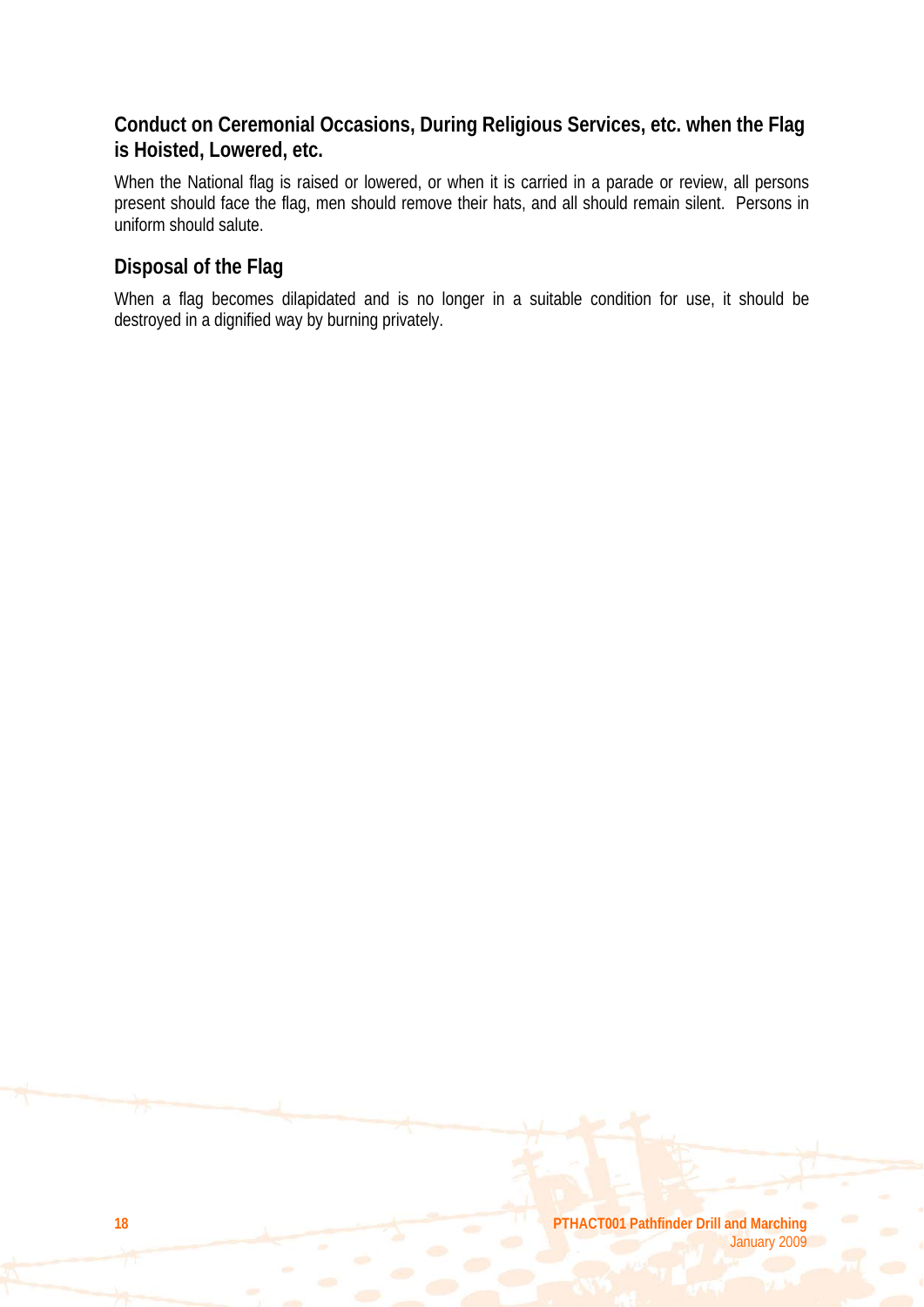## Conduct on Ceremonial Occasions, During Religious Services, etc. when the Flag is Hoisted, Lowered, etc.

When the National flag is raised or lowered, or when it is carried in a parade or review, all persons present should face the flag, men should remove their hats, and all should remain silent. Persons in uniform should salute.

## Disposal of the Flag

When a flag becomes dilapidated and is no longer in a suitable condition for use, it should be destroyed in a dignified way by burning privately.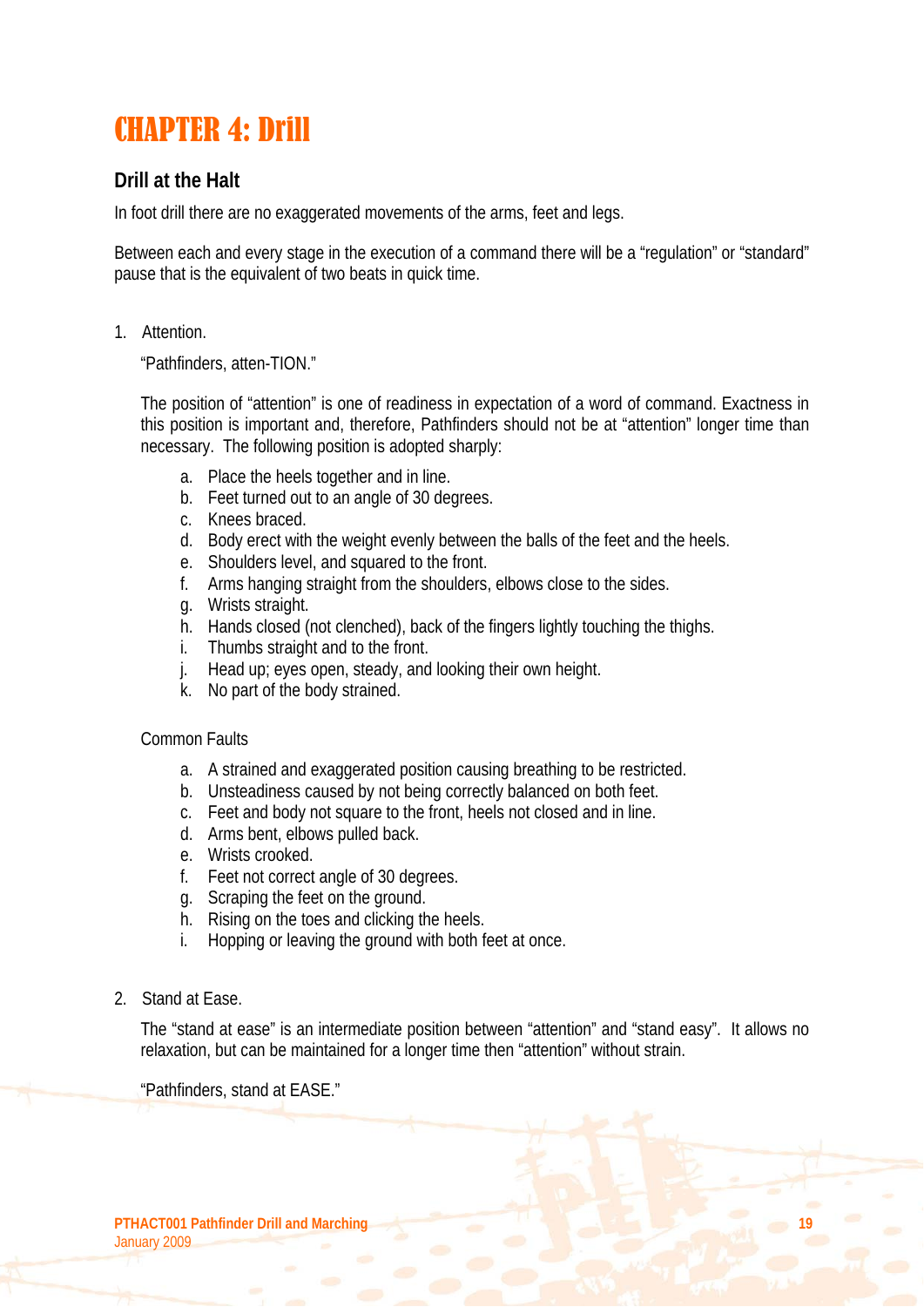# CHAPTER 4: Drill

## Drill at the Halt

In foot drill there are no exaggerated movements of the arms, feet and legs.

Between each and every stage in the execution of a command there will be a "regulation" or "standard" pause that is the equivalent of two beats in quick time.

1. Attention.

   "Pathfinders, atten-TION."

   The position of "attention" is one of readiness in expectation of a word of command. Exactness in this position is important and, therefore, Pathfinders should not be at "attention" longer time than necessary. The following position is adopted sharply:

   a. Place the heels together and in line.
   b. Feet turned out to an angle of 30 degrees.
   c. Knees braced.
   d. Body erect with the weight evenly between the balls of the feet and the heels.
   e. Shoulders level, and squared to the front.
   f. Arms hanging straight from the shoulders, elbows close to the sides.
   g. Wrists straight.
   h. Hands closed (not clenched), back of the fingers lightly touching the thighs.
   i. Thumbs straight and to the front.
   j. Head up; eyes open, steady, and looking their own height.
   k. No part of the body strained.

   Common Faults

   a. A strained and exaggerated position causing breathing to be restricted.
   b. Unsteadiness caused by not being correctly balanced on both feet.
   c. Feet and body not square to the front, heels not closed and in line.
   d. Arms bent, elbows pulled back.
   e. Wrists crooked.
   f. Feet not correct angle of 30 degrees.
   g. Scraping the feet on the ground.
   h. Rising on the toes and clicking the heels.
   i. Hopping or leaving the ground with both feet at once.

2. Stand at Ease.

   The "stand at ease" is an intermediate position between "attention" and "stand easy". It allows no relaxation, but can be maintained for a longer time then "attention" without strain.

   "Pathfinders, stand at EASE."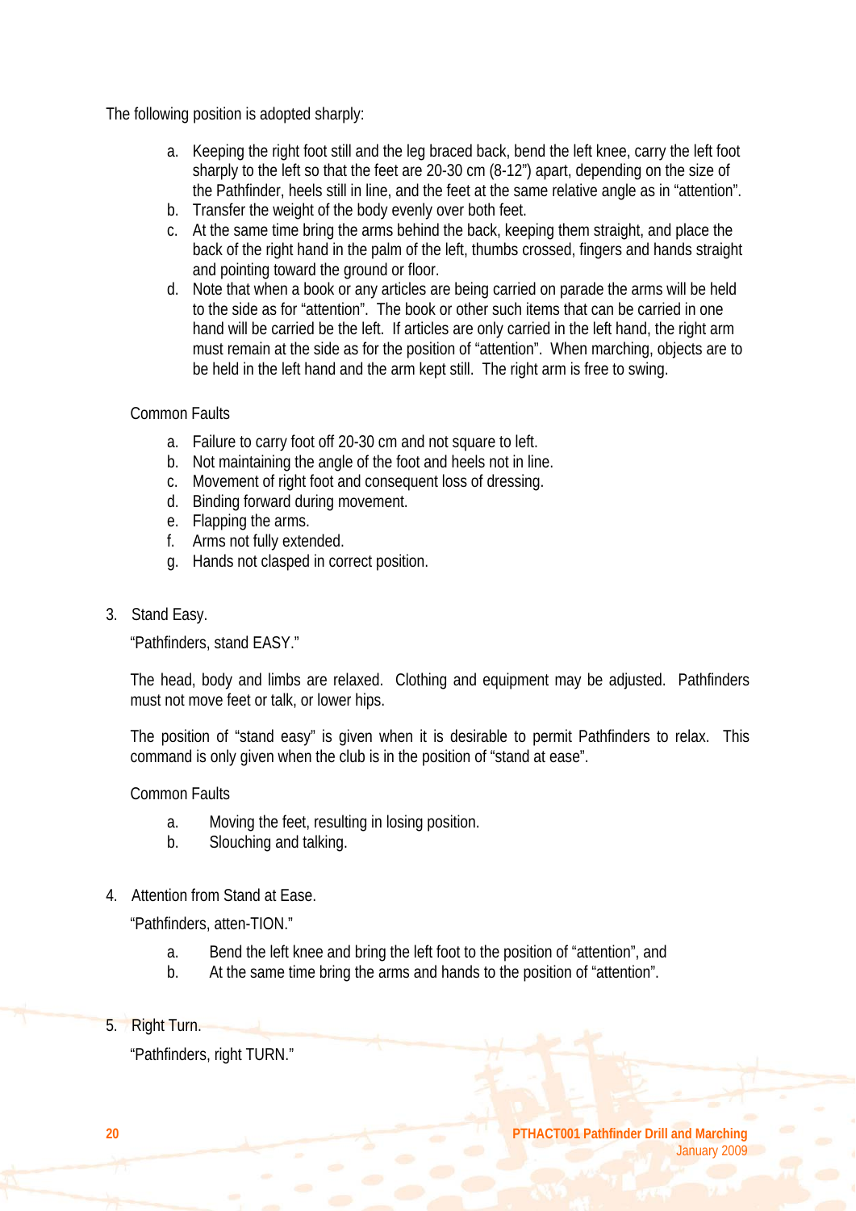The following position is adopted sharply:

a. Keeping the right foot still and the leg braced back, bend the left knee, carry the left foot sharply to the left so that the feet are 20-30 cm (8-12") apart, depending on the size of the Pathfinder, heels still in line, and the feet at the same relative angle as in "attention".
b. Transfer the weight of the body evenly over both feet.
c. At the same time bring the arms behind the back, keeping them straight, and place the back of the right hand in the palm of the left, thumbs crossed, fingers and hands straight and pointing toward the ground or floor.
d. Note that when a book or any articles are being carried on parade the arms will be held to the side as for "attention". The book or other such items that can be carried in one hand will be carried be the left. If articles are only carried in the left hand, the right arm must remain at the side as for the position of "attention". When marching, objects are to be held in the left hand and the arm kept still. The right arm is free to swing.

Common Faults

a. Failure to carry foot off 20-30 cm and not square to left.
b. Not maintaining the angle of the foot and heels not in line.
c. Movement of right foot and consequent loss of dressing.
d. Binding forward during movement.
e. Flapping the arms.
f. Arms not fully extended.
g. Hands not clasped in correct position.

3. Stand Easy.

"Pathfinders, stand EASY."

The head, body and limbs are relaxed. Clothing and equipment may be adjusted. Pathfinders must not move feet or talk, or lower hips.

The position of "stand easy" is given when it is desirable to permit Pathfinders to relax. This command is only given when the club is in the position of "stand at ease".

Common Faults

a. Moving the feet, resulting in losing position.
b. Slouching and talking.

4. Attention from Stand at Ease.

"Pathfinders, atten-TION."

a. Bend the left knee and bring the left foot to the position of "attention", and
b. At the same time bring the arms and hands to the position of "attention".

5. Right Turn.

"Pathfinders, right TURN."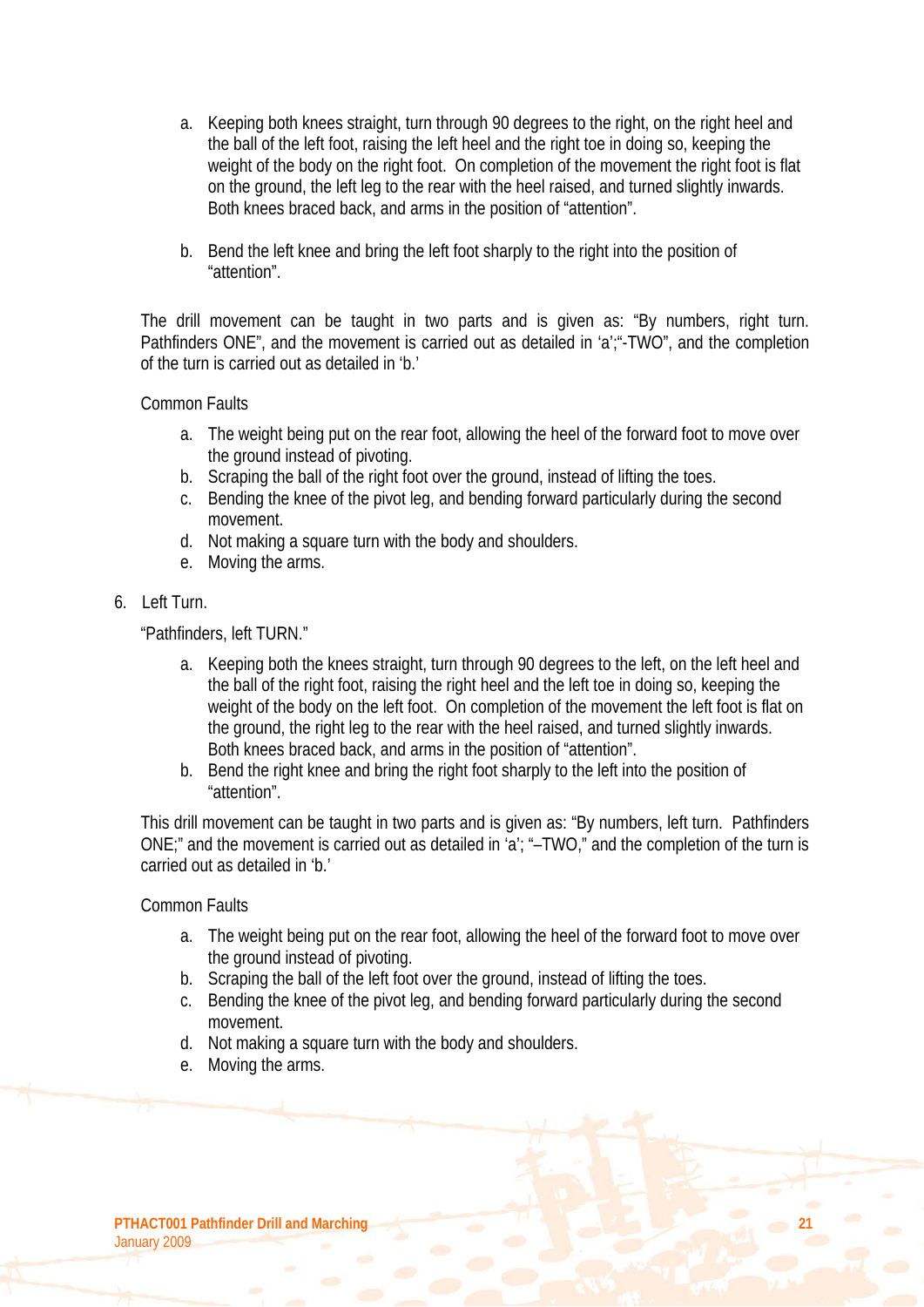a. Keeping both knees straight, turn through 90 degrees to the right, on the right heel and the ball of the left foot, raising the left heel and the right toe in doing so, keeping the weight of the body on the right foot. On completion of the movement the right foot is flat on the ground, the left leg to the rear with the heel raised, and turned slightly inwards. Both knees braced back, and arms in the position of "attention".

b. Bend the left knee and bring the left foot sharply to the right into the position of "attention".

The drill movement can be taught in two parts and is given as: "By numbers, right turn. Pathfinders ONE", and the movement is carried out as detailed in 'a';"-TWO", and the completion of the turn is carried out as detailed in 'b.'

Common Faults

a. The weight being put on the rear foot, allowing the heel of the forward foot to move over the ground instead of pivoting.
b. Scraping the ball of the right foot over the ground, instead of lifting the toes.
c. Bending the knee of the pivot leg, and bending forward particularly during the second movement.
d. Not making a square turn with the body and shoulders.
e. Moving the arms.

6. Left Turn.

"Pathfinders, left TURN."

a. Keeping both the knees straight, turn through 90 degrees to the left, on the left heel and the ball of the right foot, raising the right heel and the left toe in doing so, keeping the weight of the body on the left foot. On completion of the movement the left foot is flat on the ground, the right leg to the rear with the heel raised, and turned slightly inwards. Both knees braced back, and arms in the position of "attention".
b. Bend the right knee and bring the right foot sharply to the left into the position of "attention".

This drill movement can be taught in two parts and is given as: "By numbers, left turn. Pathfinders ONE;" and the movement is carried out as detailed in 'a'; "–TWO," and the completion of the turn is carried out as detailed in 'b.'

Common Faults

a. The weight being put on the rear foot, allowing the heel of the forward foot to move over the ground instead of pivoting.
b. Scraping the ball of the left foot over the ground, instead of lifting the toes.
c. Bending the knee of the pivot leg, and bending forward particularly during the second movement.
d. Not making a square turn with the body and shoulders.
e. Moving the arms.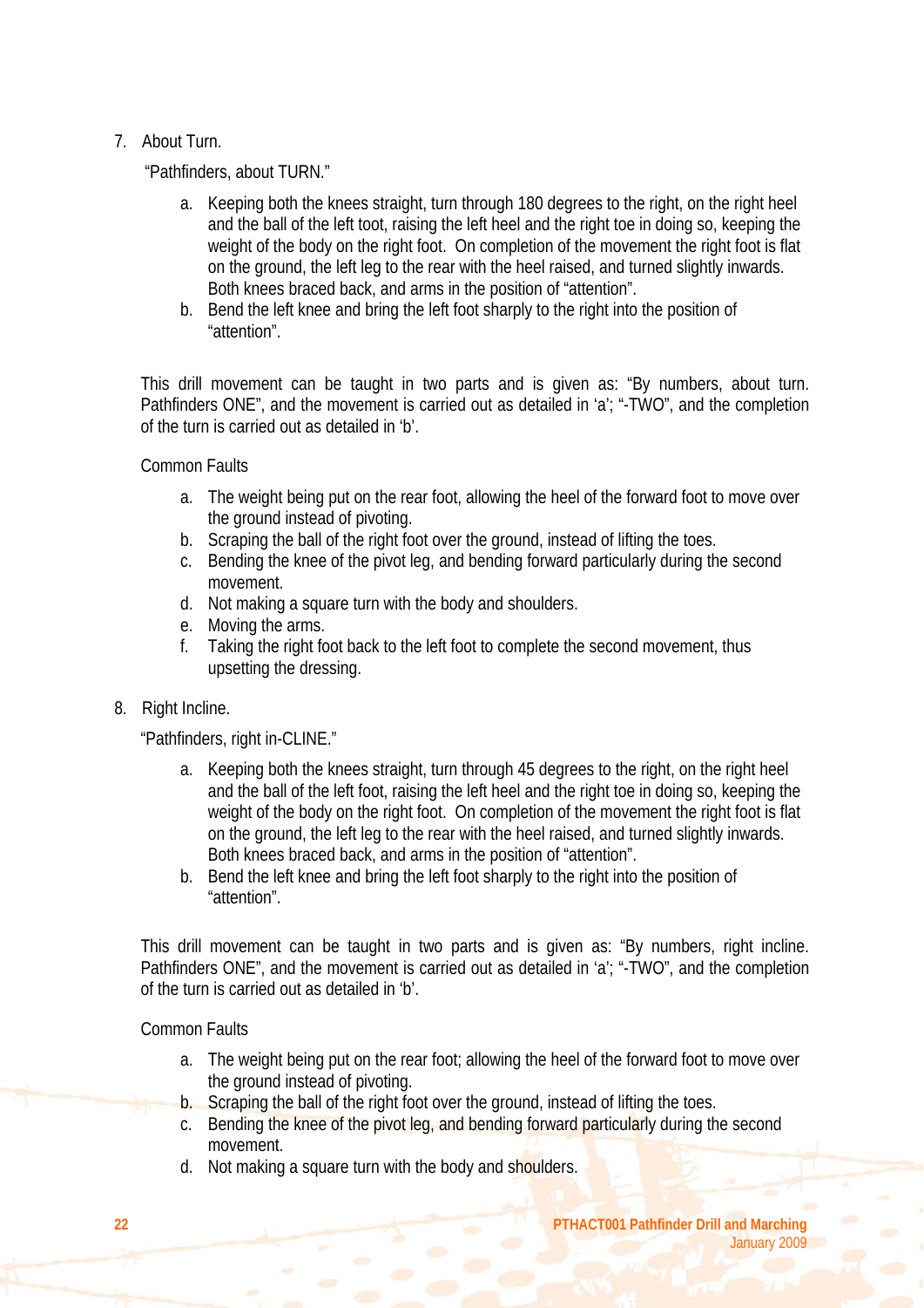7. About Turn.

   "Pathfinders, about TURN."

   a. Keeping both the knees straight, turn through 180 degrees to the right, on the right heel and the ball of the left toot, raising the left heel and the right toe in doing so, keeping the weight of the body on the right foot. On completion of the movement the right foot is flat on the ground, the left leg to the rear with the heel raised, and turned slightly inwards. Both knees braced back, and arms in the position of "attention".
   b. Bend the left knee and bring the left foot sharply to the right into the position of "attention".

   This drill movement can be taught in two parts and is given as: "By numbers, about turn. Pathfinders ONE", and the movement is carried out as detailed in 'a'; "-TWO", and the completion of the turn is carried out as detailed in 'b'.

   Common Faults

   a. The weight being put on the rear foot, allowing the heel of the forward foot to move over the ground instead of pivoting.
   b. Scraping the ball of the right foot over the ground, instead of lifting the toes.
   c. Bending the knee of the pivot leg, and bending forward particularly during the second movement.
   d. Not making a square turn with the body and shoulders.
   e. Moving the arms.
   f. Taking the right foot back to the left foot to complete the second movement, thus upsetting the dressing.

8. Right Incline.

   "Pathfinders, right in-CLINE."

   a. Keeping both the knees straight, turn through 45 degrees to the right, on the right heel and the ball of the left foot, raising the left heel and the right toe in doing so, keeping the weight of the body on the right foot. On completion of the movement the right foot is flat on the ground, the left leg to the rear with the heel raised, and turned slightly inwards. Both knees braced back, and arms in the position of "attention".
   b. Bend the left knee and bring the left foot sharply to the right into the position of "attention".

   This drill movement can be taught in two parts and is given as: "By numbers, right incline. Pathfinders ONE", and the movement is carried out as detailed in 'a'; "-TWO", and the completion of the turn is carried out as detailed in 'b'.

   Common Faults

   a. The weight being put on the rear foot; allowing the heel of the forward foot to move over the ground instead of pivoting.
   b. Scraping the ball of the right foot over the ground, instead of lifting the toes.
   c. Bending the knee of the pivot leg, and bending forward particularly during the second movement.
   d. Not making a square turn with the body and shoulders.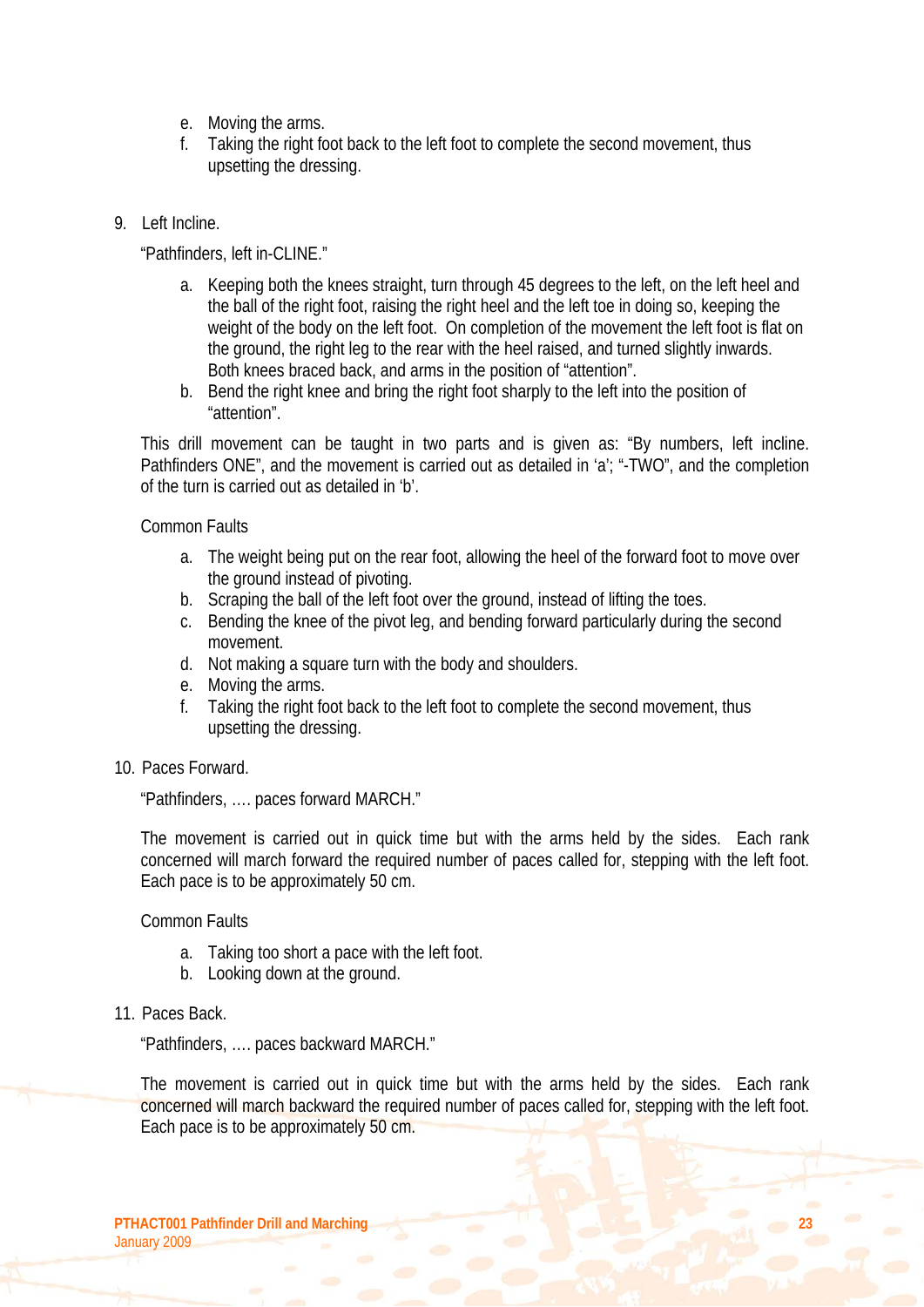e. Moving the arms.
f. Taking the right foot back to the left foot to complete the second movement, thus upsetting the dressing.

9. Left Incline.

"Pathfinders, left in-CLINE."

a. Keeping both the knees straight, turn through 45 degrees to the left, on the left heel and the ball of the right foot, raising the right heel and the left toe in doing so, keeping the weight of the body on the left foot. On completion of the movement the left foot is flat on the ground, the right leg to the rear with the heel raised, and turned slightly inwards. Both knees braced back, and arms in the position of "attention".
b. Bend the right knee and bring the right foot sharply to the left into the position of "attention".

This drill movement can be taught in two parts and is given as: "By numbers, left incline. Pathfinders ONE", and the movement is carried out as detailed in 'a'; "-TWO", and the completion of the turn is carried out as detailed in 'b'.

Common Faults

a. The weight being put on the rear foot, allowing the heel of the forward foot to move over the ground instead of pivoting.
b. Scraping the ball of the left foot over the ground, instead of lifting the toes.
c. Bending the knee of the pivot leg, and bending forward particularly during the second movement.
d. Not making a square turn with the body and shoulders.
e. Moving the arms.
f. Taking the right foot back to the left foot to complete the second movement, thus upsetting the dressing.

10. Paces Forward.

"Pathfinders, …. paces forward MARCH."

The movement is carried out in quick time but with the arms held by the sides. Each rank concerned will march forward the required number of paces called for, stepping with the left foot. Each pace is to be approximately 50 cm.

Common Faults

a. Taking too short a pace with the left foot.
b. Looking down at the ground.

11. Paces Back.

"Pathfinders, …. paces backward MARCH."

The movement is carried out in quick time but with the arms held by the sides. Each rank concerned will march backward the required number of paces called for, stepping with the left foot. Each pace is to be approximately 50 cm.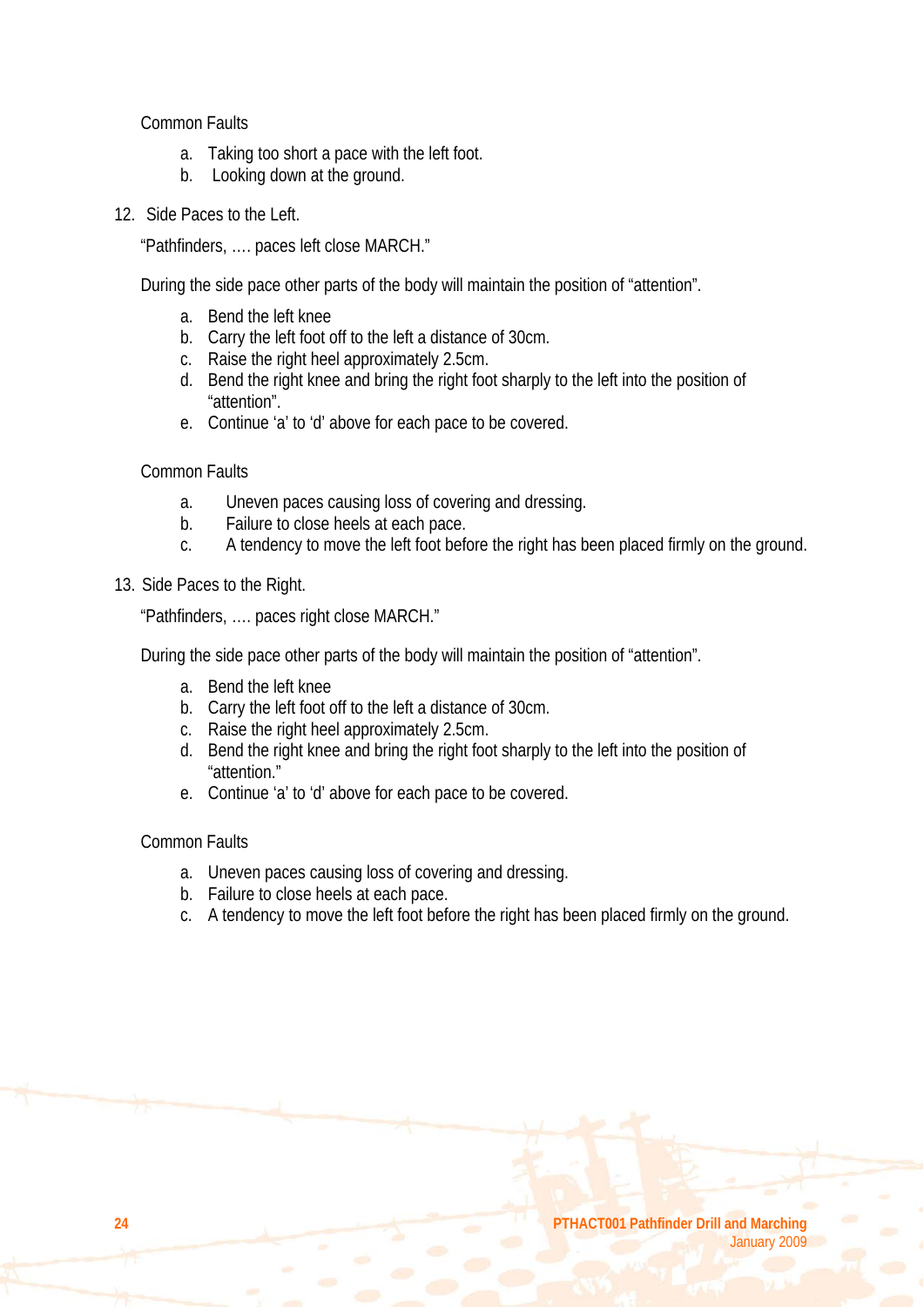Common Faults

a. Taking too short a pace with the left foot.
b. Looking down at the ground.

12. Side Paces to the Left.

"Pathfinders, …. paces left close MARCH."

During the side pace other parts of the body will maintain the position of "attention".

a. Bend the left knee
b. Carry the left foot off to the left a distance of 30cm.
c. Raise the right heel approximately 2.5cm.
d. Bend the right knee and bring the right foot sharply to the left into the position of "attention".
e. Continue 'a' to 'd' above for each pace to be covered.

Common Faults

a. Uneven paces causing loss of covering and dressing.
b. Failure to close heels at each pace.
c. A tendency to move the left foot before the right has been placed firmly on the ground.

13. Side Paces to the Right.

"Pathfinders, …. paces right close MARCH."

During the side pace other parts of the body will maintain the position of "attention".

a. Bend the left knee
b. Carry the left foot off to the left a distance of 30cm.
c. Raise the right heel approximately 2.5cm.
d. Bend the right knee and bring the right foot sharply to the left into the position of "attention."
e. Continue 'a' to 'd' above for each pace to be covered.

Common Faults

a. Uneven paces causing loss of covering and dressing.
b. Failure to close heels at each pace.
c. A tendency to move the left foot before the right has been placed firmly on the ground.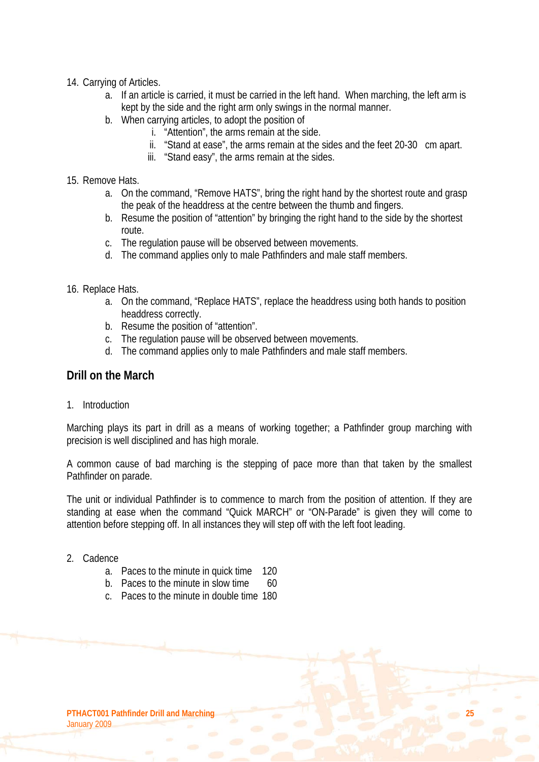14. Carrying of Articles.
    a. If an article is carried, it must be carried in the left hand. When marching, the left arm is kept by the side and the right arm only swings in the normal manner.
    b. When carrying articles, to adopt the position of
        i. "Attention", the arms remain at the side.
        ii. "Stand at ease", the arms remain at the sides and the feet 20-30 cm apart.
        iii. "Stand easy", the arms remain at the sides.

15. Remove Hats.
    a. On the command, "Remove HATS", bring the right hand by the shortest route and grasp the peak of the headdress at the centre between the thumb and fingers.
    b. Resume the position of "attention" by bringing the right hand to the side by the shortest route.
    c. The regulation pause will be observed between movements.
    d. The command applies only to male Pathfinders and male staff members.

16. Replace Hats.
    a. On the command, "Replace HATS", replace the headdress using both hands to position headdress correctly.
    b. Resume the position of "attention".
    c. The regulation pause will be observed between movements.
    d. The command applies only to male Pathfinders and male staff members.

## Drill on the March

1. Introduction

Marching plays its part in drill as a means of working together; a Pathfinder group marching with precision is well disciplined and has high morale.

A common cause of bad marching is the stepping of pace more than that taken by the smallest Pathfinder on parade.

The unit or individual Pathfinder is to commence to march from the position of attention. If they are standing at ease when the command "Quick MARCH" or "ON-Parade" is given they will come to attention before stepping off. In all instances they will step off with the left foot leading.

2. Cadence
    a. Paces to the minute in quick time 120
    b. Paces to the minute in slow time 60
    c. Paces to the minute in double time 180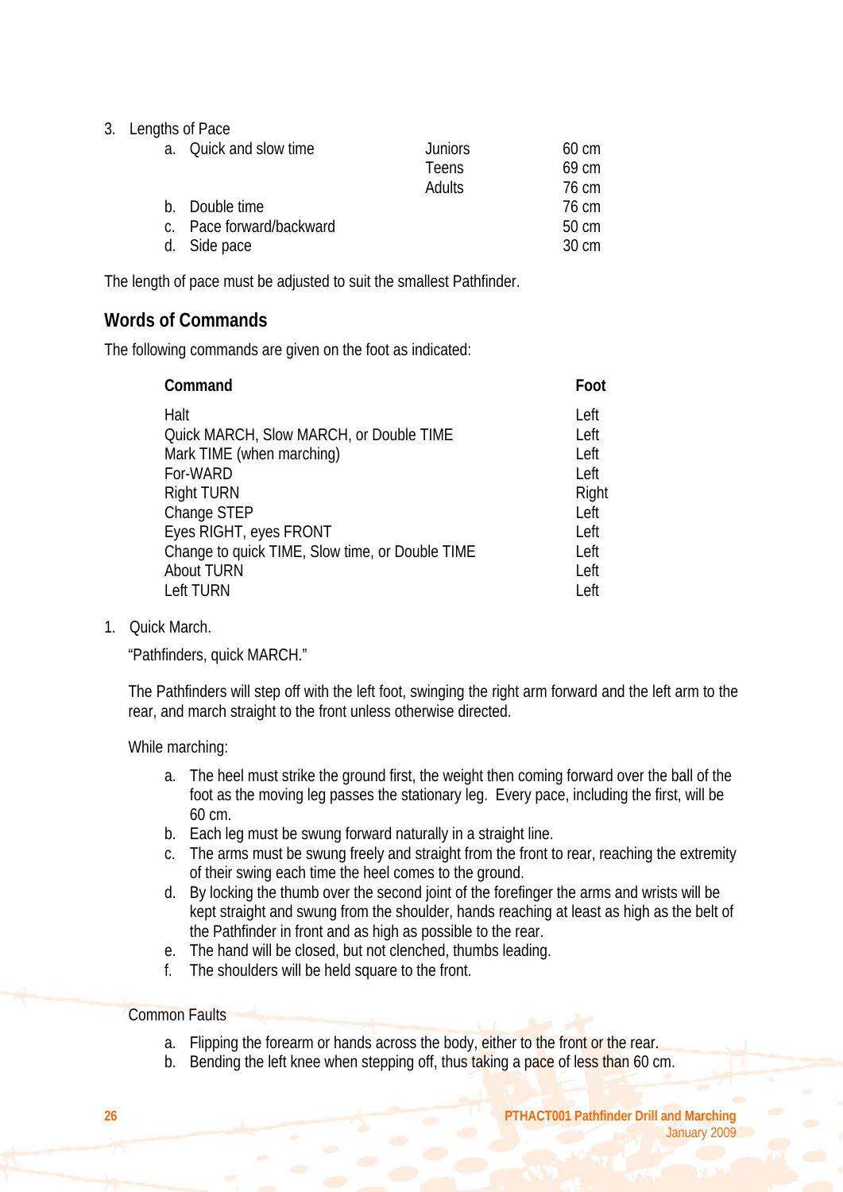3. Lengths of Pace

| | | |
|---|---|---|
| a. Quick and slow time | Juniors | 60 cm |
| | Teens | 69 cm |
| | Adults | 76 cm |
| b. Double time | | 76 cm |
| c. Pace forward/backward | | 50 cm |
| d. Side pace | | 30 cm |

The length of pace must be adjusted to suit the smallest Pathfinder.

## Words of Commands

The following commands are given on the foot as indicated:

| Command | Foot |
|---|---|
| Halt | Left |
| Quick MARCH, Slow MARCH, or Double TIME | Left |
| Mark TIME (when marching) | Left |
| For-WARD | Left |
| Right TURN | Right |
| Change STEP | Left |
| Eyes RIGHT, eyes FRONT | Left |
| Change to quick TIME, Slow time, or Double TIME | Left |
| About TURN | Left |
| Left TURN | Left |

1. Quick March.

   "Pathfinders, quick MARCH."

   The Pathfinders will step off with the left foot, swinging the right arm forward and the left arm to the rear, and march straight to the front unless otherwise directed.

   While marching:

   a. The heel must strike the ground first, the weight then coming forward over the ball of the foot as the moving leg passes the stationary leg. Every pace, including the first, will be 60 cm.
   b. Each leg must be swung forward naturally in a straight line.
   c. The arms must be swung freely and straight from the front to rear, reaching the extremity of their swing each time the heel comes to the ground.
   d. By locking the thumb over the second joint of the forefinger the arms and wrists will be kept straight and swung from the shoulder, hands reaching at least as high as the belt of the Pathfinder in front and as high as possible to the rear.
   e. The hand will be closed, but not clenched, thumbs leading.
   f. The shoulders will be held square to the front.

   Common Faults

   a. Flipping the forearm or hands across the body, either to the front or the rear.
   b. Bending the left knee when stepping off, thus taking a pace of less than 60 cm.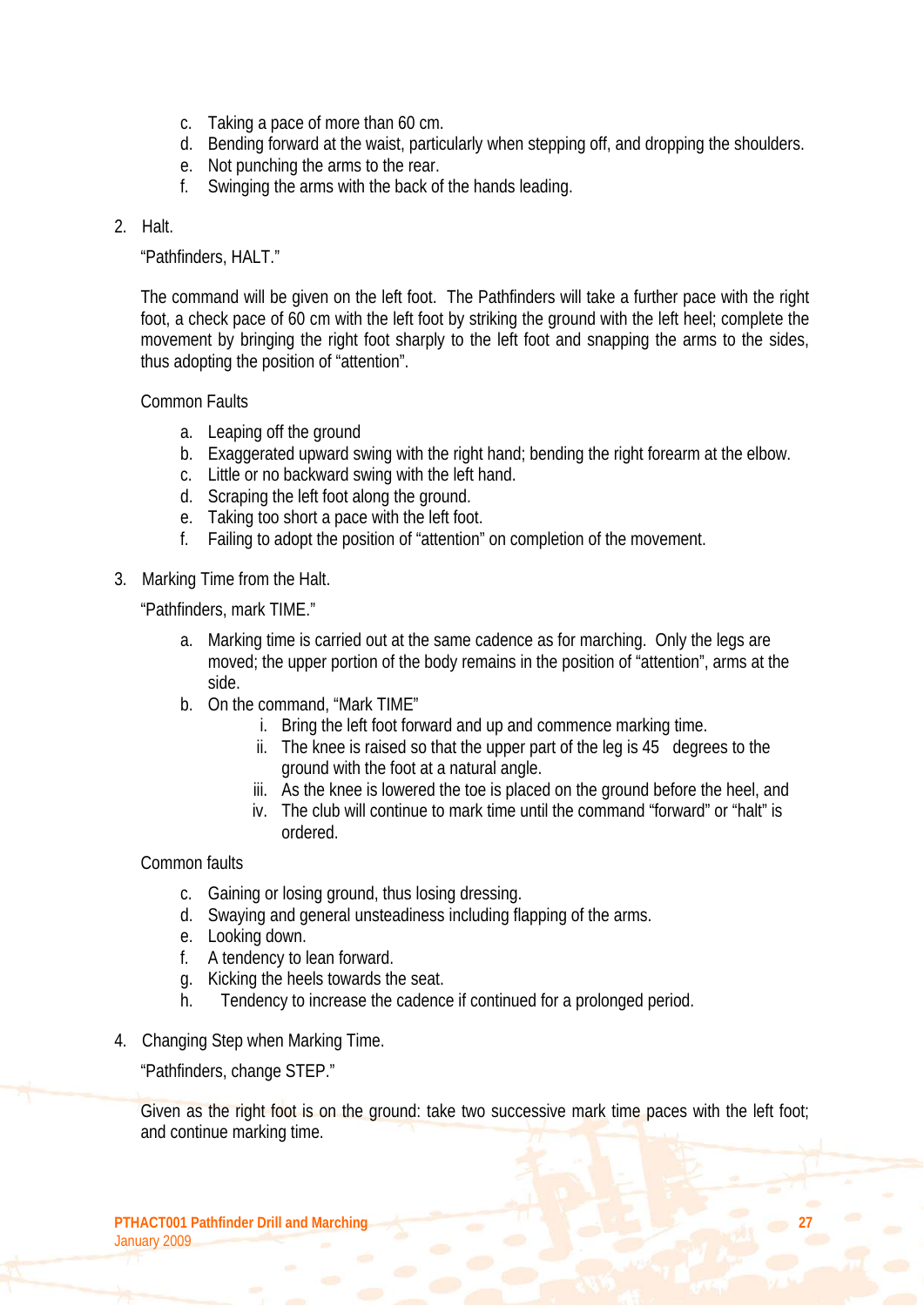c. Taking a pace of more than 60 cm.
d. Bending forward at the waist, particularly when stepping off, and dropping the shoulders.
e. Not punching the arms to the rear.
f. Swinging the arms with the back of the hands leading.

2. Halt.

"Pathfinders, HALT."

The command will be given on the left foot. The Pathfinders will take a further pace with the right foot, a check pace of 60 cm with the left foot by striking the ground with the left heel; complete the movement by bringing the right foot sharply to the left foot and snapping the arms to the sides, thus adopting the position of "attention".

Common Faults

a. Leaping off the ground
b. Exaggerated upward swing with the right hand; bending the right forearm at the elbow.
c. Little or no backward swing with the left hand.
d. Scraping the left foot along the ground.
e. Taking too short a pace with the left foot.
f. Failing to adopt the position of "attention" on completion of the movement.

3. Marking Time from the Halt.

"Pathfinders, mark TIME."

a. Marking time is carried out at the same cadence as for marching. Only the legs are moved; the upper portion of the body remains in the position of "attention", arms at the side.
b. On the command, "Mark TIME"
   i. Bring the left foot forward and up and commence marking time.
   ii. The knee is raised so that the upper part of the leg is 45 degrees to the ground with the foot at a natural angle.
   iii. As the knee is lowered the toe is placed on the ground before the heel, and
   iv. The club will continue to mark time until the command "forward" or "halt" is ordered.

Common faults

c. Gaining or losing ground, thus losing dressing.
d. Swaying and general unsteadiness including flapping of the arms.
e. Looking down.
f. A tendency to lean forward.
g. Kicking the heels towards the seat.
h. Tendency to increase the cadence if continued for a prolonged period.

4. Changing Step when Marking Time.

"Pathfinders, change STEP."

Given as the right foot is on the ground: take two successive mark time paces with the left foot; and continue marking time.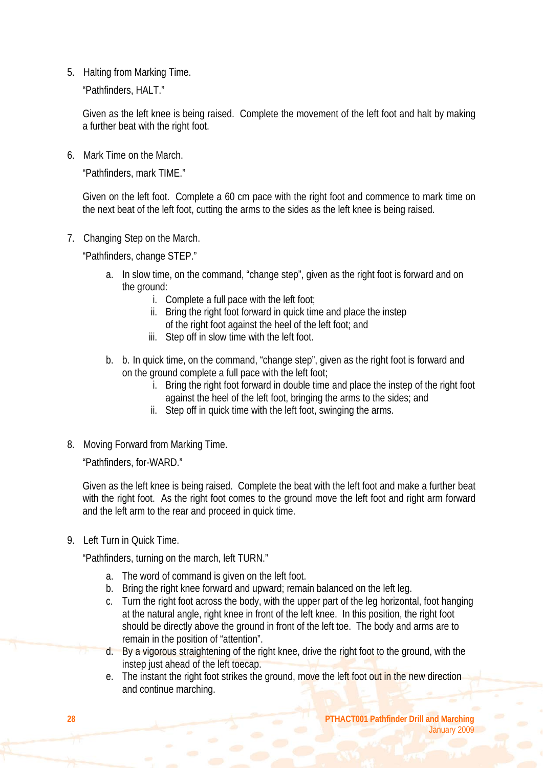5. Halting from Marking Time.

   "Pathfinders, HALT."

   Given as the left knee is being raised. Complete the movement of the left foot and halt by making a further beat with the right foot.

6. Mark Time on the March.

   "Pathfinders, mark TIME."

   Given on the left foot. Complete a 60 cm pace with the right foot and commence to mark time on the next beat of the left foot, cutting the arms to the sides as the left knee is being raised.

7. Changing Step on the March.

   "Pathfinders, change STEP."

   a. In slow time, on the command, "change step", given as the right foot is forward and on the ground:
      i. Complete a full pace with the left foot;
      ii. Bring the right foot forward in quick time and place the instep of the right foot against the heel of the left foot; and
      iii. Step off in slow time with the left foot.

   b. b. In quick time, on the command, "change step", given as the right foot is forward and on the ground complete a full pace with the left foot;
      i. Bring the right foot forward in double time and place the instep of the right foot against the heel of the left foot, bringing the arms to the sides; and
      ii. Step off in quick time with the left foot, swinging the arms.

8. Moving Forward from Marking Time.

   "Pathfinders, for-WARD."

   Given as the left knee is being raised. Complete the beat with the left foot and make a further beat with the right foot. As the right foot comes to the ground move the left foot and right arm forward and the left arm to the rear and proceed in quick time.

9. Left Turn in Quick Time.

   "Pathfinders, turning on the march, left TURN."

   a. The word of command is given on the left foot.
   b. Bring the right knee forward and upward; remain balanced on the left leg.
   c. Turn the right foot across the body, with the upper part of the leg horizontal, foot hanging at the natural angle, right knee in front of the left knee. In this position, the right foot should be directly above the ground in front of the left toe. The body and arms are to remain in the position of "attention".
   d. By a vigorous straightening of the right knee, drive the right foot to the ground, with the instep just ahead of the left toecap.
   e. The instant the right foot strikes the ground, move the left foot out in the new direction and continue marching.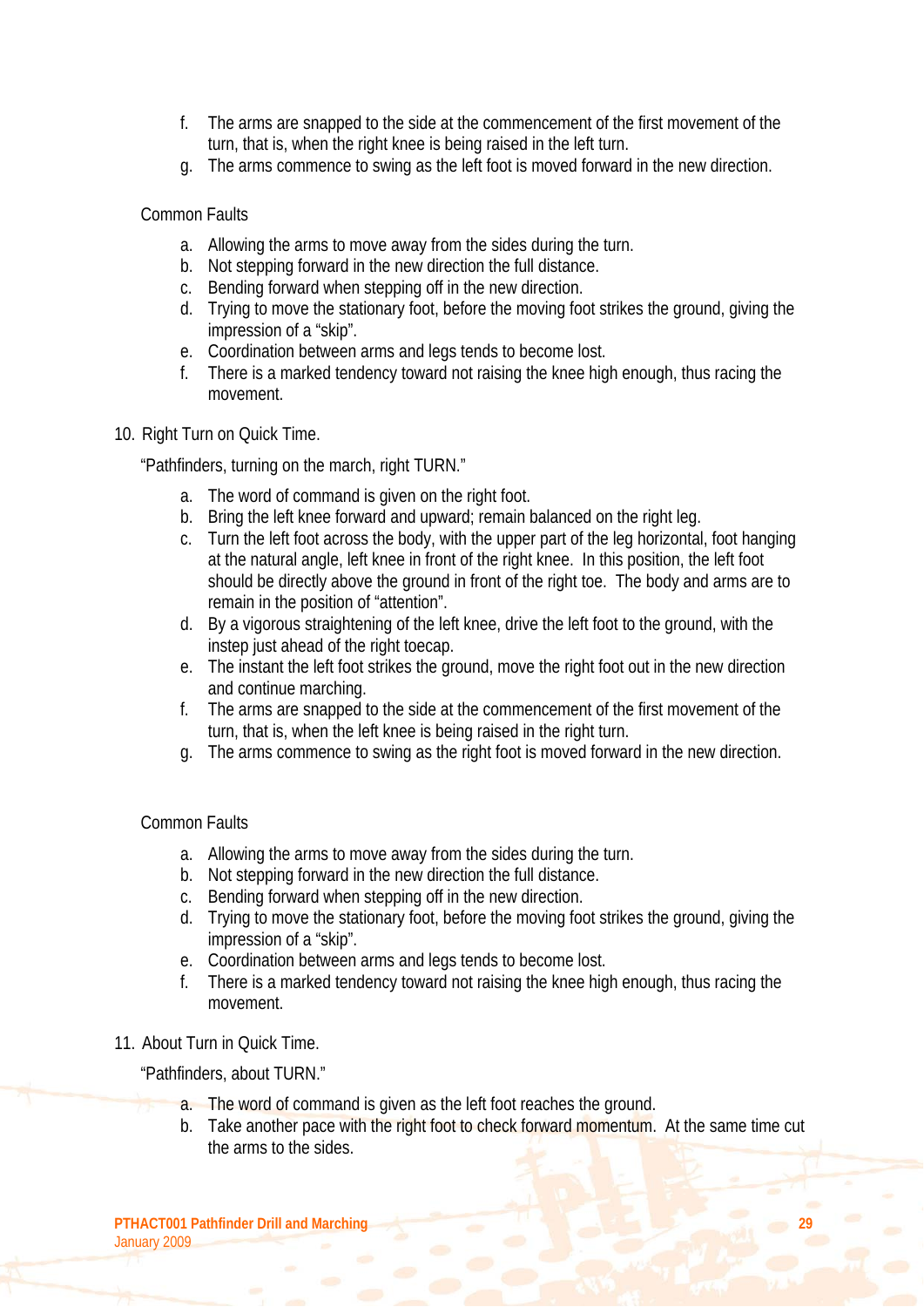f. The arms are snapped to the side at the commencement of the first movement of the turn, that is, when the right knee is being raised in the left turn.
g. The arms commence to swing as the left foot is moved forward in the new direction.

Common Faults

a. Allowing the arms to move away from the sides during the turn.
b. Not stepping forward in the new direction the full distance.
c. Bending forward when stepping off in the new direction.
d. Trying to move the stationary foot, before the moving foot strikes the ground, giving the impression of a "skip".
e. Coordination between arms and legs tends to become lost.
f. There is a marked tendency toward not raising the knee high enough, thus racing the movement.

10. Right Turn on Quick Time.

"Pathfinders, turning on the march, right TURN."

a. The word of command is given on the right foot.
b. Bring the left knee forward and upward; remain balanced on the right leg.
c. Turn the left foot across the body, with the upper part of the leg horizontal, foot hanging at the natural angle, left knee in front of the right knee. In this position, the left foot should be directly above the ground in front of the right toe. The body and arms are to remain in the position of "attention".
d. By a vigorous straightening of the left knee, drive the left foot to the ground, with the instep just ahead of the right toecap.
e. The instant the left foot strikes the ground, move the right foot out in the new direction and continue marching.
f. The arms are snapped to the side at the commencement of the first movement of the turn, that is, when the left knee is being raised in the right turn.
g. The arms commence to swing as the right foot is moved forward in the new direction.

Common Faults

a. Allowing the arms to move away from the sides during the turn.
b. Not stepping forward in the new direction the full distance.
c. Bending forward when stepping off in the new direction.
d. Trying to move the stationary foot, before the moving foot strikes the ground, giving the impression of a "skip".
e. Coordination between arms and legs tends to become lost.
f. There is a marked tendency toward not raising the knee high enough, thus racing the movement.

11. About Turn in Quick Time.

"Pathfinders, about TURN."

a. The word of command is given as the left foot reaches the ground.
b. Take another pace with the right foot to check forward momentum. At the same time cut the arms to the sides.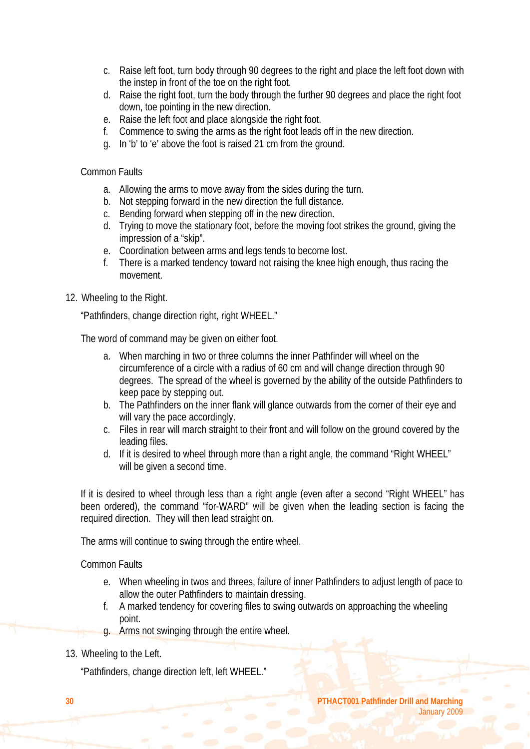c. Raise left foot, turn body through 90 degrees to the right and place the left foot down with the instep in front of the toe on the right foot.
d. Raise the right foot, turn the body through the further 90 degrees and place the right foot down, toe pointing in the new direction.
e. Raise the left foot and place alongside the right foot.
f. Commence to swing the arms as the right foot leads off in the new direction.
g. In 'b' to 'e' above the foot is raised 21 cm from the ground.

Common Faults

a. Allowing the arms to move away from the sides during the turn.
b. Not stepping forward in the new direction the full distance.
c. Bending forward when stepping off in the new direction.
d. Trying to move the stationary foot, before the moving foot strikes the ground, giving the impression of a "skip".
e. Coordination between arms and legs tends to become lost.
f. There is a marked tendency toward not raising the knee high enough, thus racing the movement.

12. Wheeling to the Right.

"Pathfinders, change direction right, right WHEEL."

The word of command may be given on either foot.

a. When marching in two or three columns the inner Pathfinder will wheel on the circumference of a circle with a radius of 60 cm and will change direction through 90 degrees. The spread of the wheel is governed by the ability of the outside Pathfinders to keep pace by stepping out.
b. The Pathfinders on the inner flank will glance outwards from the corner of their eye and will vary the pace accordingly.
c. Files in rear will march straight to their front and will follow on the ground covered by the leading files.
d. If it is desired to wheel through more than a right angle, the command "Right WHEEL" will be given a second time.

If it is desired to wheel through less than a right angle (even after a second "Right WHEEL" has been ordered), the command "for-WARD" will be given when the leading section is facing the required direction. They will then lead straight on.

The arms will continue to swing through the entire wheel.

Common Faults

e. When wheeling in twos and threes, failure of inner Pathfinders to adjust length of pace to allow the outer Pathfinders to maintain dressing.
f. A marked tendency for covering files to swing outwards on approaching the wheeling point.
g. Arms not swinging through the entire wheel.

13. Wheeling to the Left.

"Pathfinders, change direction left, left WHEEL."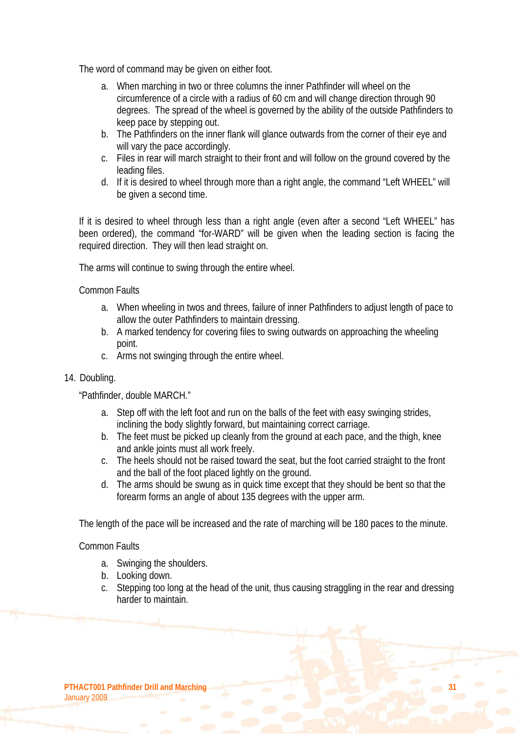The word of command may be given on either foot.

a. When marching in two or three columns the inner Pathfinder will wheel on the circumference of a circle with a radius of 60 cm and will change direction through 90 degrees. The spread of the wheel is governed by the ability of the outside Pathfinders to keep pace by stepping out.
b. The Pathfinders on the inner flank will glance outwards from the corner of their eye and will vary the pace accordingly.
c. Files in rear will march straight to their front and will follow on the ground covered by the leading files.
d. If it is desired to wheel through more than a right angle, the command "Left WHEEL" will be given a second time.

If it is desired to wheel through less than a right angle (even after a second "Left WHEEL" has been ordered), the command "for-WARD" will be given when the leading section is facing the required direction. They will then lead straight on.

The arms will continue to swing through the entire wheel.

Common Faults

a. When wheeling in twos and threes, failure of inner Pathfinders to adjust length of pace to allow the outer Pathfinders to maintain dressing.
b. A marked tendency for covering files to swing outwards on approaching the wheeling point.
c. Arms not swinging through the entire wheel.

14. Doubling.

"Pathfinder, double MARCH."

a. Step off with the left foot and run on the balls of the feet with easy swinging strides, inclining the body slightly forward, but maintaining correct carriage.
b. The feet must be picked up cleanly from the ground at each pace, and the thigh, knee and ankle joints must all work freely.
c. The heels should not be raised toward the seat, but the foot carried straight to the front and the ball of the foot placed lightly on the ground.
d. The arms should be swung as in quick time except that they should be bent so that the forearm forms an angle of about 135 degrees with the upper arm.

The length of the pace will be increased and the rate of marching will be 180 paces to the minute.

Common Faults

a. Swinging the shoulders.
b. Looking down.
c. Stepping too long at the head of the unit, thus causing straggling in the rear and dressing harder to maintain.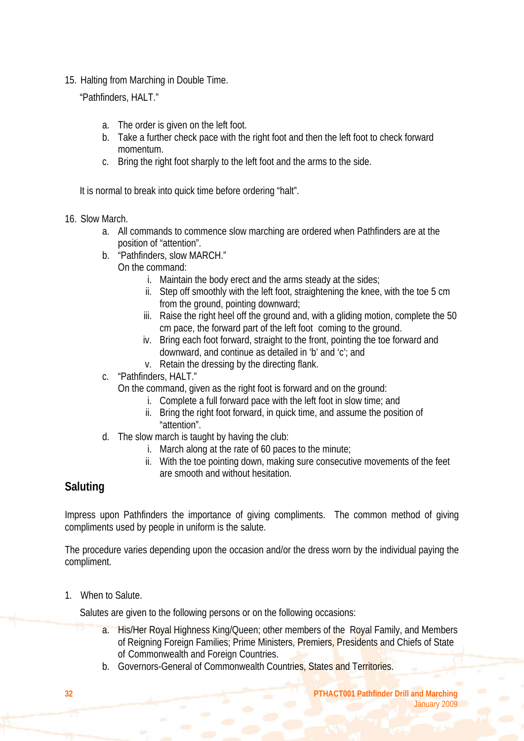15. Halting from Marching in Double Time.

    "Pathfinders, HALT."

    a. The order is given on the left foot.
    b. Take a further check pace with the right foot and then the left foot to check forward momentum.
    c. Bring the right foot sharply to the left foot and the arms to the side.

    It is normal to break into quick time before ordering "halt".

16. Slow March.
    a. All commands to commence slow marching are ordered when Pathfinders are at the position of "attention".
    b. "Pathfinders, slow MARCH."
       On the command:
        i. Maintain the body erect and the arms steady at the sides;
        ii. Step off smoothly with the left foot, straightening the knee, with the toe 5 cm from the ground, pointing downward;
        iii. Raise the right heel off the ground and, with a gliding motion, complete the 50 cm pace, the forward part of the left foot coming to the ground.
        iv. Bring each foot forward, straight to the front, pointing the toe forward and downward, and continue as detailed in 'b' and 'c'; and
        v. Retain the dressing by the directing flank.
    c. "Pathfinders, HALT."
       On the command, given as the right foot is forward and on the ground:
        i. Complete a full forward pace with the left foot in slow time; and
        ii. Bring the right foot forward, in quick time, and assume the position of "attention".
    d. The slow march is taught by having the club:
        i. March along at the rate of 60 paces to the minute;
        ii. With the toe pointing down, making sure consecutive movements of the feet are smooth and without hesitation.

## Saluting

Impress upon Pathfinders the importance of giving compliments. The common method of giving compliments used by people in uniform is the salute.

The procedure varies depending upon the occasion and/or the dress worn by the individual paying the compliment.

1. When to Salute.

   Salutes are given to the following persons or on the following occasions:

    a. His/Her Royal Highness King/Queen; other members of the Royal Family, and Members of Reigning Foreign Families; Prime Ministers, Premiers, Presidents and Chiefs of State of Commonwealth and Foreign Countries.
    b. Governors-General of Commonwealth Countries, States and Territories.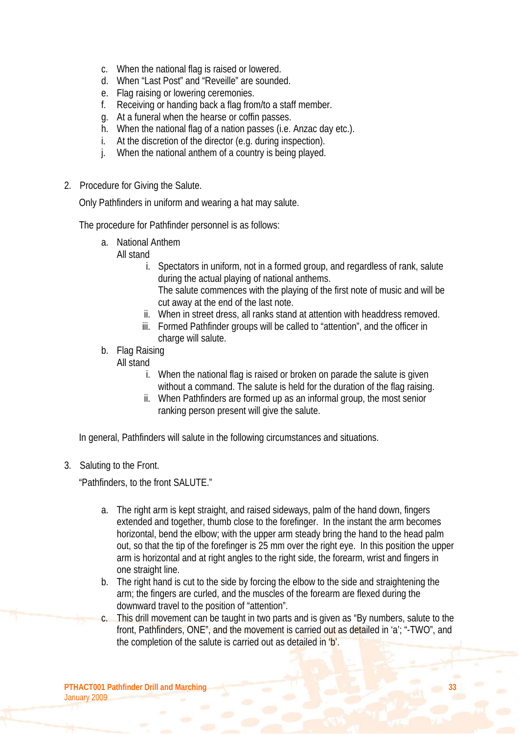c. When the national flag is raised or lowered.
d. When "Last Post" and "Reveille" are sounded.
e. Flag raising or lowering ceremonies.
f. Receiving or handing back a flag from/to a staff member.
g. At a funeral when the hearse or coffin passes.
h. When the national flag of a nation passes (i.e. Anzac day etc.).
i. At the discretion of the director (e.g. during inspection).
j. When the national anthem of a country is being played.

2. Procedure for Giving the Salute.

   Only Pathfinders in uniform and wearing a hat may salute.

   The procedure for Pathfinder personnel is as follows:

   a. National Anthem

      All stand

      i. Spectators in uniform, not in a formed group, and regardless of rank, salute during the actual playing of national anthems.
         The salute commences with the playing of the first note of music and will be cut away at the end of the last note.
      ii. When in street dress, all ranks stand at attention with headdress removed.
      iii. Formed Pathfinder groups will be called to "attention", and the officer in charge will salute.

   b. Flag Raising

      All stand

      i. When the national flag is raised or broken on parade the salute is given without a command. The salute is held for the duration of the flag raising.
      ii. When Pathfinders are formed up as an informal group, the most senior ranking person present will give the salute.

   In general, Pathfinders will salute in the following circumstances and situations.

3. Saluting to the Front.

   "Pathfinders, to the front SALUTE."

   a. The right arm is kept straight, and raised sideways, palm of the hand down, fingers extended and together, thumb close to the forefinger. In the instant the arm becomes horizontal, bend the elbow; with the upper arm steady bring the hand to the head palm out, so that the tip of the forefinger is 25 mm over the right eye. In this position the upper arm is horizontal and at right angles to the right side, the forearm, wrist and fingers in one straight line.
   b. The right hand is cut to the side by forcing the elbow to the side and straightening the arm; the fingers are curled, and the muscles of the forearm are flexed during the downward travel to the position of "attention".
   c. This drill movement can be taught in two parts and is given as "By numbers, salute to the front, Pathfinders, ONE", and the movement is carried out as detailed in 'a'; "-TWO", and the completion of the salute is carried out as detailed in 'b'.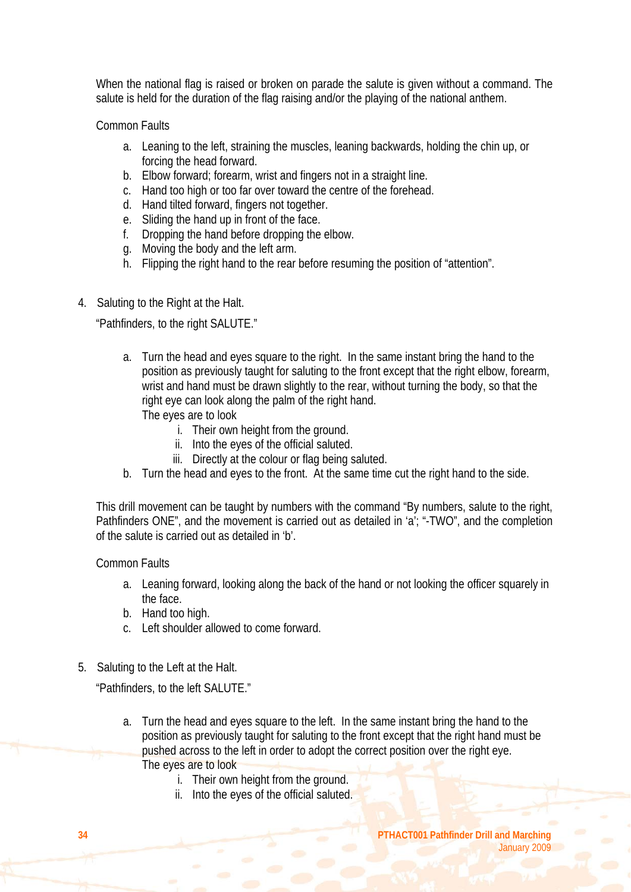When the national flag is raised or broken on parade the salute is given without a command. The salute is held for the duration of the flag raising and/or the playing of the national anthem.

Common Faults

a. Leaning to the left, straining the muscles, leaning backwards, holding the chin up, or forcing the head forward.
b. Elbow forward; forearm, wrist and fingers not in a straight line.
c. Hand too high or too far over toward the centre of the forehead.
d. Hand tilted forward, fingers not together.
e. Sliding the hand up in front of the face.
f. Dropping the hand before dropping the elbow.
g. Moving the body and the left arm.
h. Flipping the right hand to the rear before resuming the position of "attention".

4. Saluting to the Right at the Halt.

"Pathfinders, to the right SALUTE."

a. Turn the head and eyes square to the right. In the same instant bring the hand to the position as previously taught for saluting to the front except that the right elbow, forearm, wrist and hand must be drawn slightly to the rear, without turning the body, so that the right eye can look along the palm of the right hand.
   The eyes are to look
   i. Their own height from the ground.
   ii. Into the eyes of the official saluted.
   iii. Directly at the colour or flag being saluted.
b. Turn the head and eyes to the front. At the same time cut the right hand to the side.

This drill movement can be taught by numbers with the command "By numbers, salute to the right, Pathfinders ONE", and the movement is carried out as detailed in 'a'; "-TWO", and the completion of the salute is carried out as detailed in 'b'.

Common Faults

a. Leaning forward, looking along the back of the hand or not looking the officer squarely in the face.
b. Hand too high.
c. Left shoulder allowed to come forward.

5. Saluting to the Left at the Halt.

"Pathfinders, to the left SALUTE."

a. Turn the head and eyes square to the left. In the same instant bring the hand to the position as previously taught for saluting to the front except that the right hand must be pushed across to the left in order to adopt the correct position over the right eye.
   The eyes are to look
   i. Their own height from the ground.
   ii. Into the eyes of the official saluted.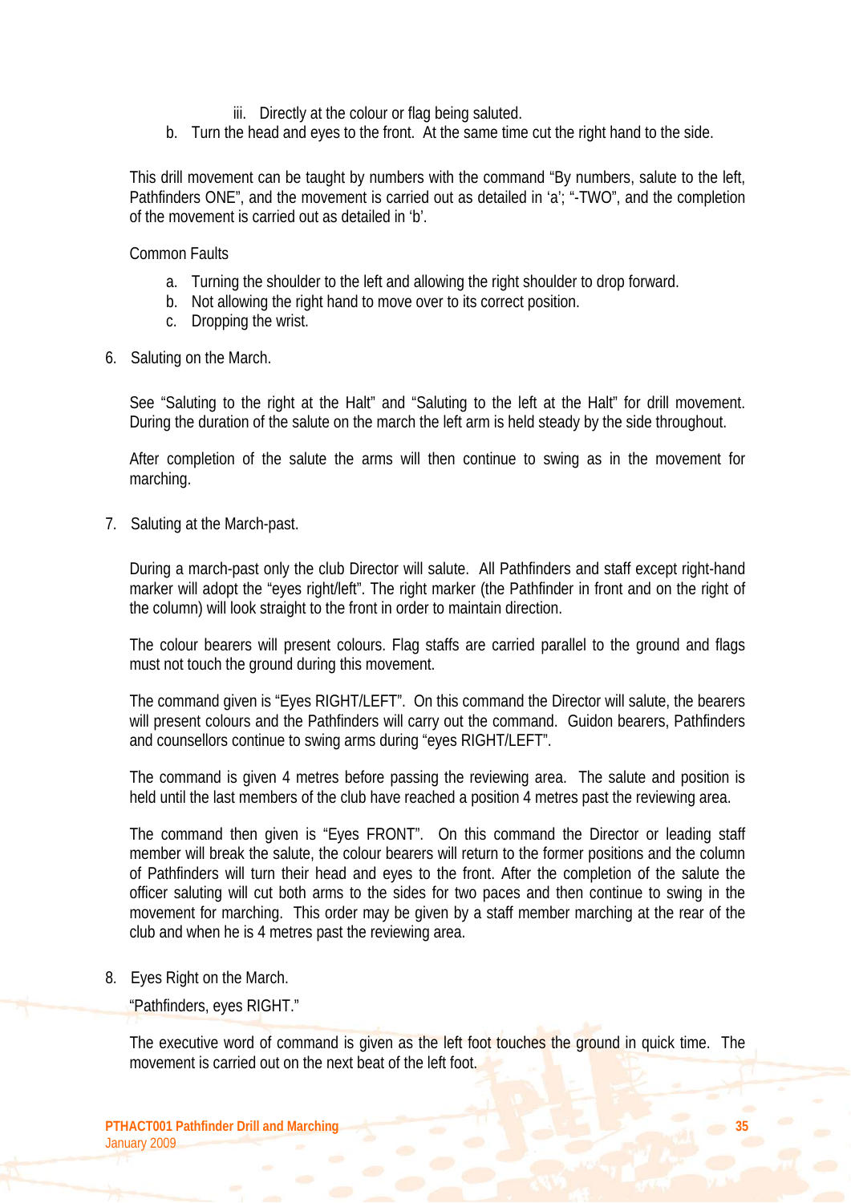iii. Directly at the colour or flag being saluted.

  b. Turn the head and eyes to the front. At the same time cut the right hand to the side.

This drill movement can be taught by numbers with the command "By numbers, salute to the left, Pathfinders ONE", and the movement is carried out as detailed in 'a'; "-TWO", and the completion of the movement is carried out as detailed in 'b'.

Common Faults

a. Turning the shoulder to the left and allowing the right shoulder to drop forward.
b. Not allowing the right hand to move over to its correct position.
c. Dropping the wrist.

6. Saluting on the March.

See "Saluting to the right at the Halt" and "Saluting to the left at the Halt" for drill movement. During the duration of the salute on the march the left arm is held steady by the side throughout.

After completion of the salute the arms will then continue to swing as in the movement for marching.

7. Saluting at the March-past.

During a march-past only the club Director will salute. All Pathfinders and staff except right-hand marker will adopt the "eyes right/left". The right marker (the Pathfinder in front and on the right of the column) will look straight to the front in order to maintain direction.

The colour bearers will present colours. Flag staffs are carried parallel to the ground and flags must not touch the ground during this movement.

The command given is "Eyes RIGHT/LEFT". On this command the Director will salute, the bearers will present colours and the Pathfinders will carry out the command. Guidon bearers, Pathfinders and counsellors continue to swing arms during "eyes RIGHT/LEFT".

The command is given 4 metres before passing the reviewing area. The salute and position is held until the last members of the club have reached a position 4 metres past the reviewing area.

The command then given is "Eyes FRONT". On this command the Director or leading staff member will break the salute, the colour bearers will return to the former positions and the column of Pathfinders will turn their head and eyes to the front. After the completion of the salute the officer saluting will cut both arms to the sides for two paces and then continue to swing in the movement for marching. This order may be given by a staff member marching at the rear of the club and when he is 4 metres past the reviewing area.

8. Eyes Right on the March.

"Pathfinders, eyes RIGHT."

The executive word of command is given as the left foot touches the ground in quick time. The movement is carried out on the next beat of the left foot.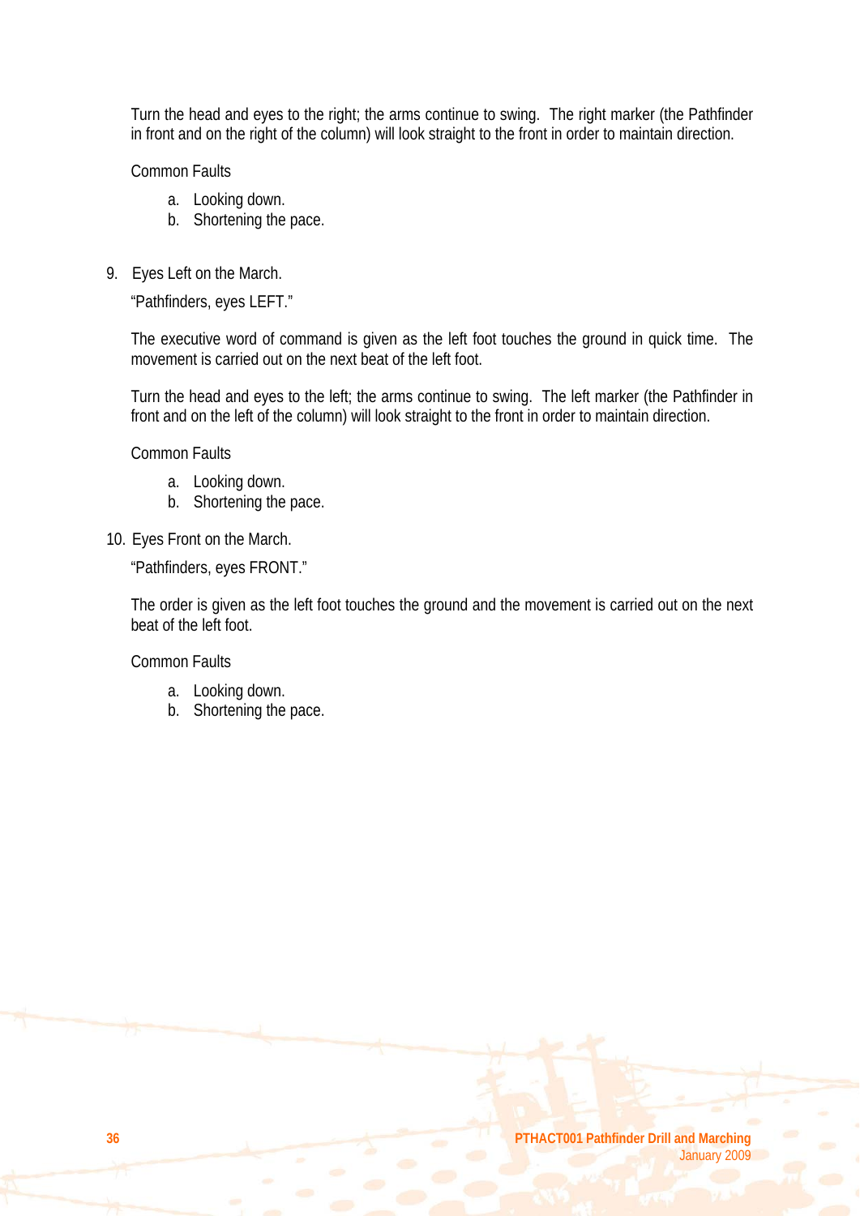Turn the head and eyes to the right; the arms continue to swing. The right marker (the Pathfinder in front and on the right of the column) will look straight to the front in order to maintain direction.

Common Faults

a. Looking down.
b. Shortening the pace.

9. Eyes Left on the March.

"Pathfinders, eyes LEFT."

The executive word of command is given as the left foot touches the ground in quick time. The movement is carried out on the next beat of the left foot.

Turn the head and eyes to the left; the arms continue to swing. The left marker (the Pathfinder in front and on the left of the column) will look straight to the front in order to maintain direction.

Common Faults

a. Looking down.
b. Shortening the pace.

10. Eyes Front on the March.

"Pathfinders, eyes FRONT."

The order is given as the left foot touches the ground and the movement is carried out on the next beat of the left foot.

Common Faults

a. Looking down.
b. Shortening the pace.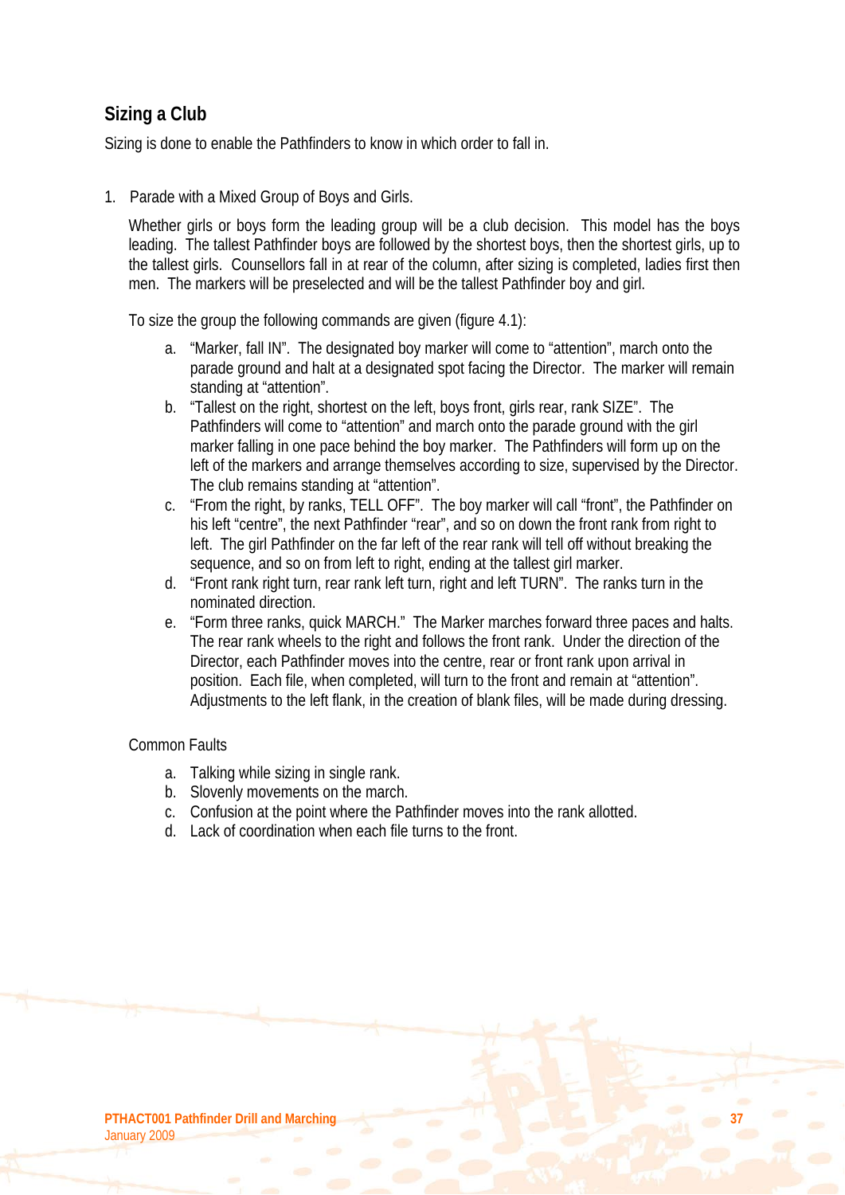## Sizing a Club

Sizing is done to enable the Pathfinders to know in which order to fall in.

1. Parade with a Mixed Group of Boys and Girls.

   Whether girls or boys form the leading group will be a club decision. This model has the boys leading. The tallest Pathfinder boys are followed by the shortest boys, then the shortest girls, up to the tallest girls. Counsellors fall in at rear of the column, after sizing is completed, ladies first then men. The markers will be preselected and will be the tallest Pathfinder boy and girl.

   To size the group the following commands are given (figure 4.1):

   a. “Marker, fall IN”. The designated boy marker will come to “attention”, march onto the parade ground and halt at a designated spot facing the Director. The marker will remain standing at “attention”.
   b. “Tallest on the right, shortest on the left, boys front, girls rear, rank SIZE”. The Pathfinders will come to “attention” and march onto the parade ground with the girl marker falling in one pace behind the boy marker. The Pathfinders will form up on the left of the markers and arrange themselves according to size, supervised by the Director. The club remains standing at “attention”.
   c. “From the right, by ranks, TELL OFF”. The boy marker will call “front”, the Pathfinder on his left “centre”, the next Pathfinder “rear”, and so on down the front rank from right to left. The girl Pathfinder on the far left of the rear rank will tell off without breaking the sequence, and so on from left to right, ending at the tallest girl marker.
   d. “Front rank right turn, rear rank left turn, right and left TURN”. The ranks turn in the nominated direction.
   e. “Form three ranks, quick MARCH.” The Marker marches forward three paces and halts. The rear rank wheels to the right and follows the front rank. Under the direction of the Director, each Pathfinder moves into the centre, rear or front rank upon arrival in position. Each file, when completed, will turn to the front and remain at “attention”. Adjustments to the left flank, in the creation of blank files, will be made during dressing.

   Common Faults

   a. Talking while sizing in single rank.
   b. Slovenly movements on the march.
   c. Confusion at the point where the Pathfinder moves into the rank allotted.
   d. Lack of coordination when each file turns to the front.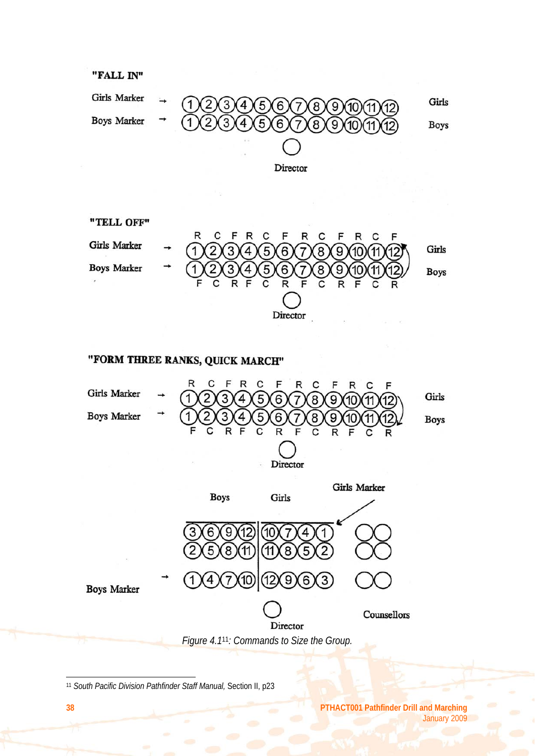**"FALL IN"**

Girls Marker → ①②③④⑤⑥⑦⑧⑨⑩⑪⑫ Girls

Boys Marker → ①②③④⑤⑥⑦⑧⑨⑩⑪⑫ Boys

Director

**"TELL OFF"**

R C F R C F R C F R C F

Girls Marker → ①②③④⑤⑥⑦⑧⑨⑩⑪⑫ Girls

Boys Marker → ①②③④⑤⑥⑦⑧⑨⑩⑪⑫ Boys

F C R F C R F C R F C R

Director

**"FORM THREE RANKS, QUICK MARCH"**

R C F R C F R C F R C F

Girls Marker → ①②③④⑤⑥⑦⑧⑨⑩⑪⑫ Girls

Boys Marker → ①②③④⑤⑥⑦⑧⑨⑩⑪⑫ Boys

F C R F C R F C R F C R

Director

Boys Girls Girls Marker

③⑥⑨⑫ | ⑩⑦④① ○○

②⑤⑧⑪ | ⑪⑧⑤② ○○

Boys Marker → ①④⑦⑩ | ⑫⑨⑥③ ○○

Director Counsellors

*Figure 4.1*[11]*: Commands to Size the Group.*

---

[11] *South Pacific Division Pathfinder Staff Manual,* Section II, p23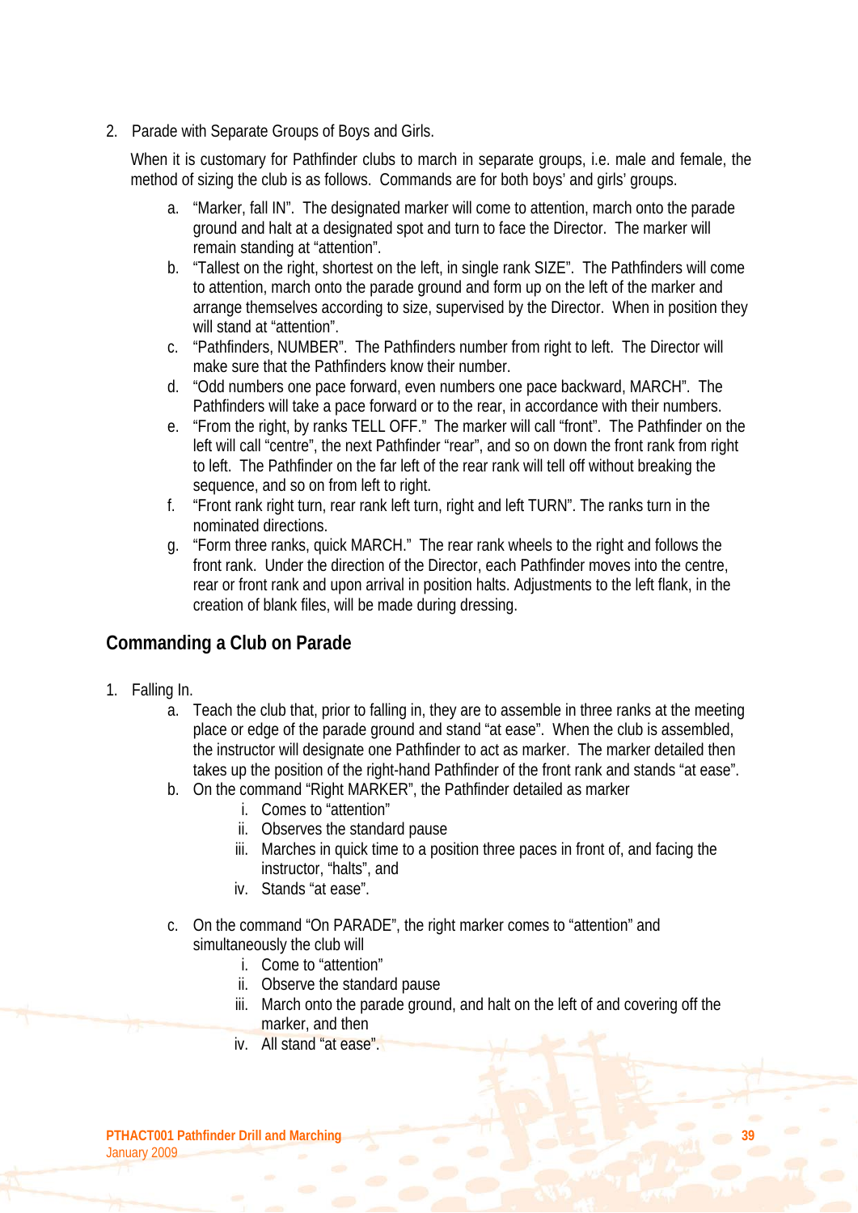2. Parade with Separate Groups of Boys and Girls.

   When it is customary for Pathfinder clubs to march in separate groups, i.e. male and female, the method of sizing the club is as follows. Commands are for both boys' and girls' groups.

   a. "Marker, fall IN". The designated marker will come to attention, march onto the parade ground and halt at a designated spot and turn to face the Director. The marker will remain standing at "attention".
   b. "Tallest on the right, shortest on the left, in single rank SIZE". The Pathfinders will come to attention, march onto the parade ground and form up on the left of the marker and arrange themselves according to size, supervised by the Director. When in position they will stand at "attention".
   c. "Pathfinders, NUMBER". The Pathfinders number from right to left. The Director will make sure that the Pathfinders know their number.
   d. "Odd numbers one pace forward, even numbers one pace backward, MARCH". The Pathfinders will take a pace forward or to the rear, in accordance with their numbers.
   e. "From the right, by ranks TELL OFF." The marker will call "front". The Pathfinder on the left will call "centre", the next Pathfinder "rear", and so on down the front rank from right to left. The Pathfinder on the far left of the rear rank will tell off without breaking the sequence, and so on from left to right.
   f. "Front rank right turn, rear rank left turn, right and left TURN". The ranks turn in the nominated directions.
   g. "Form three ranks, quick MARCH." The rear rank wheels to the right and follows the front rank. Under the direction of the Director, each Pathfinder moves into the centre, rear or front rank and upon arrival in position halts. Adjustments to the left flank, in the creation of blank files, will be made during dressing.

## Commanding a Club on Parade

1. Falling In.
   a. Teach the club that, prior to falling in, they are to assemble in three ranks at the meeting place or edge of the parade ground and stand "at ease". When the club is assembled, the instructor will designate one Pathfinder to act as marker. The marker detailed then takes up the position of the right-hand Pathfinder of the front rank and stands "at ease".
   b. On the command "Right MARKER", the Pathfinder detailed as marker
      i. Comes to "attention"
      ii. Observes the standard pause
      iii. Marches in quick time to a position three paces in front of, and facing the instructor, "halts", and
      iv. Stands "at ease".
   c. On the command "On PARADE", the right marker comes to "attention" and simultaneously the club will
      i. Come to "attention"
      ii. Observe the standard pause
      iii. March onto the parade ground, and halt on the left of and covering off the marker, and then
      iv. All stand "at ease".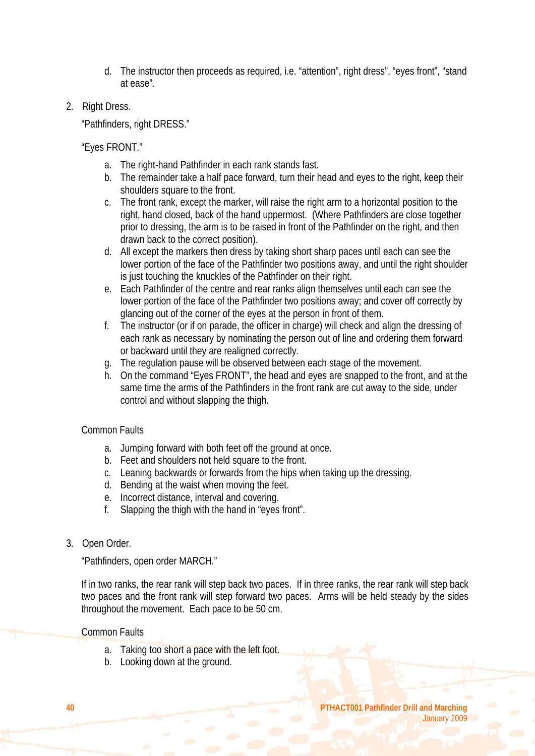d. The instructor then proceeds as required, i.e. "attention", right dress", "eyes front", "stand at ease".

2. Right Dress.

   "Pathfinders, right DRESS."

   "Eyes FRONT."

   a. The right-hand Pathfinder in each rank stands fast.
   b. The remainder take a half pace forward, turn their head and eyes to the right, keep their shoulders square to the front.
   c. The front rank, except the marker, will raise the right arm to a horizontal position to the right, hand closed, back of the hand uppermost. (Where Pathfinders are close together prior to dressing, the arm is to be raised in front of the Pathfinder on the right, and then drawn back to the correct position).
   d. All except the markers then dress by taking short sharp paces until each can see the lower portion of the face of the Pathfinder two positions away, and until the right shoulder is just touching the knuckles of the Pathfinder on their right.
   e. Each Pathfinder of the centre and rear ranks align themselves until each can see the lower portion of the face of the Pathfinder two positions away; and cover off correctly by glancing out of the corner of the eyes at the person in front of them.
   f. The instructor (or if on parade, the officer in charge) will check and align the dressing of each rank as necessary by nominating the person out of line and ordering them forward or backward until they are realigned correctly.
   g. The regulation pause will be observed between each stage of the movement.
   h. On the command "Eyes FRONT", the head and eyes are snapped to the front, and at the same time the arms of the Pathfinders in the front rank are cut away to the side, under control and without slapping the thigh.

   Common Faults

   a. Jumping forward with both feet off the ground at once.
   b. Feet and shoulders not held square to the front.
   c. Leaning backwards or forwards from the hips when taking up the dressing.
   d. Bending at the waist when moving the feet.
   e. Incorrect distance, interval and covering.
   f. Slapping the thigh with the hand in "eyes front".

3. Open Order.

   "Pathfinders, open order MARCH."

   If in two ranks, the rear rank will step back two paces. If in three ranks, the rear rank will step back two paces and the front rank will step forward two paces. Arms will be held steady by the sides throughout the movement. Each pace to be 50 cm.

   Common Faults

   a. Taking too short a pace with the left foot.
   b. Looking down at the ground.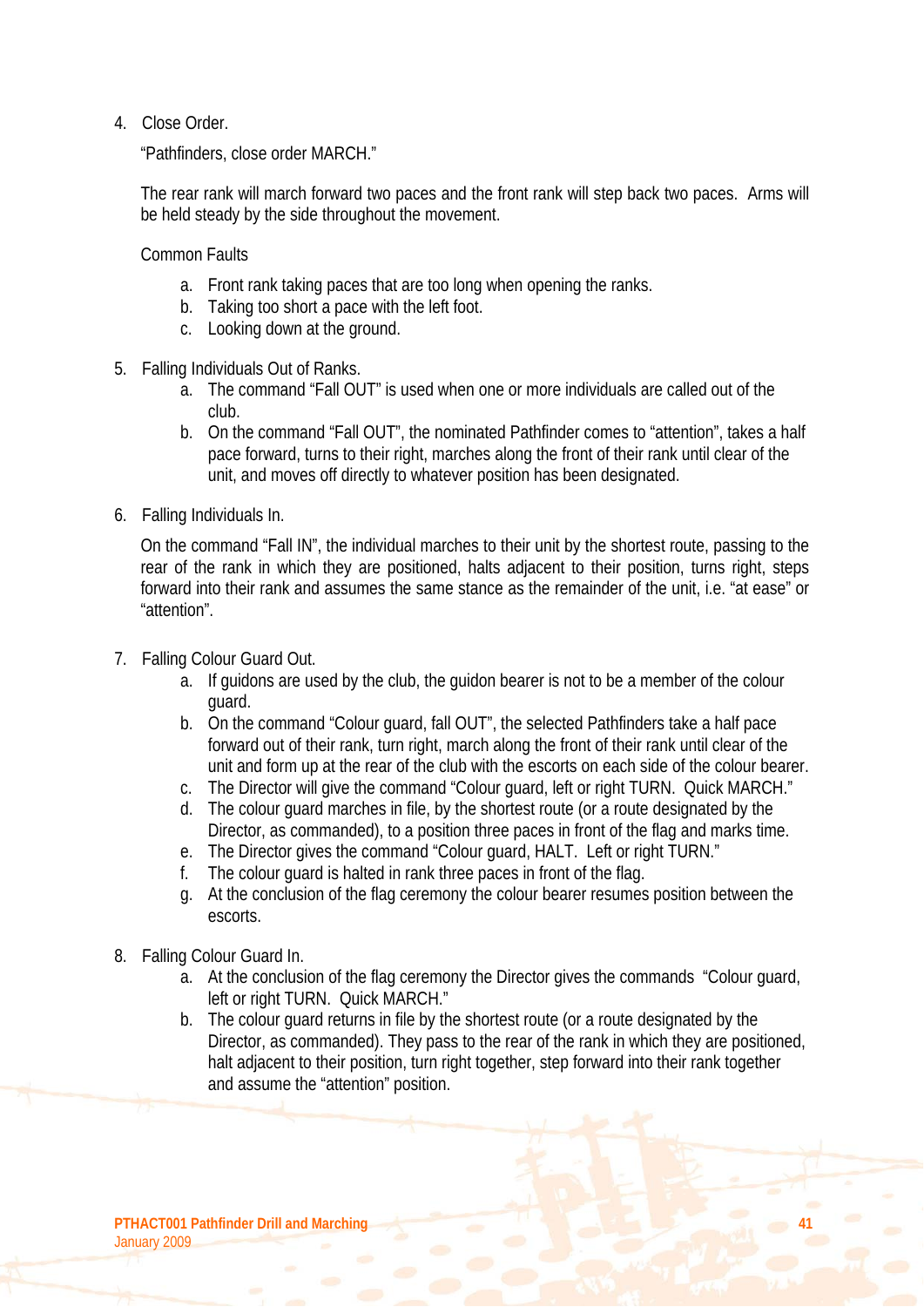4. Close Order.

   "Pathfinders, close order MARCH."

   The rear rank will march forward two paces and the front rank will step back two paces. Arms will be held steady by the side throughout the movement.

   Common Faults

   a. Front rank taking paces that are too long when opening the ranks.
   b. Taking too short a pace with the left foot.
   c. Looking down at the ground.

5. Falling Individuals Out of Ranks.
   a. The command "Fall OUT" is used when one or more individuals are called out of the club.
   b. On the command "Fall OUT", the nominated Pathfinder comes to "attention", takes a half pace forward, turns to their right, marches along the front of their rank until clear of the unit, and moves off directly to whatever position has been designated.

6. Falling Individuals In.

   On the command "Fall IN", the individual marches to their unit by the shortest route, passing to the rear of the rank in which they are positioned, halts adjacent to their position, turns right, steps forward into their rank and assumes the same stance as the remainder of the unit, i.e. "at ease" or "attention".

7. Falling Colour Guard Out.
   a. If guidons are used by the club, the guidon bearer is not to be a member of the colour guard.
   b. On the command "Colour guard, fall OUT", the selected Pathfinders take a half pace forward out of their rank, turn right, march along the front of their rank until clear of the unit and form up at the rear of the club with the escorts on each side of the colour bearer.
   c. The Director will give the command "Colour guard, left or right TURN. Quick MARCH."
   d. The colour guard marches in file, by the shortest route (or a route designated by the Director, as commanded), to a position three paces in front of the flag and marks time.
   e. The Director gives the command "Colour guard, HALT. Left or right TURN."
   f. The colour guard is halted in rank three paces in front of the flag.
   g. At the conclusion of the flag ceremony the colour bearer resumes position between the escorts.

8. Falling Colour Guard In.
   a. At the conclusion of the flag ceremony the Director gives the commands "Colour guard, left or right TURN. Quick MARCH."
   b. The colour guard returns in file by the shortest route (or a route designated by the Director, as commanded). They pass to the rear of the rank in which they are positioned, halt adjacent to their position, turn right together, step forward into their rank together and assume the "attention" position.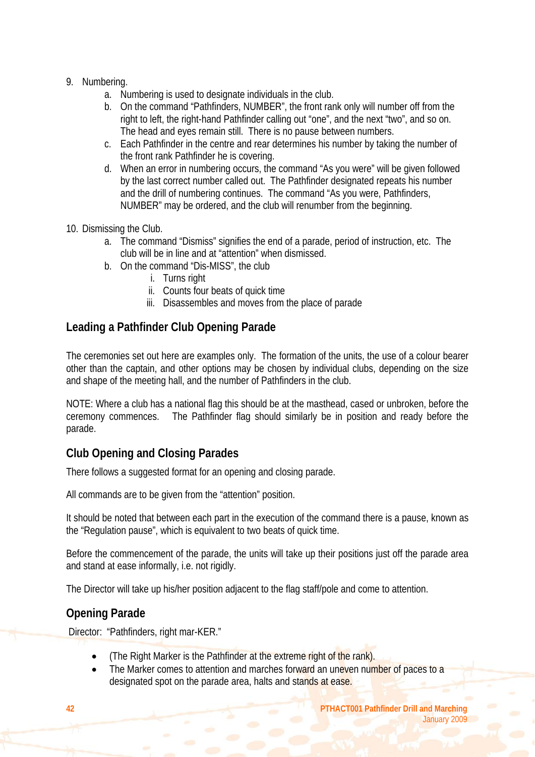9. Numbering.
    a. Numbering is used to designate individuals in the club.
    b. On the command "Pathfinders, NUMBER", the front rank only will number off from the right to left, the right-hand Pathfinder calling out "one", and the next "two", and so on. The head and eyes remain still. There is no pause between numbers.
    c. Each Pathfinder in the centre and rear determines his number by taking the number of the front rank Pathfinder he is covering.
    d. When an error in numbering occurs, the command "As you were" will be given followed by the last correct number called out. The Pathfinder designated repeats his number and the drill of numbering continues. The command "As you were, Pathfinders, NUMBER" may be ordered, and the club will renumber from the beginning.

10. Dismissing the Club.
    a. The command "Dismiss" signifies the end of a parade, period of instruction, etc. The club will be in line and at "attention" when dismissed.
    b. On the command "Dis-MISS", the club
        i. Turns right
        ii. Counts four beats of quick time
        iii. Disassembles and moves from the place of parade

## Leading a Pathfinder Club Opening Parade

The ceremonies set out here are examples only. The formation of the units, the use of a colour bearer other than the captain, and other options may be chosen by individual clubs, depending on the size and shape of the meeting hall, and the number of Pathfinders in the club.

NOTE: Where a club has a national flag this should be at the masthead, cased or unbroken, before the ceremony commences. The Pathfinder flag should similarly be in position and ready before the parade.

## Club Opening and Closing Parades

There follows a suggested format for an opening and closing parade.

All commands are to be given from the "attention" position.

It should be noted that between each part in the execution of the command there is a pause, known as the "Regulation pause", which is equivalent to two beats of quick time.

Before the commencement of the parade, the units will take up their positions just off the parade area and stand at ease informally, i.e. not rigidly.

The Director will take up his/her position adjacent to the flag staff/pole and come to attention.

## Opening Parade

Director: "Pathfinders, right mar-KER."

- (The Right Marker is the Pathfinder at the extreme right of the rank).
- The Marker comes to attention and marches forward an uneven number of paces to a designated spot on the parade area, halts and stands at ease.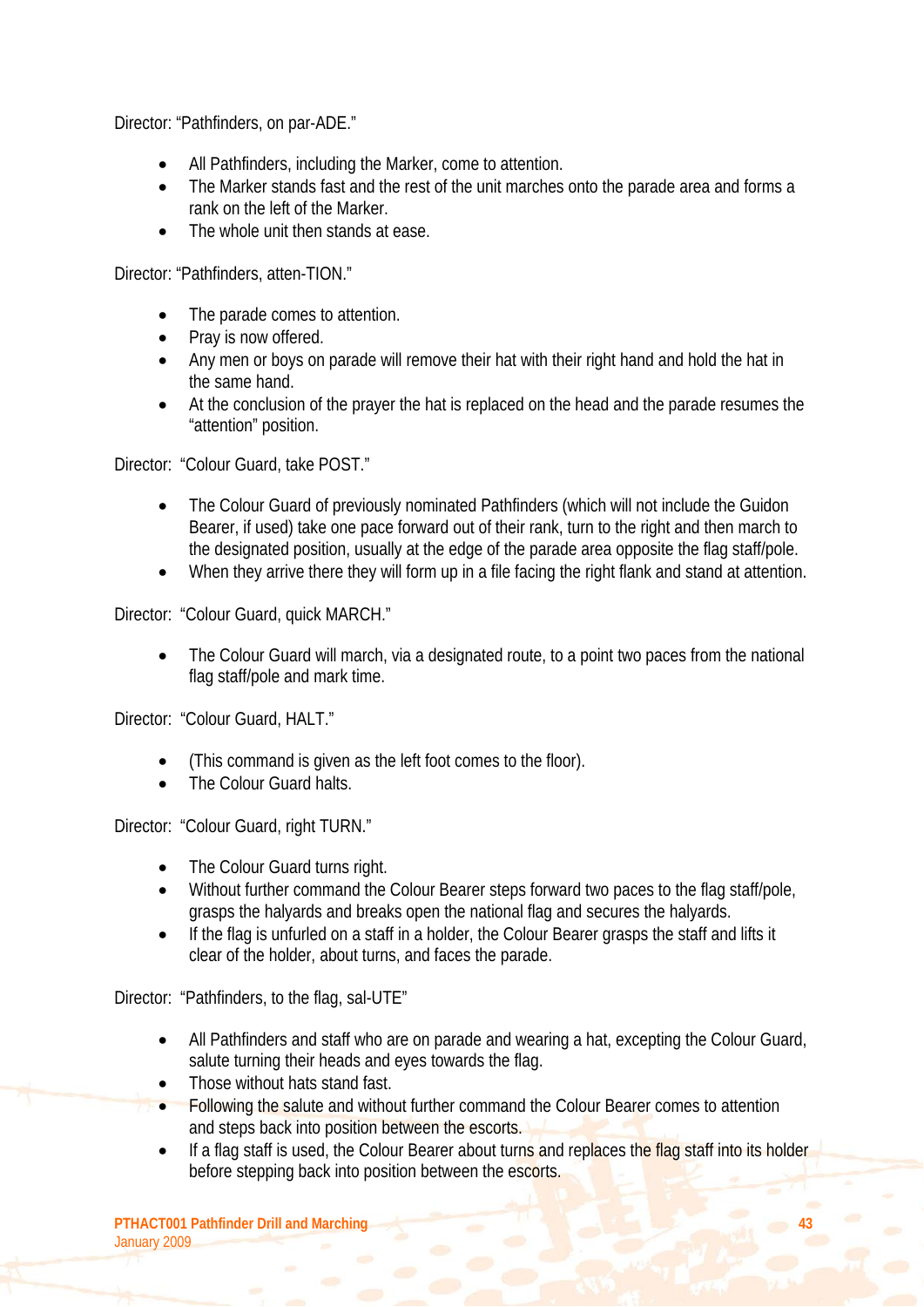Director: "Pathfinders, on par-ADE."

- All Pathfinders, including the Marker, come to attention.
- The Marker stands fast and the rest of the unit marches onto the parade area and forms a rank on the left of the Marker.
- The whole unit then stands at ease.

Director: "Pathfinders, atten-TION."

- The parade comes to attention.
- Pray is now offered.
- Any men or boys on parade will remove their hat with their right hand and hold the hat in the same hand.
- At the conclusion of the prayer the hat is replaced on the head and the parade resumes the "attention" position.

Director: "Colour Guard, take POST."

- The Colour Guard of previously nominated Pathfinders (which will not include the Guidon Bearer, if used) take one pace forward out of their rank, turn to the right and then march to the designated position, usually at the edge of the parade area opposite the flag staff/pole.
- When they arrive there they will form up in a file facing the right flank and stand at attention.

Director: "Colour Guard, quick MARCH."

- The Colour Guard will march, via a designated route, to a point two paces from the national flag staff/pole and mark time.

Director: "Colour Guard, HALT."

- (This command is given as the left foot comes to the floor).
- The Colour Guard halts.

Director: "Colour Guard, right TURN."

- The Colour Guard turns right.
- Without further command the Colour Bearer steps forward two paces to the flag staff/pole, grasps the halyards and breaks open the national flag and secures the halyards.
- If the flag is unfurled on a staff in a holder, the Colour Bearer grasps the staff and lifts it clear of the holder, about turns, and faces the parade.

Director: "Pathfinders, to the flag, sal-UTE"

- All Pathfinders and staff who are on parade and wearing a hat, excepting the Colour Guard, salute turning their heads and eyes towards the flag.
- Those without hats stand fast.
- Following the salute and without further command the Colour Bearer comes to attention and steps back into position between the escorts.
- If a flag staff is used, the Colour Bearer about turns and replaces the flag staff into its holder before stepping back into position between the escorts.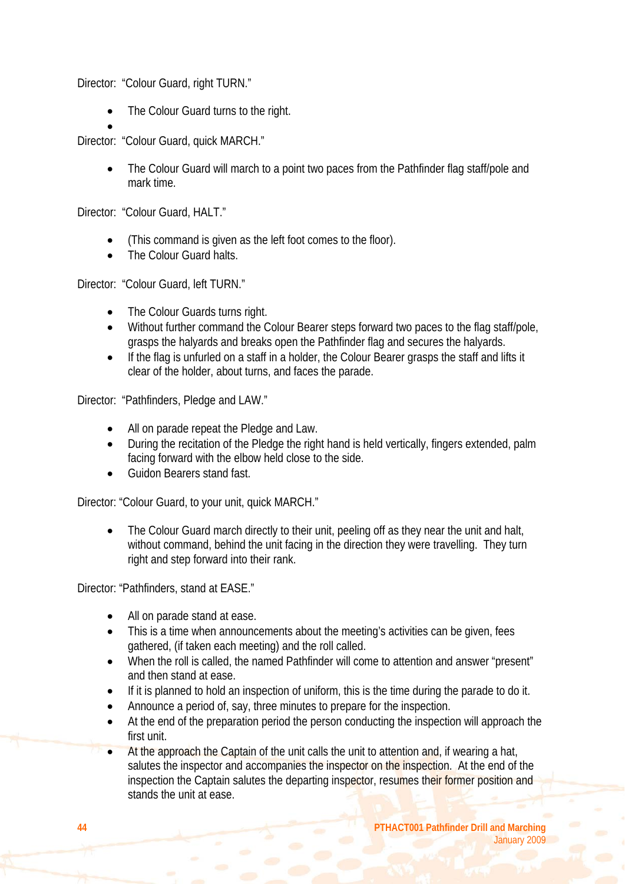Director: "Colour Guard, right TURN."

- The Colour Guard turns to the right.
- 

Director: "Colour Guard, quick MARCH."

- The Colour Guard will march to a point two paces from the Pathfinder flag staff/pole and mark time.

Director: "Colour Guard, HALT."

- (This command is given as the left foot comes to the floor).
- The Colour Guard halts.

Director: "Colour Guard, left TURN."

- The Colour Guards turns right.
- Without further command the Colour Bearer steps forward two paces to the flag staff/pole, grasps the halyards and breaks open the Pathfinder flag and secures the halyards.
- If the flag is unfurled on a staff in a holder, the Colour Bearer grasps the staff and lifts it clear of the holder, about turns, and faces the parade.

Director: "Pathfinders, Pledge and LAW."

- All on parade repeat the Pledge and Law.
- During the recitation of the Pledge the right hand is held vertically, fingers extended, palm facing forward with the elbow held close to the side.
- Guidon Bearers stand fast.

Director: "Colour Guard, to your unit, quick MARCH."

- The Colour Guard march directly to their unit, peeling off as they near the unit and halt, without command, behind the unit facing in the direction they were travelling. They turn right and step forward into their rank.

Director: "Pathfinders, stand at EASE."

- All on parade stand at ease.
- This is a time when announcements about the meeting's activities can be given, fees gathered, (if taken each meeting) and the roll called.
- When the roll is called, the named Pathfinder will come to attention and answer "present" and then stand at ease.
- If it is planned to hold an inspection of uniform, this is the time during the parade to do it.
- Announce a period of, say, three minutes to prepare for the inspection.
- At the end of the preparation period the person conducting the inspection will approach the first unit.
- At the approach the Captain of the unit calls the unit to attention and, if wearing a hat, salutes the inspector and accompanies the inspector on the inspection. At the end of the inspection the Captain salutes the departing inspector, resumes their former position and stands the unit at ease.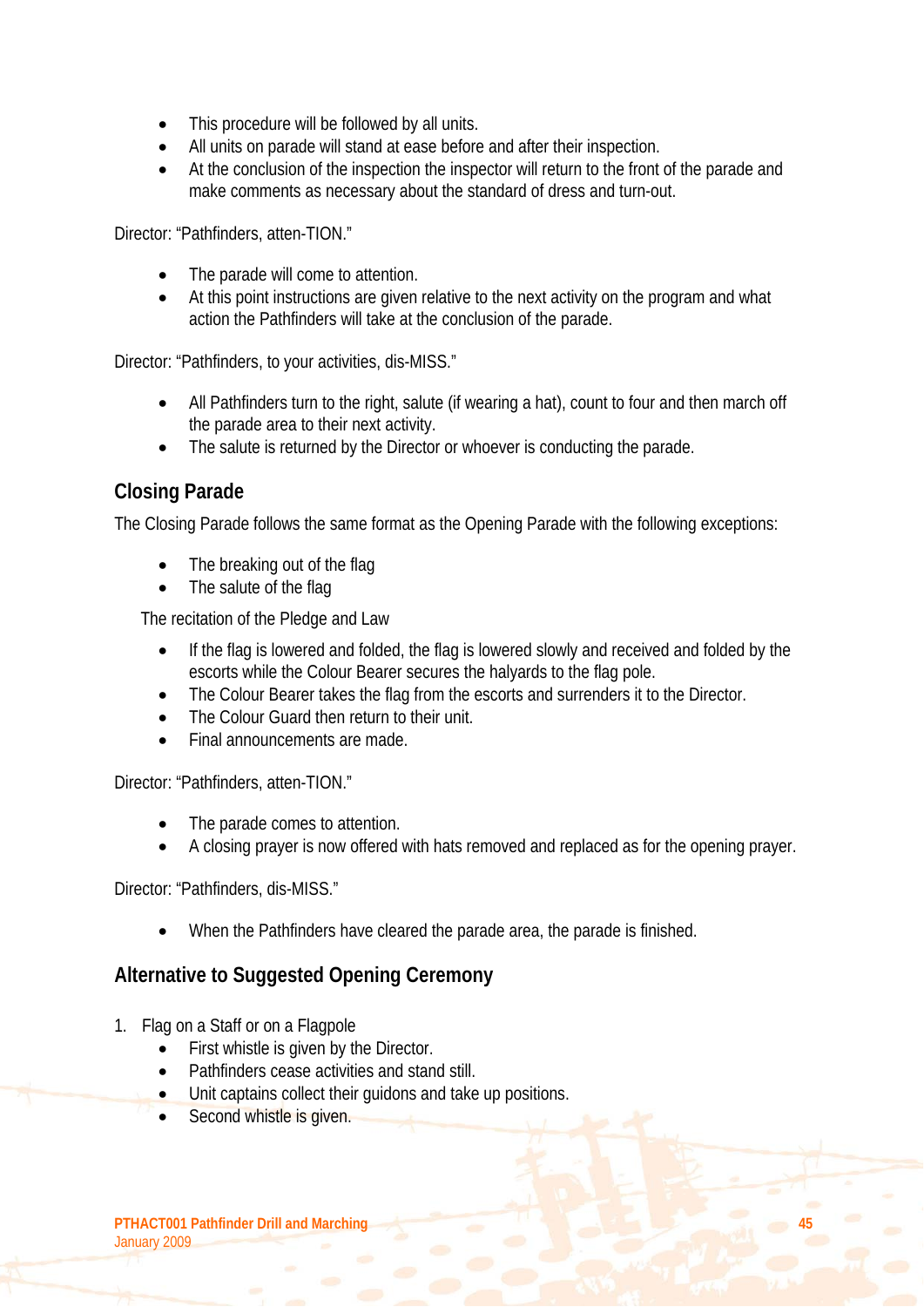- This procedure will be followed by all units.
- All units on parade will stand at ease before and after their inspection.
- At the conclusion of the inspection the inspector will return to the front of the parade and make comments as necessary about the standard of dress and turn-out.

Director: "Pathfinders, atten-TION."

- The parade will come to attention.
- At this point instructions are given relative to the next activity on the program and what action the Pathfinders will take at the conclusion of the parade.

Director: "Pathfinders, to your activities, dis-MISS."

- All Pathfinders turn to the right, salute (if wearing a hat), count to four and then march off the parade area to their next activity.
- The salute is returned by the Director or whoever is conducting the parade.

## Closing Parade

The Closing Parade follows the same format as the Opening Parade with the following exceptions:

- The breaking out of the flag
- The salute of the flag

The recitation of the Pledge and Law

- If the flag is lowered and folded, the flag is lowered slowly and received and folded by the escorts while the Colour Bearer secures the halyards to the flag pole.
- The Colour Bearer takes the flag from the escorts and surrenders it to the Director.
- The Colour Guard then return to their unit.
- Final announcements are made.

Director: "Pathfinders, atten-TION."

- The parade comes to attention.
- A closing prayer is now offered with hats removed and replaced as for the opening prayer.

Director: "Pathfinders, dis-MISS."

- When the Pathfinders have cleared the parade area, the parade is finished.

## Alternative to Suggested Opening Ceremony

1. Flag on a Staff or on a Flagpole
   - First whistle is given by the Director.
   - Pathfinders cease activities and stand still.
   - Unit captains collect their guidons and take up positions.
   - Second whistle is given.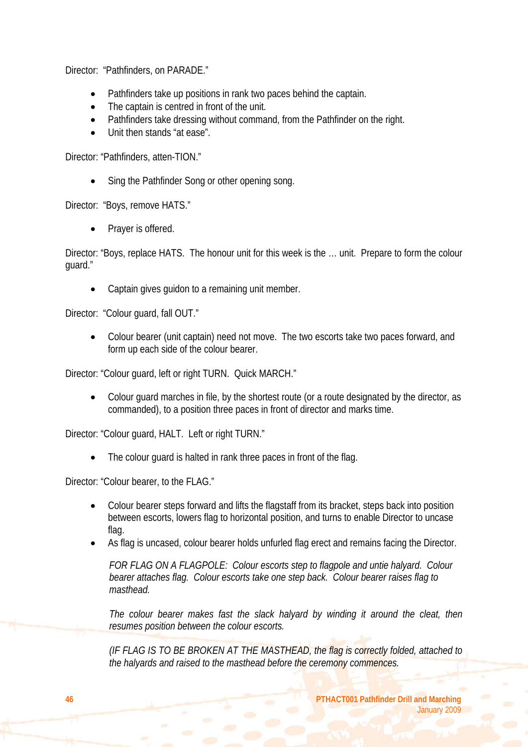Director:  "Pathfinders, on PARADE."

- Pathfinders take up positions in rank two paces behind the captain.
- The captain is centred in front of the unit.
- Pathfinders take dressing without command, from the Pathfinder on the right.
- Unit then stands "at ease".

Director: "Pathfinders, atten-TION."

- Sing the Pathfinder Song or other opening song.

Director:  "Boys, remove HATS."

- Prayer is offered.

Director: "Boys, replace HATS.  The honour unit for this week is the … unit.  Prepare to form the colour guard."

- Captain gives guidon to a remaining unit member.

Director:  "Colour guard, fall OUT."

- Colour bearer (unit captain) need not move.  The two escorts take two paces forward, and form up each side of the colour bearer.

Director: "Colour guard, left or right TURN.  Quick MARCH."

- Colour guard marches in file, by the shortest route (or a route designated by the director, as commanded), to a position three paces in front of director and marks time.

Director: "Colour guard, HALT.  Left or right TURN."

- The colour guard is halted in rank three paces in front of the flag.

Director: "Colour bearer, to the FLAG."

- Colour bearer steps forward and lifts the flagstaff from its bracket, steps back into position between escorts, lowers flag to horizontal position, and turns to enable Director to uncase flag.
- As flag is uncased, colour bearer holds unfurled flag erect and remains facing the Director.

*FOR FLAG ON A FLAGPOLE:  Colour escorts step to flagpole and untie halyard.  Colour bearer attaches flag.  Colour escorts take one step back.  Colour bearer raises flag to masthead.*

*The colour bearer makes fast the slack halyard by winding it around the cleat, then resumes position between the colour escorts.*

*(IF FLAG IS TO BE BROKEN AT THE MASTHEAD, the flag is correctly folded, attached to the halyards and raised to the masthead before the ceremony commences.*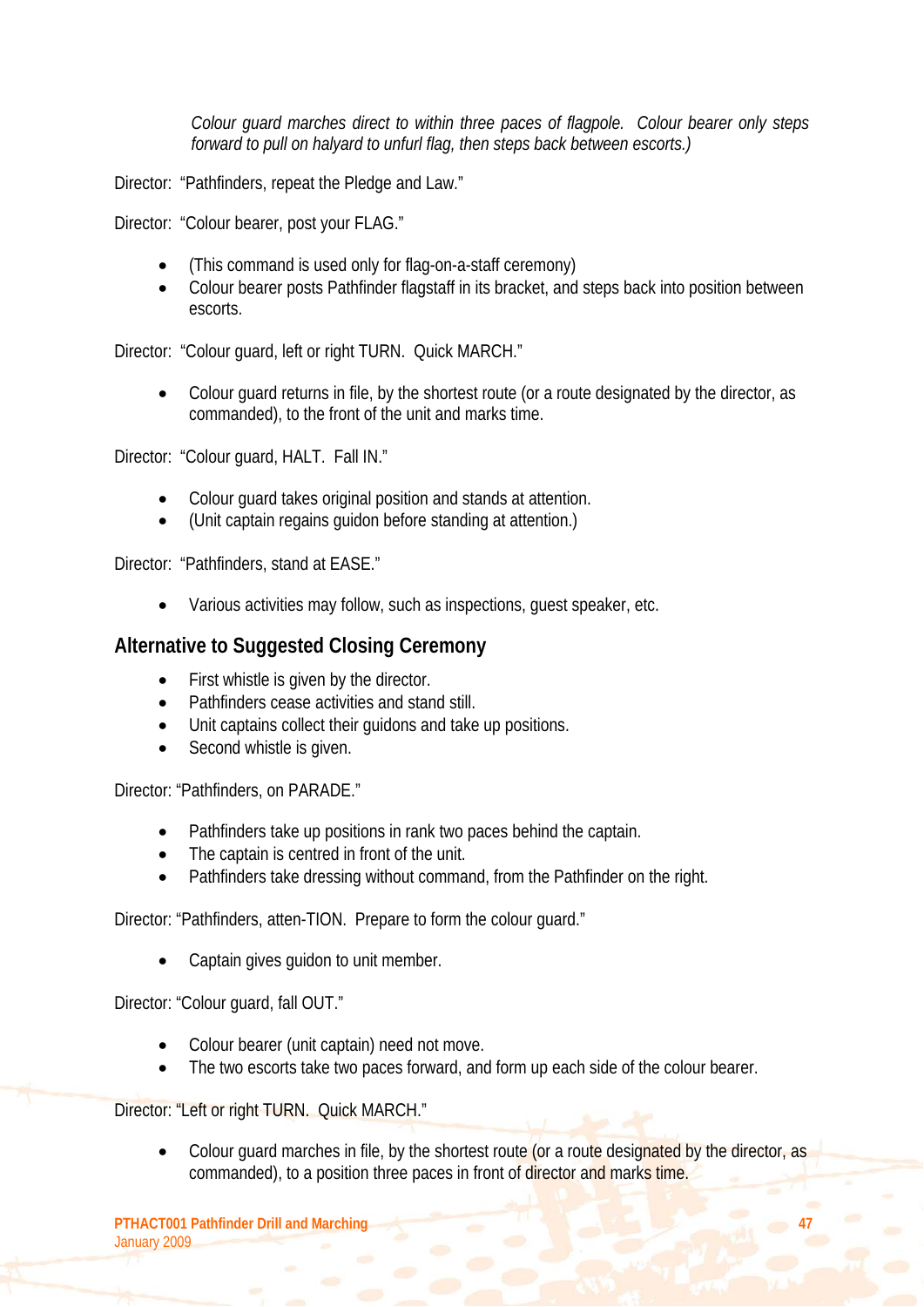*Colour guard marches direct to within three paces of flagpole. Colour bearer only steps forward to pull on halyard to unfurl flag, then steps back between escorts.)*

Director: "Pathfinders, repeat the Pledge and Law."

Director: "Colour bearer, post your FLAG."

- (This command is used only for flag-on-a-staff ceremony)
- Colour bearer posts Pathfinder flagstaff in its bracket, and steps back into position between escorts.

Director: "Colour guard, left or right TURN. Quick MARCH."

- Colour guard returns in file, by the shortest route (or a route designated by the director, as commanded), to the front of the unit and marks time.

Director: "Colour guard, HALT. Fall IN."

- Colour guard takes original position and stands at attention.
- (Unit captain regains guidon before standing at attention.)

Director: "Pathfinders, stand at EASE."

- Various activities may follow, such as inspections, guest speaker, etc.

## Alternative to Suggested Closing Ceremony

- First whistle is given by the director.
- Pathfinders cease activities and stand still.
- Unit captains collect their guidons and take up positions.
- Second whistle is given.

Director: "Pathfinders, on PARADE."

- Pathfinders take up positions in rank two paces behind the captain.
- The captain is centred in front of the unit.
- Pathfinders take dressing without command, from the Pathfinder on the right.

Director: "Pathfinders, atten-TION. Prepare to form the colour guard."

- Captain gives guidon to unit member.

Director: "Colour guard, fall OUT."

- Colour bearer (unit captain) need not move.
- The two escorts take two paces forward, and form up each side of the colour bearer.

Director: "Left or right TURN. Quick MARCH."

- Colour guard marches in file, by the shortest route (or a route designated by the director, as commanded), to a position three paces in front of director and marks time.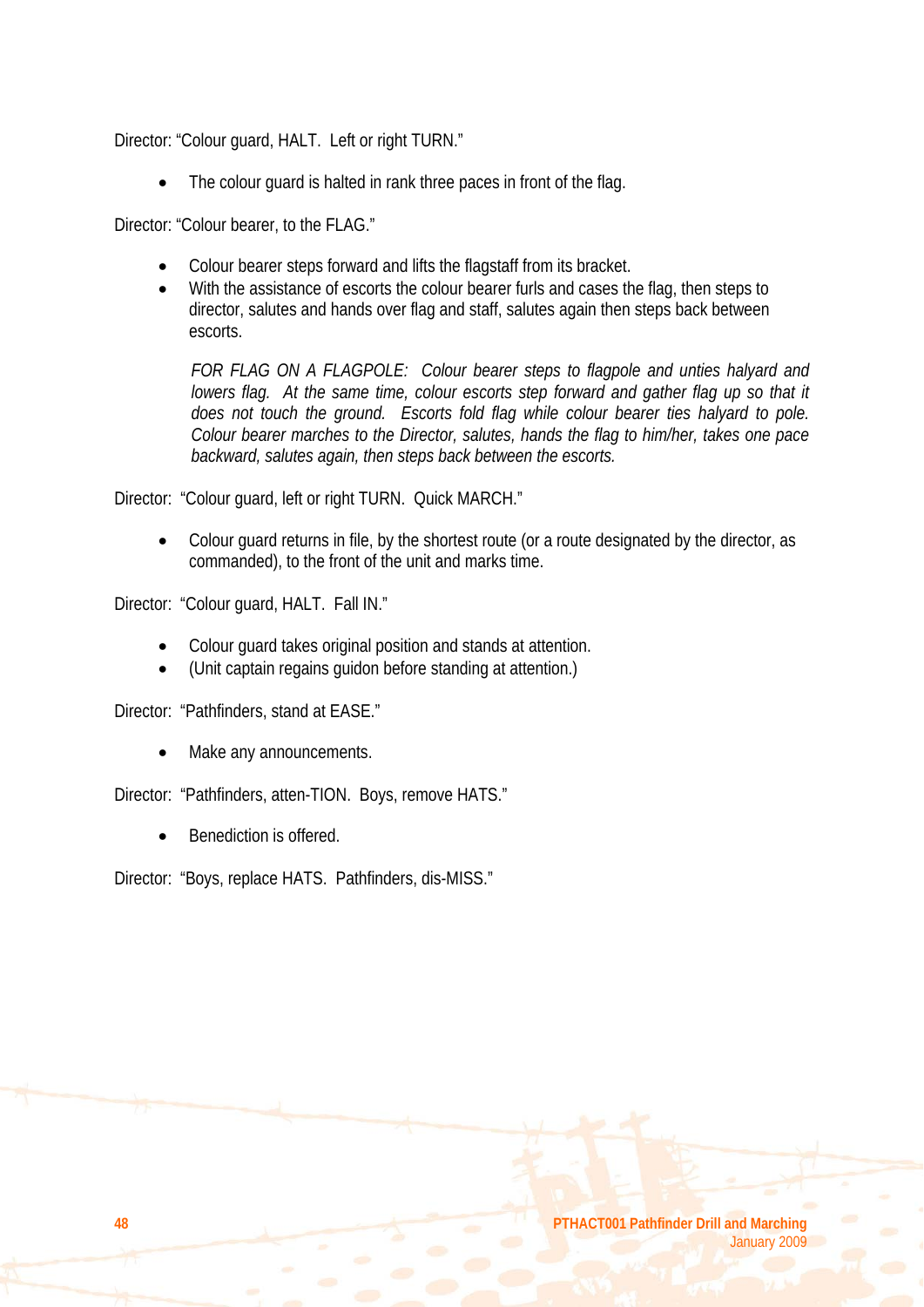Director: "Colour guard, HALT.  Left or right TURN."

- The colour guard is halted in rank three paces in front of the flag.

Director: "Colour bearer, to the FLAG."

- Colour bearer steps forward and lifts the flagstaff from its bracket.
- With the assistance of escorts the colour bearer furls and cases the flag, then steps to director, salutes and hands over flag and staff, salutes again then steps back between escorts.

  *FOR FLAG ON A FLAGPOLE:  Colour bearer steps to flagpole and unties halyard and lowers flag.  At the same time, colour escorts step forward and gather flag up so that it does not touch the ground.  Escorts fold flag while colour bearer ties halyard to pole.  Colour bearer marches to the Director, salutes, hands the flag to him/her, takes one pace backward, salutes again, then steps back between the escorts.*

Director:  "Colour guard, left or right TURN.  Quick MARCH."

- Colour guard returns in file, by the shortest route (or a route designated by the director, as commanded), to the front of the unit and marks time.

Director:  "Colour guard, HALT.  Fall IN."

- Colour guard takes original position and stands at attention.
- (Unit captain regains guidon before standing at attention.)

Director:  "Pathfinders, stand at EASE."

- Make any announcements.

Director:  "Pathfinders, atten-TION.  Boys, remove HATS."

- Benediction is offered.

Director:  "Boys, replace HATS.  Pathfinders, dis-MISS."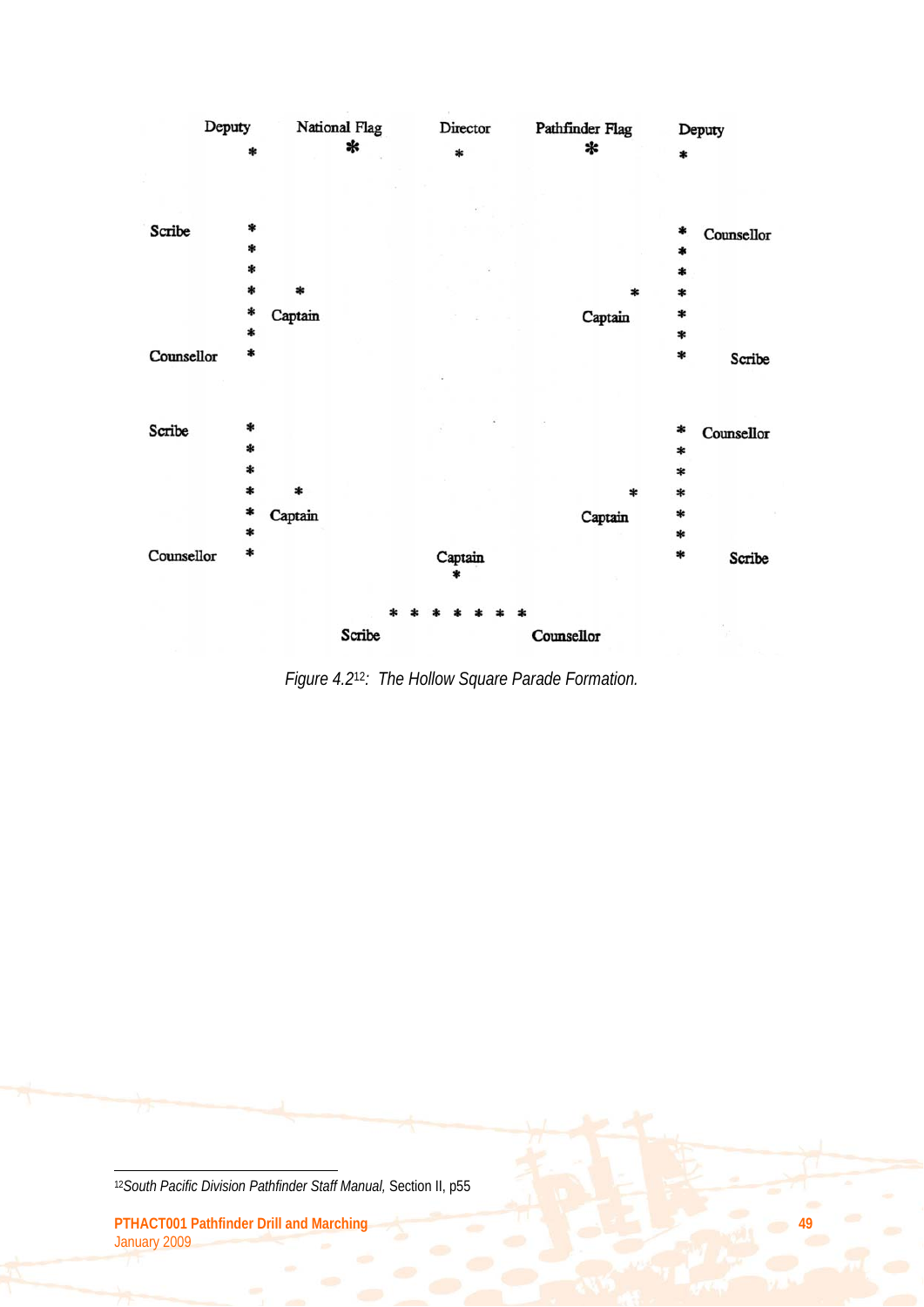Deputy National Flag Director Pathfinder Flag Deputy

Scribe Counsellor

Captain Captain

Counsellor Scribe

Scribe Counsellor

Captain Captain

Counsellor Captain Scribe

Scribe Counsellor

*Figure 4.2[12]: The Hollow Square Parade Formation.*

[12]*South Pacific Division Pathfinder Staff Manual,* Section II, p55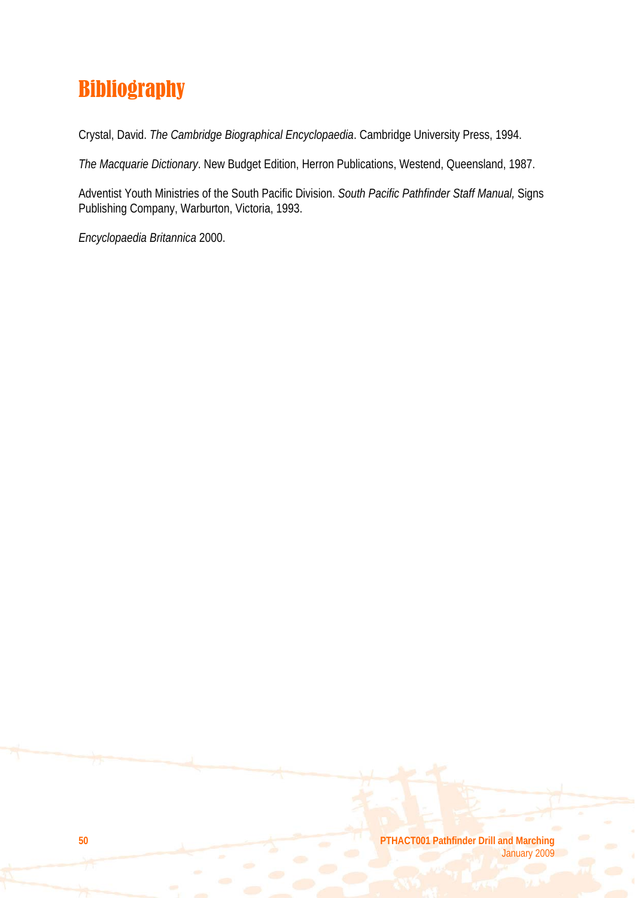# Bibliography

Crystal, David. *The Cambridge Biographical Encyclopaedia*. Cambridge University Press, 1994.

*The Macquarie Dictionary*. New Budget Edition, Herron Publications, Westend, Queensland, 1987.

Adventist Youth Ministries of the South Pacific Division. *South Pacific Pathfinder Staff Manual,* Signs Publishing Company, Warburton, Victoria, 1993.

*Encyclopaedia Britannica* 2000.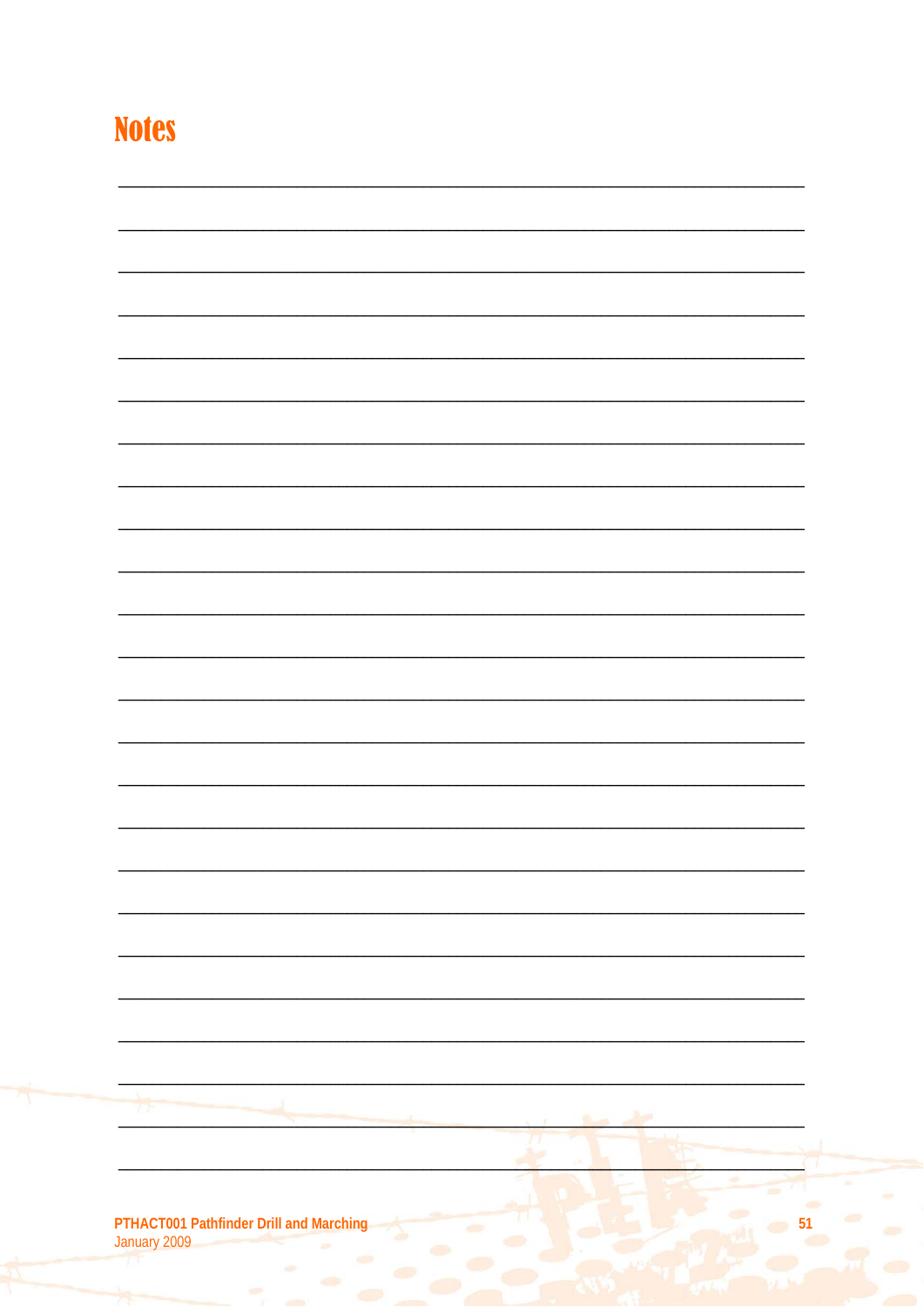# Notes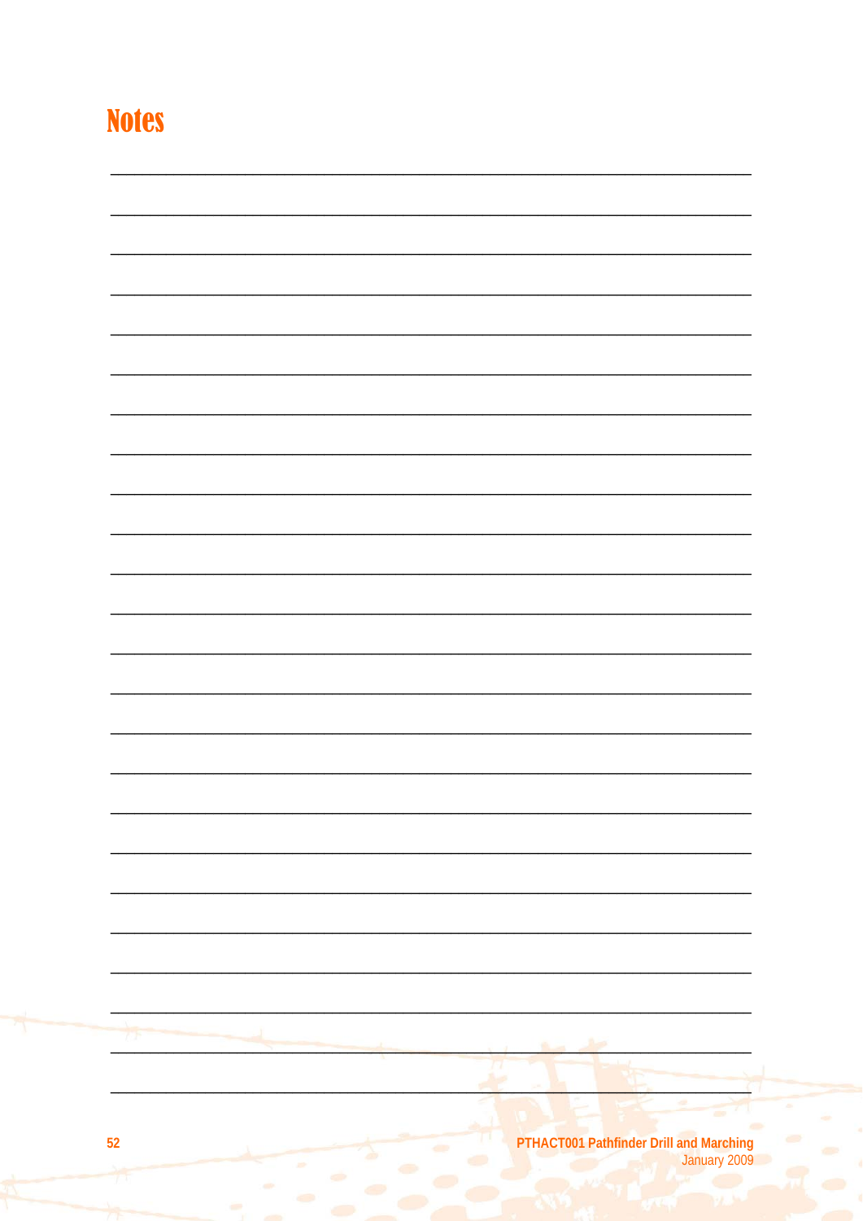# Notes